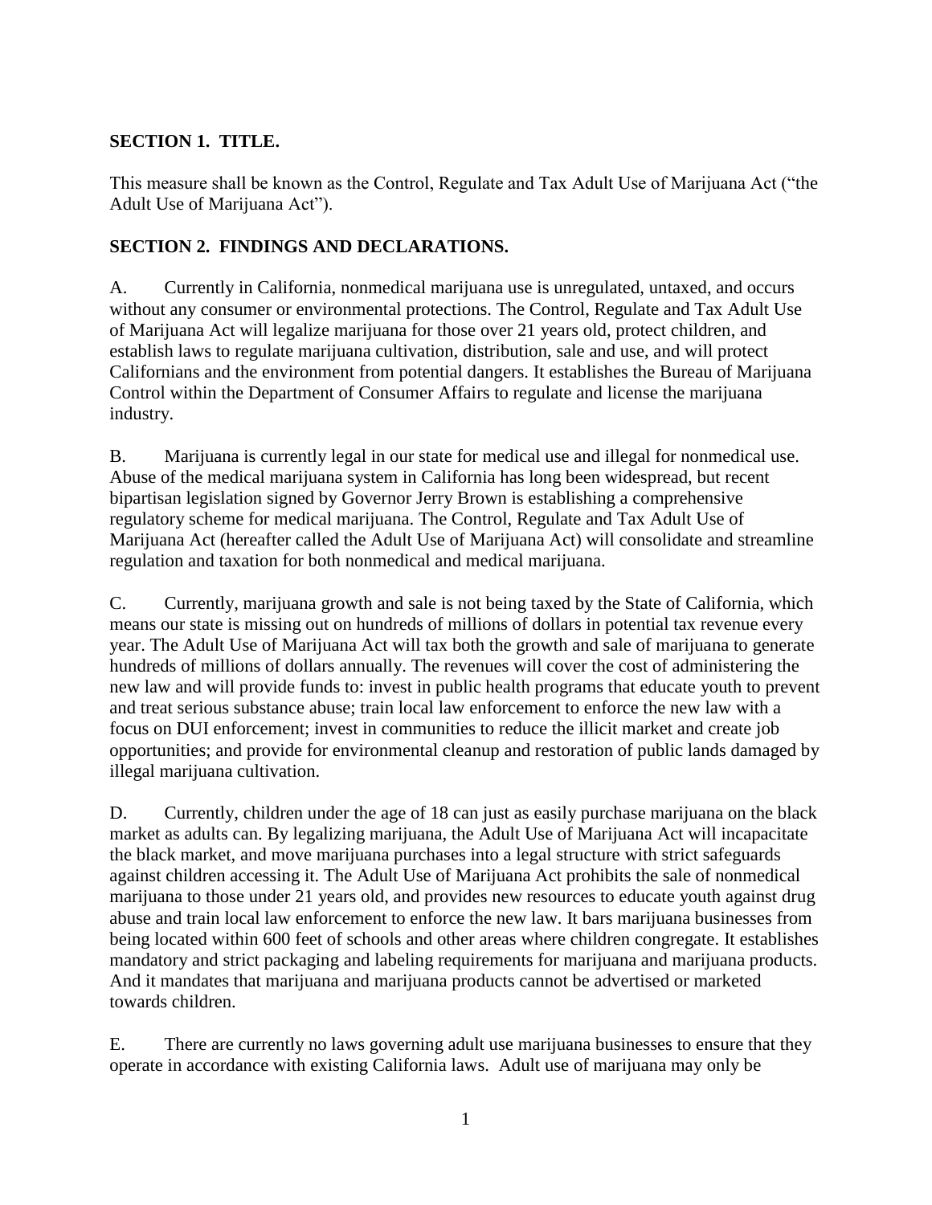**SECTION 1. TITLE.**

This measure shall be known as the Control, Regulate and Tax Adult Use of Marijuana Act ("the Adult Use of Marijuana Act").

**SECTION 2. FINDINGS AND DECLARATIONS.**

A. Currently in California, nonmedical marijuana use is unregulated, untaxed, and occurs without any consumer or environmental protections. The Control, Regulate and Tax Adult Use of Marijuana Act will legalize marijuana for those over 21 years old, protect children, and establish laws to regulate marijuana cultivation, distribution, sale and use, and will protect Californians and the environment from potential dangers. It establishes the Bureau of Marijuana Control within the Department of Consumer Affairs to regulate and license the marijuana industry.

B. Marijuana is currently legal in our state for medical use and illegal for nonmedical use. Abuse of the medical marijuana system in California has long been widespread, but recent bipartisan legislation signed by Governor Jerry Brown is establishing a comprehensive regulatory scheme for medical marijuana. The Control, Regulate and Tax Adult Use of Marijuana Act (hereafter called the Adult Use of Marijuana Act) will consolidate and streamline regulation and taxation for both nonmedical and medical marijuana.

C. Currently, marijuana growth and sale is not being taxed by the State of California, which means our state is missing out on hundreds of millions of dollars in potential tax revenue every year. The Adult Use of Marijuana Act will tax both the growth and sale of marijuana to generate hundreds of millions of dollars annually. The revenues will cover the cost of administering the new law and will provide funds to: invest in public health programs that educate youth to prevent and treat serious substance abuse; train local law enforcement to enforce the new law with a focus on DUI enforcement; invest in communities to reduce the illicit market and create job opportunities; and provide for environmental cleanup and restoration of public lands damaged by illegal marijuana cultivation.

D. Currently, children under the age of 18 can just as easily purchase marijuana on the black market as adults can. By legalizing marijuana, the Adult Use of Marijuana Act will incapacitate the black market, and move marijuana purchases into a legal structure with strict safeguards against children accessing it. The Adult Use of Marijuana Act prohibits the sale of nonmedical marijuana to those under 21 years old, and provides new resources to educate youth against drug abuse and train local law enforcement to enforce the new law. It bars marijuana businesses from being located within 600 feet of schools and other areas where children congregate. It establishes mandatory and strict packaging and labeling requirements for marijuana and marijuana products. And it mandates that marijuana and marijuana products cannot be advertised or marketed towards children.

E. There are currently no laws governing adult use marijuana businesses to ensure that they operate in accordance with existing California laws. Adult use of marijuana may only be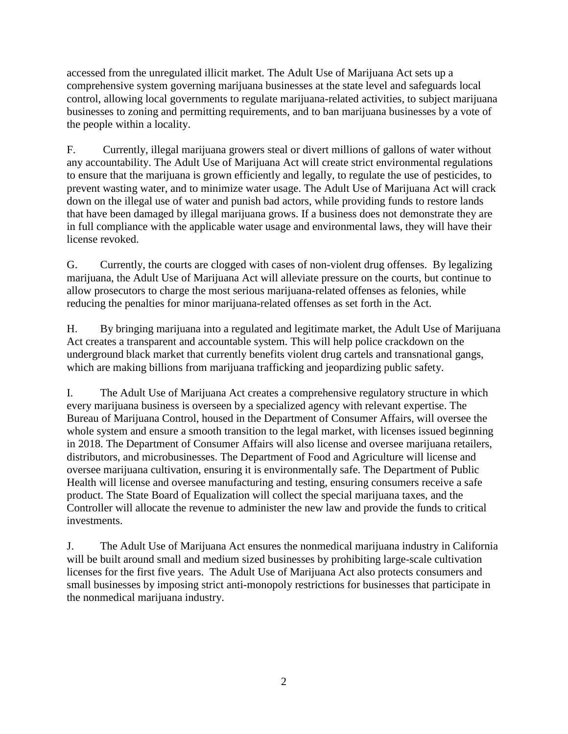accessed from the unregulated illicit market. The Adult Use of Marijuana Act sets up a comprehensive system governing marijuana businesses at the state level and safeguards local control, allowing local governments to regulate marijuana-related activities, to subject marijuana businesses to zoning and permitting requirements, and to ban marijuana businesses by a vote of the people within a locality.

F. Currently, illegal marijuana growers steal or divert millions of gallons of water without any accountability. The Adult Use of Marijuana Act will create strict environmental regulations to ensure that the marijuana is grown efficiently and legally, to regulate the use of pesticides, to prevent wasting water, and to minimize water usage. The Adult Use of Marijuana Act will crack down on the illegal use of water and punish bad actors, while providing funds to restore lands that have been damaged by illegal marijuana grows. If a business does not demonstrate they are in full compliance with the applicable water usage and environmental laws, they will have their license revoked.

G. Currently, the courts are clogged with cases of non-violent drug offenses. By legalizing marijuana, the Adult Use of Marijuana Act will alleviate pressure on the courts, but continue to allow prosecutors to charge the most serious marijuana-related offenses as felonies, while reducing the penalties for minor marijuana-related offenses as set forth in the Act.

H. By bringing marijuana into a regulated and legitimate market, the Adult Use of Marijuana Act creates a transparent and accountable system. This will help police crackdown on the underground black market that currently benefits violent drug cartels and transnational gangs, which are making billions from marijuana trafficking and jeopardizing public safety.

I. The Adult Use of Marijuana Act creates a comprehensive regulatory structure in which every marijuana business is overseen by a specialized agency with relevant expertise. The Bureau of Marijuana Control, housed in the Department of Consumer Affairs, will oversee the whole system and ensure a smooth transition to the legal market, with licenses issued beginning in 2018. The Department of Consumer Affairs will also license and oversee marijuana retailers, distributors, and microbusinesses. The Department of Food and Agriculture will license and oversee marijuana cultivation, ensuring it is environmentally safe. The Department of Public Health will license and oversee manufacturing and testing, ensuring consumers receive a safe product. The State Board of Equalization will collect the special marijuana taxes, and the Controller will allocate the revenue to administer the new law and provide the funds to critical investments.

J. The Adult Use of Marijuana Act ensures the nonmedical marijuana industry in California will be built around small and medium sized businesses by prohibiting large-scale cultivation licenses for the first five years. The Adult Use of Marijuana Act also protects consumers and small businesses by imposing strict anti-monopoly restrictions for businesses that participate in the nonmedical marijuana industry.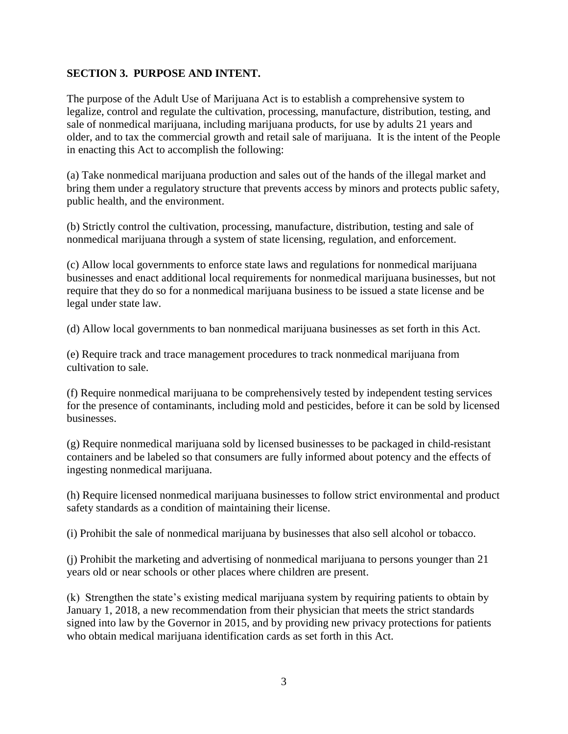**SECTION 3. PURPOSE AND INTENT.**

The purpose of the Adult Use of Marijuana Act is to establish a comprehensive system to legalize, control and regulate the cultivation, processing, manufacture, distribution, testing, and sale of nonmedical marijuana, including marijuana products, for use by adults 21 years and older, and to tax the commercial growth and retail sale of marijuana. It is the intent of the People in enacting this Act to accomplish the following:

(a) Take nonmedical marijuana production and sales out of the hands of the illegal market and bring them under a regulatory structure that prevents access by minors and protects public safety, public health, and the environment.

(b) Strictly control the cultivation, processing, manufacture, distribution, testing and sale of nonmedical marijuana through a system of state licensing, regulation, and enforcement.

(c) Allow local governments to enforce state laws and regulations for nonmedical marijuana businesses and enact additional local requirements for nonmedical marijuana businesses, but not require that they do so for a nonmedical marijuana business to be issued a state license and be legal under state law.

(d) Allow local governments to ban nonmedical marijuana businesses as set forth in this Act.

(e) Require track and trace management procedures to track nonmedical marijuana from cultivation to sale.

(f) Require nonmedical marijuana to be comprehensively tested by independent testing services for the presence of contaminants, including mold and pesticides, before it can be sold by licensed businesses.

(g) Require nonmedical marijuana sold by licensed businesses to be packaged in child-resistant containers and be labeled so that consumers are fully informed about potency and the effects of ingesting nonmedical marijuana.

(h) Require licensed nonmedical marijuana businesses to follow strict environmental and product safety standards as a condition of maintaining their license.

(i) Prohibit the sale of nonmedical marijuana by businesses that also sell alcohol or tobacco.

(j) Prohibit the marketing and advertising of nonmedical marijuana to persons younger than 21 years old or near schools or other places where children are present.

(k) Strengthen the state's existing medical marijuana system by requiring patients to obtain by January 1, 2018, a new recommendation from their physician that meets the strict standards signed into law by the Governor in 2015, and by providing new privacy protections for patients who obtain medical marijuana identification cards as set forth in this Act.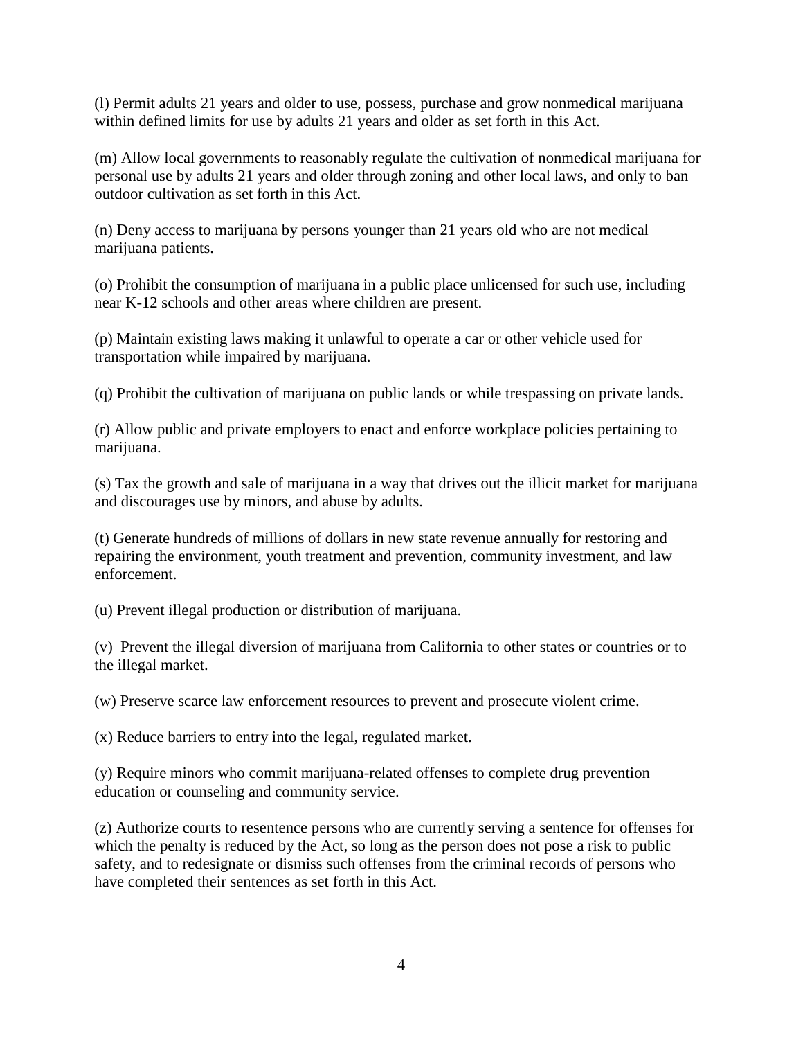(l) Permit adults 21 years and older to use, possess, purchase and grow nonmedical marijuana within defined limits for use by adults 21 years and older as set forth in this Act.

(m) Allow local governments to reasonably regulate the cultivation of nonmedical marijuana for personal use by adults 21 years and older through zoning and other local laws, and only to ban outdoor cultivation as set forth in this Act.

(n) Deny access to marijuana by persons younger than 21 years old who are not medical marijuana patients.

(o) Prohibit the consumption of marijuana in a public place unlicensed for such use, including near K-12 schools and other areas where children are present.

(p) Maintain existing laws making it unlawful to operate a car or other vehicle used for transportation while impaired by marijuana.

(q) Prohibit the cultivation of marijuana on public lands or while trespassing on private lands.

(r) Allow public and private employers to enact and enforce workplace policies pertaining to marijuana.

(s) Tax the growth and sale of marijuana in a way that drives out the illicit market for marijuana and discourages use by minors, and abuse by adults.

(t) Generate hundreds of millions of dollars in new state revenue annually for restoring and repairing the environment, youth treatment and prevention, community investment, and law enforcement.

(u) Prevent illegal production or distribution of marijuana.

(v) Prevent the illegal diversion of marijuana from California to other states or countries or to the illegal market.

(w) Preserve scarce law enforcement resources to prevent and prosecute violent crime.

(x) Reduce barriers to entry into the legal, regulated market.

(y) Require minors who commit marijuana-related offenses to complete drug prevention education or counseling and community service.

(z) Authorize courts to resentence persons who are currently serving a sentence for offenses for which the penalty is reduced by the Act, so long as the person does not pose a risk to public safety, and to redesignate or dismiss such offenses from the criminal records of persons who have completed their sentences as set forth in this Act.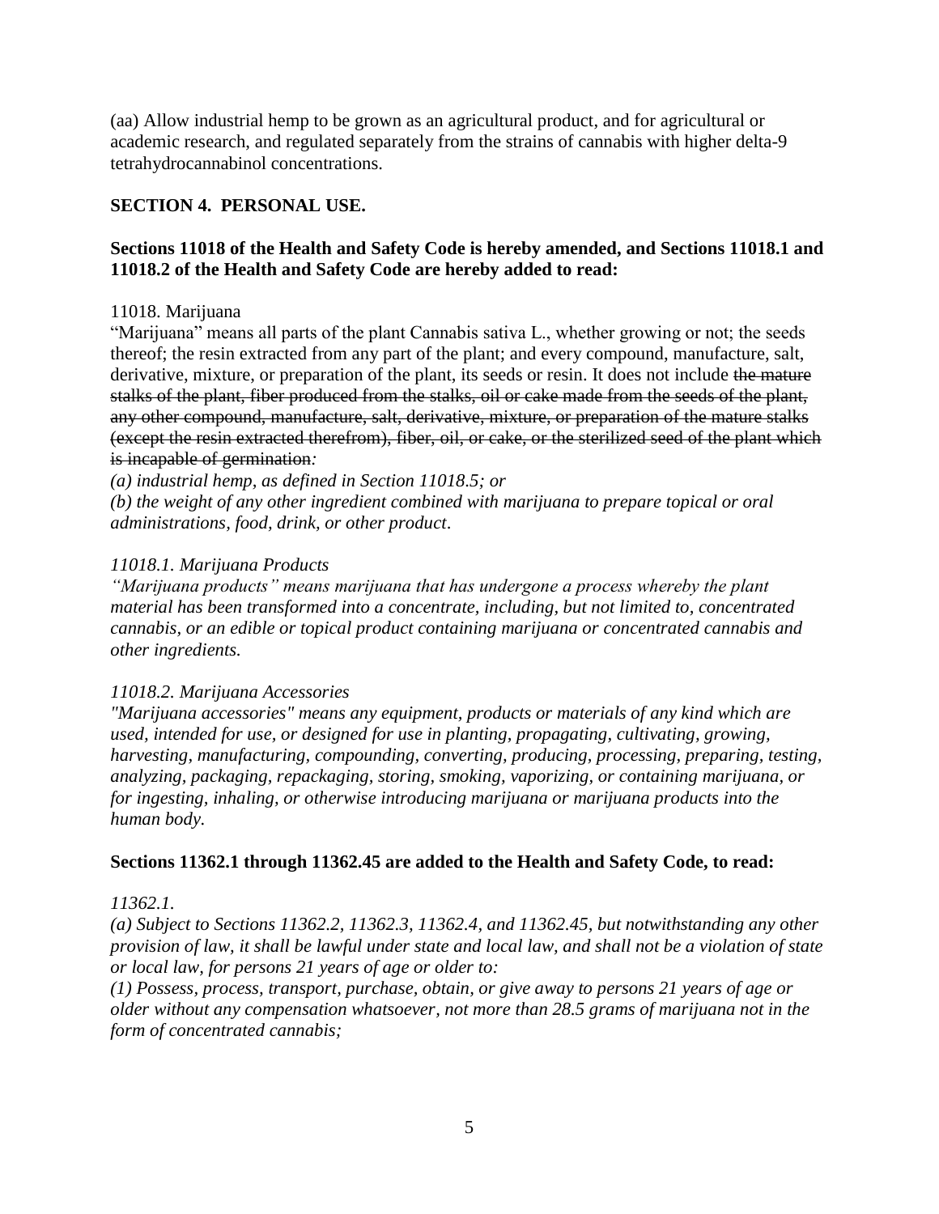(aa) Allow industrial hemp to be grown as an agricultural product, and for agricultural or academic research, and regulated separately from the strains of cannabis with higher delta-9 tetrahydrocannabinol concentrations.

**SECTION 4. PERSONAL USE.**

**Sections 11018 of the Health and Safety Code is hereby amended, and Sections 11018.1 and 11018.2 of the Health and Safety Code are hereby added to read:**

11018. Marijuana

"Marijuana" means all parts of the plant Cannabis sativa L., whether growing or not; the seeds thereof; the resin extracted from any part of the plant; and every compound, manufacture, salt, derivative, mixture, or preparation of the plant, its seeds or resin. It does not include ~~the mature stalks of the plant, fiber produced from the stalks, oil or cake made from the seeds of the plant, any other compound, manufacture, salt, derivative, mixture, or preparation of the mature stalks (except the resin extracted therefrom), fiber, oil, or cake, or the sterilized seed of the plant which is incapable of germination~~*:*

*(a) industrial hemp, as defined in Section 11018.5; or*

*(b) the weight of any other ingredient combined with marijuana to prepare topical or oral administrations, food, drink, or other product*.

*11018.1. Marijuana Products*

*"Marijuana products" means marijuana that has undergone a process whereby the plant material has been transformed into a concentrate, including, but not limited to, concentrated cannabis, or an edible or topical product containing marijuana or concentrated cannabis and other ingredients.*

*11018.2. Marijuana Accessories*

*"Marijuana accessories" means any equipment, products or materials of any kind which are used, intended for use, or designed for use in planting, propagating, cultivating, growing, harvesting, manufacturing, compounding, converting, producing, processing, preparing, testing, analyzing, packaging, repackaging, storing, smoking, vaporizing, or containing marijuana, or for ingesting, inhaling, or otherwise introducing marijuana or marijuana products into the human body.*

**Sections 11362.1 through 11362.45 are added to the Health and Safety Code, to read:**

*11362.1.*

*(a) Subject to Sections 11362.2, 11362.3, 11362.4, and 11362.45, but notwithstanding any other provision of law, it shall be lawful under state and local law, and shall not be a violation of state or local law, for persons 21 years of age or older to:*

*(1) Possess, process, transport, purchase, obtain, or give away to persons 21 years of age or older without any compensation whatsoever, not more than 28.5 grams of marijuana not in the form of concentrated cannabis;*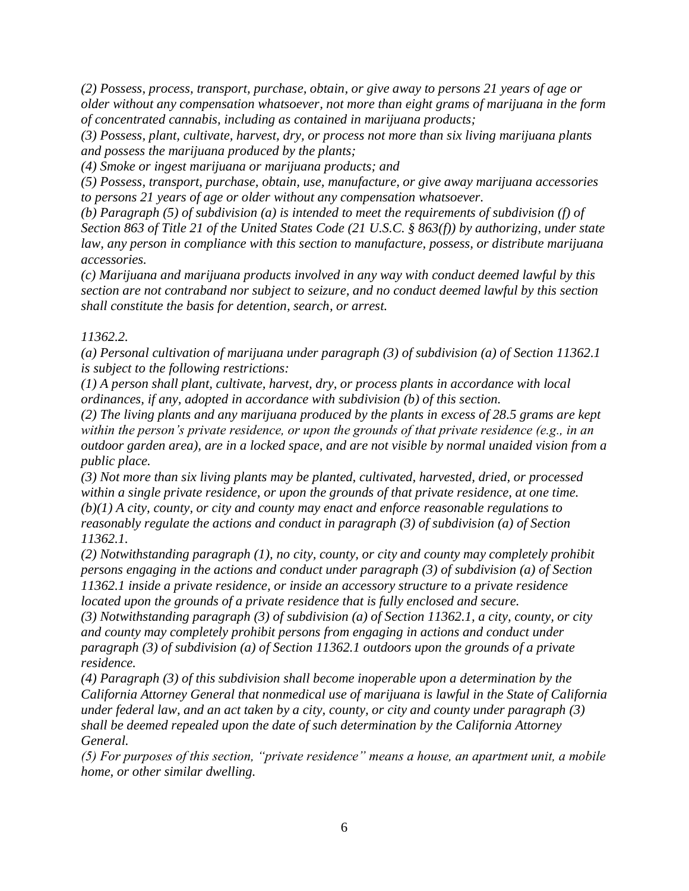*(2) Possess, process, transport, purchase, obtain, or give away to persons 21 years of age or older without any compensation whatsoever, not more than eight grams of marijuana in the form of concentrated cannabis, including as contained in marijuana products;*

*(3) Possess, plant, cultivate, harvest, dry, or process not more than six living marijuana plants and possess the marijuana produced by the plants;*

*(4) Smoke or ingest marijuana or marijuana products; and*

*(5) Possess, transport, purchase, obtain, use, manufacture, or give away marijuana accessories to persons 21 years of age or older without any compensation whatsoever.*

*(b) Paragraph (5) of subdivision (a) is intended to meet the requirements of subdivision (f) of Section 863 of Title 21 of the United States Code (21 U.S.C. § 863(f)) by authorizing, under state law, any person in compliance with this section to manufacture, possess, or distribute marijuana accessories.*

*(c) Marijuana and marijuana products involved in any way with conduct deemed lawful by this section are not contraband nor subject to seizure, and no conduct deemed lawful by this section shall constitute the basis for detention, search, or arrest.*

*11362.2.*

*(a) Personal cultivation of marijuana under paragraph (3) of subdivision (a) of Section 11362.1 is subject to the following restrictions:*

*(1) A person shall plant, cultivate, harvest, dry, or process plants in accordance with local ordinances, if any, adopted in accordance with subdivision (b) of this section.*

*(2) The living plants and any marijuana produced by the plants in excess of 28.5 grams are kept within the person's private residence, or upon the grounds of that private residence (e.g., in an outdoor garden area), are in a locked space, and are not visible by normal unaided vision from a public place.*

*(3) Not more than six living plants may be planted, cultivated, harvested, dried, or processed within a single private residence, or upon the grounds of that private residence, at one time.*

*(b)(1) A city, county, or city and county may enact and enforce reasonable regulations to reasonably regulate the actions and conduct in paragraph (3) of subdivision (a) of Section 11362.1.*

*(2) Notwithstanding paragraph (1), no city, county, or city and county may completely prohibit persons engaging in the actions and conduct under paragraph (3) of subdivision (a) of Section 11362.1 inside a private residence, or inside an accessory structure to a private residence located upon the grounds of a private residence that is fully enclosed and secure.*

*(3) Notwithstanding paragraph (3) of subdivision (a) of Section 11362.1, a city, county, or city and county may completely prohibit persons from engaging in actions and conduct under paragraph (3) of subdivision (a) of Section 11362.1 outdoors upon the grounds of a private residence.*

*(4) Paragraph (3) of this subdivision shall become inoperable upon a determination by the California Attorney General that nonmedical use of marijuana is lawful in the State of California under federal law, and an act taken by a city, county, or city and county under paragraph (3) shall be deemed repealed upon the date of such determination by the California Attorney General.*

*(5) For purposes of this section, "private residence" means a house, an apartment unit, a mobile home, or other similar dwelling.*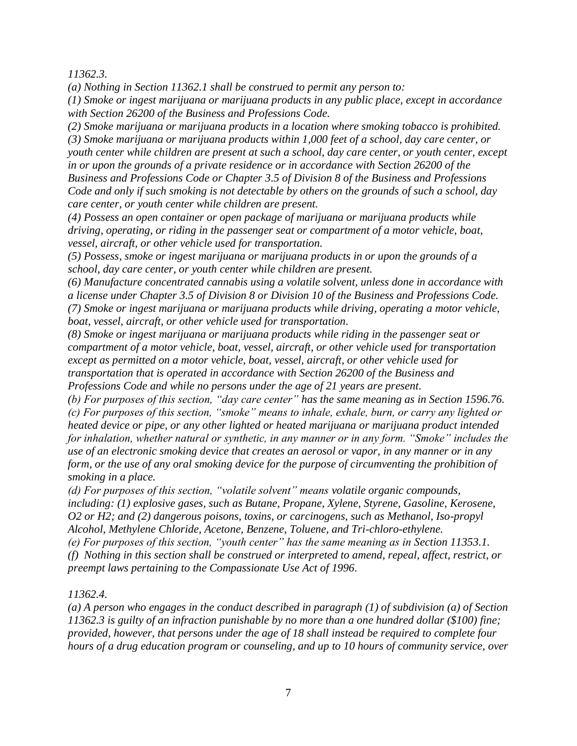*11362.3.*

*(a) Nothing in Section 11362.1 shall be construed to permit any person to:*

*(1) Smoke or ingest marijuana or marijuana products in any public place, except in accordance with Section 26200 of the Business and Professions Code.*

*(2) Smoke marijuana or marijuana products in a location where smoking tobacco is prohibited.*

*(3) Smoke marijuana or marijuana products within 1,000 feet of a school, day care center, or youth center while children are present at such a school, day care center, or youth center, except in or upon the grounds of a private residence or in accordance with Section 26200 of the Business and Professions Code or Chapter 3.5 of Division 8 of the Business and Professions Code and only if such smoking is not detectable by others on the grounds of such a school, day care center, or youth center while children are present.*

*(4) Possess an open container or open package of marijuana or marijuana products while driving, operating, or riding in the passenger seat or compartment of a motor vehicle, boat, vessel, aircraft, or other vehicle used for transportation.*

*(5) Possess, smoke or ingest marijuana or marijuana products in or upon the grounds of a school, day care center, or youth center while children are present.*

*(6) Manufacture concentrated cannabis using a volatile solvent, unless done in accordance with a license under Chapter 3.5 of Division 8 or Division 10 of the Business and Professions Code.*

*(7) Smoke or ingest marijuana or marijuana products while driving, operating a motor vehicle, boat, vessel, aircraft, or other vehicle used for transportation.*

*(8) Smoke or ingest marijuana or marijuana products while riding in the passenger seat or compartment of a motor vehicle, boat, vessel, aircraft, or other vehicle used for transportation except as permitted on a motor vehicle, boat, vessel, aircraft, or other vehicle used for transportation that is operated in accordance with Section 26200 of the Business and Professions Code and while no persons under the age of 21 years are present.*

*(b) For purposes of this section, "day care center" has the same meaning as in Section 1596.76.*

*(c) For purposes of this section, "smoke" means to inhale, exhale, burn, or carry any lighted or heated device or pipe, or any other lighted or heated marijuana or marijuana product intended for inhalation, whether natural or synthetic, in any manner or in any form. "Smoke" includes the use of an electronic smoking device that creates an aerosol or vapor, in any manner or in any form, or the use of any oral smoking device for the purpose of circumventing the prohibition of smoking in a place.*

*(d) For purposes of this section, "volatile solvent" means volatile organic compounds, including: (1) explosive gases, such as Butane, Propane, Xylene, Styrene, Gasoline, Kerosene, O2 or H2; and (2) dangerous poisons, toxins, or carcinogens, such as Methanol, Iso-propyl Alcohol, Methylene Chloride, Acetone, Benzene, Toluene, and Tri-chloro-ethylene.*

*(e) For purposes of this section, "youth center" has the same meaning as in Section 11353.1.*

*(f) Nothing in this section shall be construed or interpreted to amend, repeal, affect, restrict, or preempt laws pertaining to the Compassionate Use Act of 1996.*

*11362.4.*

*(a) A person who engages in the conduct described in paragraph (1) of subdivision (a) of Section 11362.3 is guilty of an infraction punishable by no more than a one hundred dollar ($100) fine; provided, however, that persons under the age of 18 shall instead be required to complete four hours of a drug education program or counseling, and up to 10 hours of community service, over*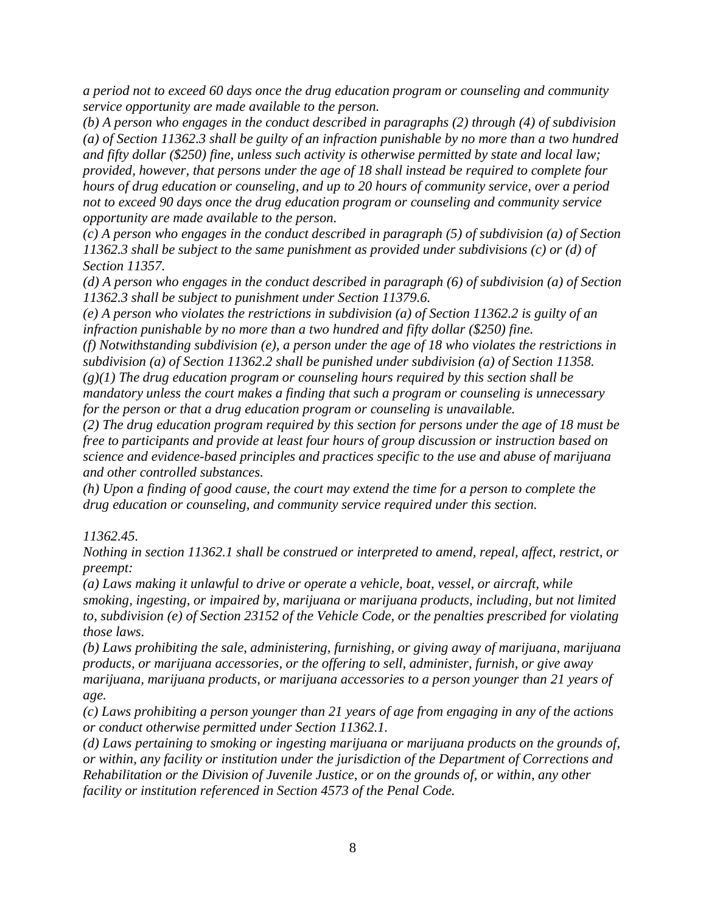*a period not to exceed 60 days once the drug education program or counseling and community service opportunity are made available to the person.*

*(b) A person who engages in the conduct described in paragraphs (2) through (4) of subdivision (a) of Section 11362.3 shall be guilty of an infraction punishable by no more than a two hundred and fifty dollar ($250) fine, unless such activity is otherwise permitted by state and local law; provided, however, that persons under the age of 18 shall instead be required to complete four hours of drug education or counseling, and up to 20 hours of community service, over a period not to exceed 90 days once the drug education program or counseling and community service opportunity are made available to the person.*

*(c) A person who engages in the conduct described in paragraph (5) of subdivision (a) of Section 11362.3 shall be subject to the same punishment as provided under subdivisions (c) or (d) of Section 11357.*

*(d) A person who engages in the conduct described in paragraph (6) of subdivision (a) of Section 11362.3 shall be subject to punishment under Section 11379.6.*

*(e) A person who violates the restrictions in subdivision (a) of Section 11362.2 is guilty of an infraction punishable by no more than a two hundred and fifty dollar ($250) fine.*

*(f) Notwithstanding subdivision (e), a person under the age of 18 who violates the restrictions in subdivision (a) of Section 11362.2 shall be punished under subdivision (a) of Section 11358.*

*(g)(1) The drug education program or counseling hours required by this section shall be mandatory unless the court makes a finding that such a program or counseling is unnecessary for the person or that a drug education program or counseling is unavailable.*

*(2) The drug education program required by this section for persons under the age of 18 must be free to participants and provide at least four hours of group discussion or instruction based on science and evidence-based principles and practices specific to the use and abuse of marijuana and other controlled substances.*

*(h) Upon a finding of good cause, the court may extend the time for a person to complete the drug education or counseling, and community service required under this section.*

*11362.45.*

*Nothing in section 11362.1 shall be construed or interpreted to amend, repeal, affect, restrict, or preempt:*

*(a) Laws making it unlawful to drive or operate a vehicle, boat, vessel, or aircraft, while smoking, ingesting, or impaired by, marijuana or marijuana products, including, but not limited to, subdivision (e) of Section 23152 of the Vehicle Code, or the penalties prescribed for violating those laws.*

*(b) Laws prohibiting the sale, administering, furnishing, or giving away of marijuana, marijuana products, or marijuana accessories, or the offering to sell, administer, furnish, or give away marijuana, marijuana products, or marijuana accessories to a person younger than 21 years of age.*

*(c) Laws prohibiting a person younger than 21 years of age from engaging in any of the actions or conduct otherwise permitted under Section 11362.1.*

*(d) Laws pertaining to smoking or ingesting marijuana or marijuana products on the grounds of, or within, any facility or institution under the jurisdiction of the Department of Corrections and Rehabilitation or the Division of Juvenile Justice, or on the grounds of, or within, any other facility or institution referenced in Section 4573 of the Penal Code.*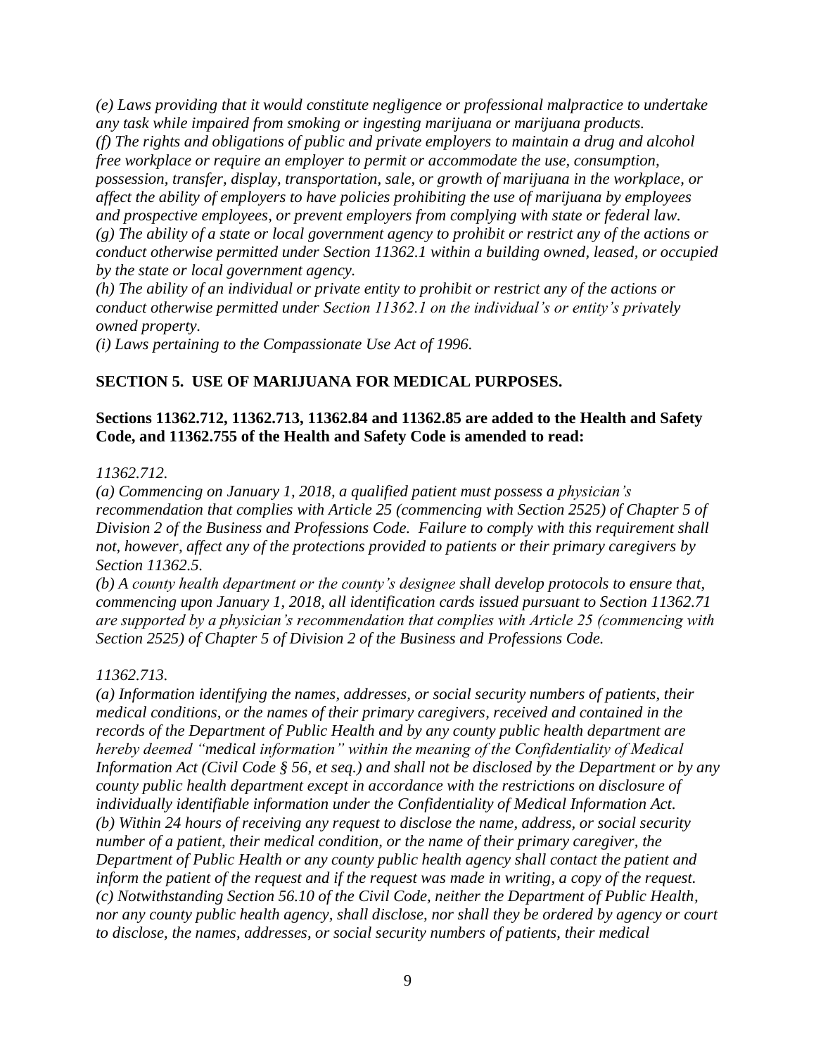*(e) Laws providing that it would constitute negligence or professional malpractice to undertake any task while impaired from smoking or ingesting marijuana or marijuana products.*
*(f) The rights and obligations of public and private employers to maintain a drug and alcohol free workplace or require an employer to permit or accommodate the use, consumption, possession, transfer, display, transportation, sale, or growth of marijuana in the workplace, or affect the ability of employers to have policies prohibiting the use of marijuana by employees and prospective employees, or prevent employers from complying with state or federal law.*
*(g) The ability of a state or local government agency to prohibit or restrict any of the actions or conduct otherwise permitted under Section 11362.1 within a building owned, leased, or occupied by the state or local government agency.*
*(h) The ability of an individual or private entity to prohibit or restrict any of the actions or conduct otherwise permitted under Section 11362.1 on the individual's or entity's privately owned property.*
*(i) Laws pertaining to the Compassionate Use Act of 1996.*

**SECTION 5. USE OF MARIJUANA FOR MEDICAL PURPOSES.**

**Sections 11362.712, 11362.713, 11362.84 and 11362.85 are added to the Health and Safety Code, and 11362.755 of the Health and Safety Code is amended to read:**

*11362.712.*
*(a) Commencing on January 1, 2018, a qualified patient must possess a physician's recommendation that complies with Article 25 (commencing with Section 2525) of Chapter 5 of Division 2 of the Business and Professions Code. Failure to comply with this requirement shall not, however, affect any of the protections provided to patients or their primary caregivers by Section 11362.5.*
*(b) A county health department or the county's designee shall develop protocols to ensure that, commencing upon January 1, 2018, all identification cards issued pursuant to Section 11362.71 are supported by a physician's recommendation that complies with Article 25 (commencing with Section 2525) of Chapter 5 of Division 2 of the Business and Professions Code.*

*11362.713.*
*(a) Information identifying the names, addresses, or social security numbers of patients, their medical conditions, or the names of their primary caregivers, received and contained in the records of the Department of Public Health and by any county public health department are hereby deemed "medical information" within the meaning of the Confidentiality of Medical Information Act (Civil Code § 56, et seq.) and shall not be disclosed by the Department or by any county public health department except in accordance with the restrictions on disclosure of individually identifiable information under the Confidentiality of Medical Information Act.*
*(b) Within 24 hours of receiving any request to disclose the name, address, or social security number of a patient, their medical condition, or the name of their primary caregiver, the Department of Public Health or any county public health agency shall contact the patient and inform the patient of the request and if the request was made in writing, a copy of the request.*
*(c) Notwithstanding Section 56.10 of the Civil Code, neither the Department of Public Health, nor any county public health agency, shall disclose, nor shall they be ordered by agency or court to disclose, the names, addresses, or social security numbers of patients, their medical*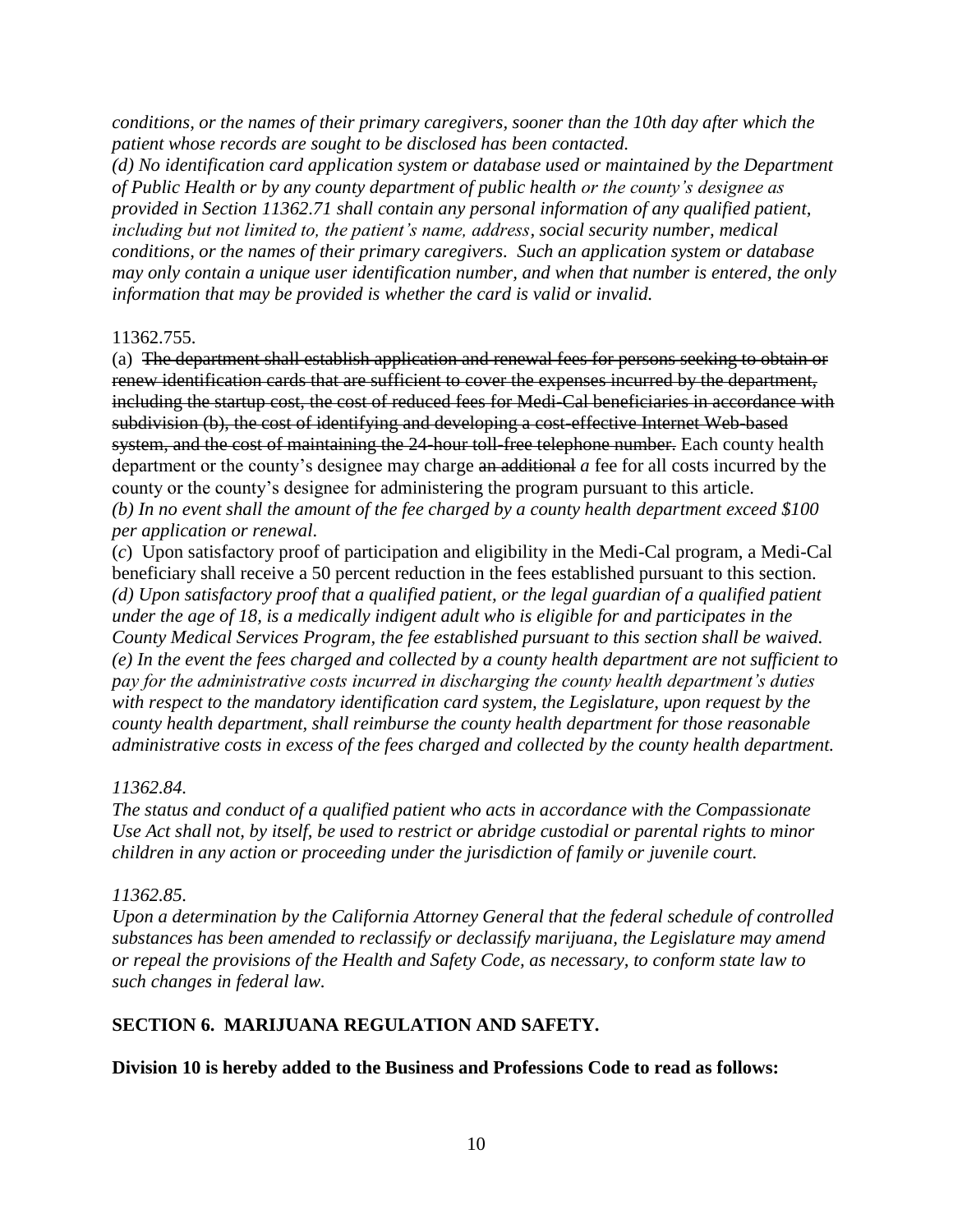*conditions, or the names of their primary caregivers, sooner than the 10th day after which the patient whose records are sought to be disclosed has been contacted.*

*(d) No identification card application system or database used or maintained by the Department of Public Health or by any county department of public health or the county's designee as provided in Section 11362.71 shall contain any personal information of any qualified patient, including but not limited to, the patient's name, address, social security number, medical conditions, or the names of their primary caregivers. Such an application system or database may only contain a unique user identification number, and when that number is entered, the only information that may be provided is whether the card is valid or invalid.*

11362.755.

(a) ~~The department shall establish application and renewal fees for persons seeking to obtain or renew identification cards that are sufficient to cover the expenses incurred by the department, including the startup cost, the cost of reduced fees for Medi-Cal beneficiaries in accordance with subdivision (b), the cost of identifying and developing a cost-effective Internet Web-based system, and the cost of maintaining the 24-hour toll-free telephone number.~~ Each county health department or the county's designee may charge ~~an additional~~ *a* fee for all costs incurred by the county or the county's designee for administering the program pursuant to this article.

*(b) In no event shall the amount of the fee charged by a county health department exceed $100 per application or renewal.*

(*c*) Upon satisfactory proof of participation and eligibility in the Medi-Cal program, a Medi-Cal beneficiary shall receive a 50 percent reduction in the fees established pursuant to this section.

*(d) Upon satisfactory proof that a qualified patient, or the legal guardian of a qualified patient under the age of 18, is a medically indigent adult who is eligible for and participates in the County Medical Services Program, the fee established pursuant to this section shall be waived.*

*(e) In the event the fees charged and collected by a county health department are not sufficient to pay for the administrative costs incurred in discharging the county health department's duties with respect to the mandatory identification card system, the Legislature, upon request by the county health department, shall reimburse the county health department for those reasonable administrative costs in excess of the fees charged and collected by the county health department.*

*11362.84.*

*The status and conduct of a qualified patient who acts in accordance with the Compassionate Use Act shall not, by itself, be used to restrict or abridge custodial or parental rights to minor children in any action or proceeding under the jurisdiction of family or juvenile court.*

*11362.85.*

*Upon a determination by the California Attorney General that the federal schedule of controlled substances has been amended to reclassify or declassify marijuana, the Legislature may amend or repeal the provisions of the Health and Safety Code, as necessary, to conform state law to such changes in federal law.*

## SECTION 6. MARIJUANA REGULATION AND SAFETY.

**Division 10 is hereby added to the Business and Professions Code to read as follows:**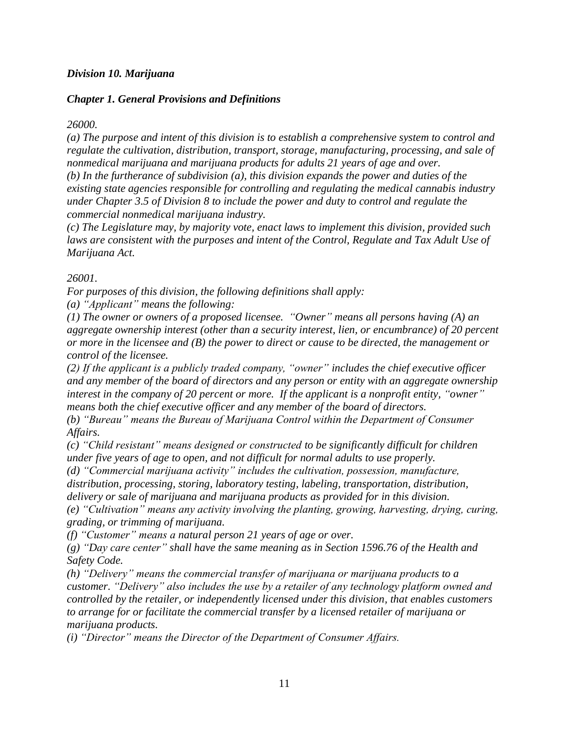### *Division 10. Marijuana*

### *Chapter 1. General Provisions and Definitions*

*26000.*

*(a) The purpose and intent of this division is to establish a comprehensive system to control and regulate the cultivation, distribution, transport, storage, manufacturing, processing, and sale of nonmedical marijuana and marijuana products for adults 21 years of age and over.*

*(b) In the furtherance of subdivision (a), this division expands the power and duties of the existing state agencies responsible for controlling and regulating the medical cannabis industry under Chapter 3.5 of Division 8 to include the power and duty to control and regulate the commercial nonmedical marijuana industry.*

*(c) The Legislature may, by majority vote, enact laws to implement this division, provided such laws are consistent with the purposes and intent of the Control, Regulate and Tax Adult Use of Marijuana Act.*

*26001.*

*For purposes of this division, the following definitions shall apply:*

*(a) "Applicant" means the following:*

*(1) The owner or owners of a proposed licensee. "Owner" means all persons having (A) an aggregate ownership interest (other than a security interest, lien, or encumbrance) of 20 percent or more in the licensee and (B) the power to direct or cause to be directed, the management or control of the licensee.*

*(2) If the applicant is a publicly traded company, "owner" includes the chief executive officer and any member of the board of directors and any person or entity with an aggregate ownership interest in the company of 20 percent or more. If the applicant is a nonprofit entity, "owner" means both the chief executive officer and any member of the board of directors.*

*(b) "Bureau" means the Bureau of Marijuana Control within the Department of Consumer Affairs.*

*(c) "Child resistant" means designed or constructed to be significantly difficult for children under five years of age to open, and not difficult for normal adults to use properly.*

*(d) "Commercial marijuana activity" includes the cultivation, possession, manufacture, distribution, processing, storing, laboratory testing, labeling, transportation, distribution, delivery or sale of marijuana and marijuana products as provided for in this division.*

*(e) "Cultivation" means any activity involving the planting, growing, harvesting, drying, curing, grading, or trimming of marijuana.*

*(f) "Customer" means a natural person 21 years of age or over.*

*(g) "Day care center" shall have the same meaning as in Section 1596.76 of the Health and Safety Code.*

*(h) "Delivery" means the commercial transfer of marijuana or marijuana products to a customer. "Delivery" also includes the use by a retailer of any technology platform owned and controlled by the retailer, or independently licensed under this division, that enables customers to arrange for or facilitate the commercial transfer by a licensed retailer of marijuana or marijuana products.*

*(i) "Director" means the Director of the Department of Consumer Affairs.*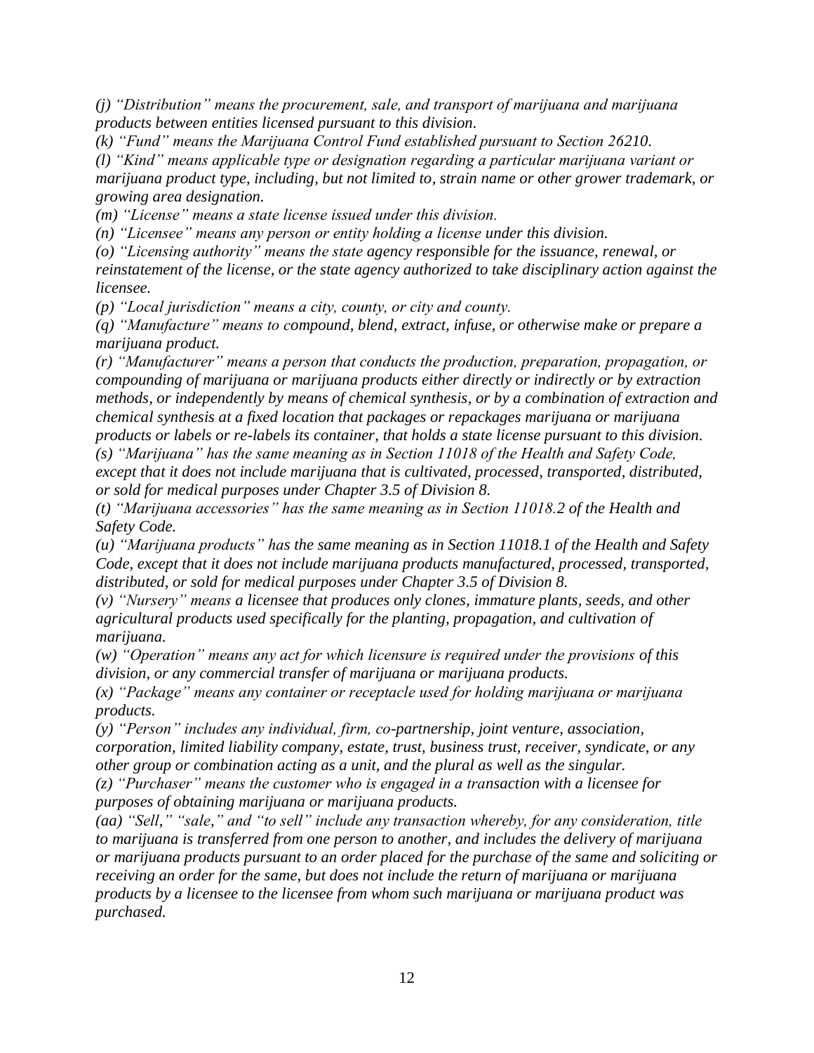*(j) "Distribution" means the procurement, sale, and transport of marijuana and marijuana products between entities licensed pursuant to this division.*

*(k) "Fund" means the Marijuana Control Fund established pursuant to Section 26210.*

*(l) "Kind" means applicable type or designation regarding a particular marijuana variant or marijuana product type, including, but not limited to, strain name or other grower trademark, or growing area designation.*

*(m) "License" means a state license issued under this division.*

*(n) "Licensee" means any person or entity holding a license under this division.*

*(o) "Licensing authority" means the state agency responsible for the issuance, renewal, or reinstatement of the license, or the state agency authorized to take disciplinary action against the licensee.*

*(p) "Local jurisdiction" means a city, county, or city and county.*

*(q) "Manufacture" means to compound, blend, extract, infuse, or otherwise make or prepare a marijuana product.*

*(r) "Manufacturer" means a person that conducts the production, preparation, propagation, or compounding of marijuana or marijuana products either directly or indirectly or by extraction methods, or independently by means of chemical synthesis, or by a combination of extraction and chemical synthesis at a fixed location that packages or repackages marijuana or marijuana products or labels or re-labels its container, that holds a state license pursuant to this division.*

*(s) "Marijuana" has the same meaning as in Section 11018 of the Health and Safety Code, except that it does not include marijuana that is cultivated, processed, transported, distributed, or sold for medical purposes under Chapter 3.5 of Division 8.*

*(t) "Marijuana accessories" has the same meaning as in Section 11018.2 of the Health and Safety Code.*

*(u) "Marijuana products" has the same meaning as in Section 11018.1 of the Health and Safety Code, except that it does not include marijuana products manufactured, processed, transported, distributed, or sold for medical purposes under Chapter 3.5 of Division 8.*

*(v) "Nursery" means a licensee that produces only clones, immature plants, seeds, and other agricultural products used specifically for the planting, propagation, and cultivation of marijuana.*

*(w) "Operation" means any act for which licensure is required under the provisions of this division, or any commercial transfer of marijuana or marijuana products.*

*(x) "Package" means any container or receptacle used for holding marijuana or marijuana products.*

*(y) "Person" includes any individual, firm, co-partnership, joint venture, association, corporation, limited liability company, estate, trust, business trust, receiver, syndicate, or any other group or combination acting as a unit, and the plural as well as the singular.*

*(z) "Purchaser" means the customer who is engaged in a transaction with a licensee for purposes of obtaining marijuana or marijuana products.*

*(aa) "Sell," "sale," and "to sell" include any transaction whereby, for any consideration, title to marijuana is transferred from one person to another, and includes the delivery of marijuana or marijuana products pursuant to an order placed for the purchase of the same and soliciting or receiving an order for the same, but does not include the return of marijuana or marijuana products by a licensee to the licensee from whom such marijuana or marijuana product was purchased.*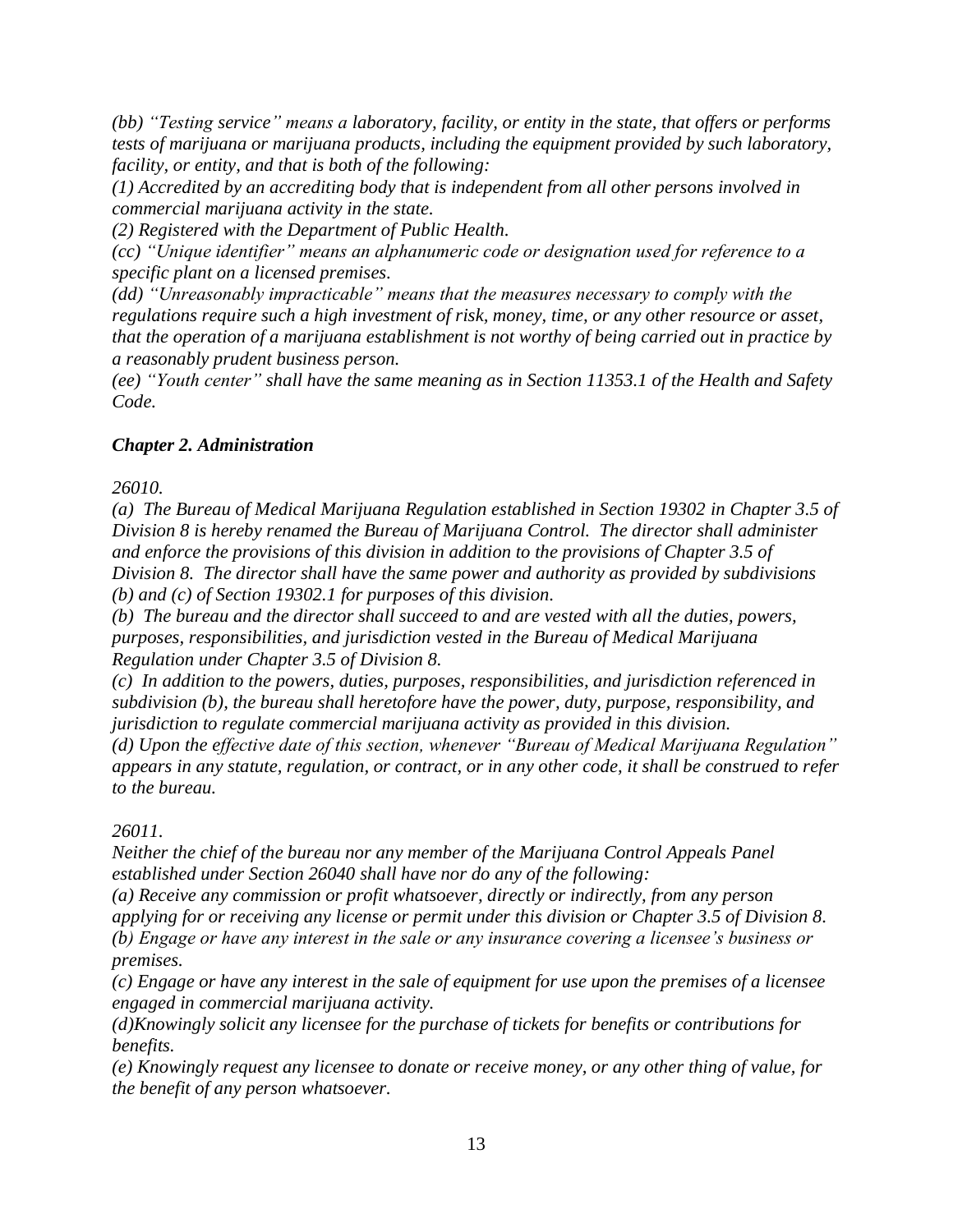*(bb) "Testing service" means a laboratory, facility, or entity in the state, that offers or performs tests of marijuana or marijuana products, including the equipment provided by such laboratory, facility, or entity, and that is both of the following:*

*(1) Accredited by an accrediting body that is independent from all other persons involved in commercial marijuana activity in the state.*

*(2) Registered with the Department of Public Health.*

*(cc) "Unique identifier" means an alphanumeric code or designation used for reference to a specific plant on a licensed premises.*

*(dd) "Unreasonably impracticable" means that the measures necessary to comply with the regulations require such a high investment of risk, money, time, or any other resource or asset, that the operation of a marijuana establishment is not worthy of being carried out in practice by a reasonably prudent business person.*

*(ee) "Youth center" shall have the same meaning as in Section 11353.1 of the Health and Safety Code.*

### ***Chapter 2. Administration***

*26010.*

*(a) The Bureau of Medical Marijuana Regulation established in Section 19302 in Chapter 3.5 of Division 8 is hereby renamed the Bureau of Marijuana Control. The director shall administer and enforce the provisions of this division in addition to the provisions of Chapter 3.5 of Division 8. The director shall have the same power and authority as provided by subdivisions (b) and (c) of Section 19302.1 for purposes of this division.*

*(b) The bureau and the director shall succeed to and are vested with all the duties, powers, purposes, responsibilities, and jurisdiction vested in the Bureau of Medical Marijuana Regulation under Chapter 3.5 of Division 8.*

*(c) In addition to the powers, duties, purposes, responsibilities, and jurisdiction referenced in subdivision (b), the bureau shall heretofore have the power, duty, purpose, responsibility, and jurisdiction to regulate commercial marijuana activity as provided in this division.*

*(d) Upon the effective date of this section, whenever "Bureau of Medical Marijuana Regulation" appears in any statute, regulation, or contract, or in any other code, it shall be construed to refer to the bureau.*

*26011.*

*Neither the chief of the bureau nor any member of the Marijuana Control Appeals Panel established under Section 26040 shall have nor do any of the following:*

*(a) Receive any commission or profit whatsoever, directly or indirectly, from any person applying for or receiving any license or permit under this division or Chapter 3.5 of Division 8.*

*(b) Engage or have any interest in the sale or any insurance covering a licensee's business or premises.*

*(c) Engage or have any interest in the sale of equipment for use upon the premises of a licensee engaged in commercial marijuana activity.*

*(d)Knowingly solicit any licensee for the purchase of tickets for benefits or contributions for benefits.*

*(e) Knowingly request any licensee to donate or receive money, or any other thing of value, for the benefit of any person whatsoever.*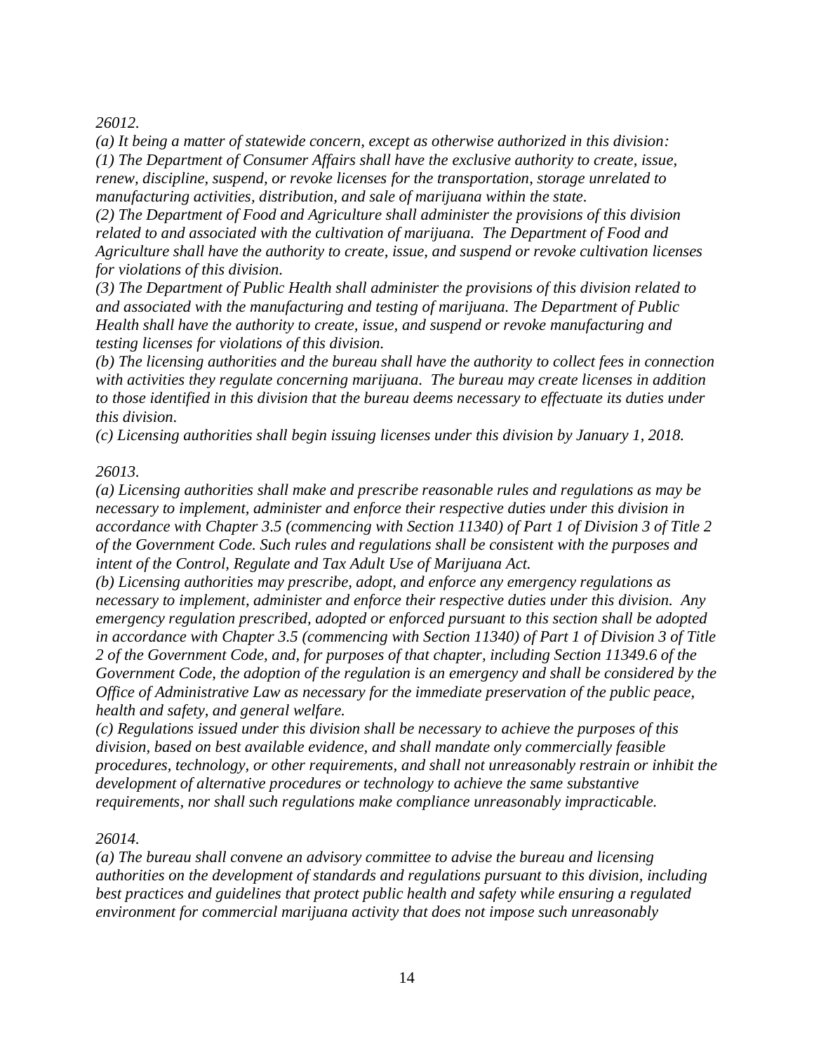*26012.*

*(a) It being a matter of statewide concern, except as otherwise authorized in this division:*

*(1) The Department of Consumer Affairs shall have the exclusive authority to create, issue, renew, discipline, suspend, or revoke licenses for the transportation, storage unrelated to manufacturing activities, distribution, and sale of marijuana within the state.*

*(2) The Department of Food and Agriculture shall administer the provisions of this division related to and associated with the cultivation of marijuana. The Department of Food and Agriculture shall have the authority to create, issue, and suspend or revoke cultivation licenses for violations of this division.*

*(3) The Department of Public Health shall administer the provisions of this division related to and associated with the manufacturing and testing of marijuana. The Department of Public Health shall have the authority to create, issue, and suspend or revoke manufacturing and testing licenses for violations of this division.*

*(b) The licensing authorities and the bureau shall have the authority to collect fees in connection with activities they regulate concerning marijuana. The bureau may create licenses in addition to those identified in this division that the bureau deems necessary to effectuate its duties under this division.*

*(c) Licensing authorities shall begin issuing licenses under this division by January 1, 2018.*

*26013.*

*(a) Licensing authorities shall make and prescribe reasonable rules and regulations as may be necessary to implement, administer and enforce their respective duties under this division in accordance with Chapter 3.5 (commencing with Section 11340) of Part 1 of Division 3 of Title 2 of the Government Code. Such rules and regulations shall be consistent with the purposes and intent of the Control, Regulate and Tax Adult Use of Marijuana Act.*

*(b) Licensing authorities may prescribe, adopt, and enforce any emergency regulations as necessary to implement, administer and enforce their respective duties under this division. Any emergency regulation prescribed, adopted or enforced pursuant to this section shall be adopted in accordance with Chapter 3.5 (commencing with Section 11340) of Part 1 of Division 3 of Title 2 of the Government Code, and, for purposes of that chapter, including Section 11349.6 of the Government Code, the adoption of the regulation is an emergency and shall be considered by the Office of Administrative Law as necessary for the immediate preservation of the public peace, health and safety, and general welfare.*

*(c) Regulations issued under this division shall be necessary to achieve the purposes of this division, based on best available evidence, and shall mandate only commercially feasible procedures, technology, or other requirements, and shall not unreasonably restrain or inhibit the development of alternative procedures or technology to achieve the same substantive requirements, nor shall such regulations make compliance unreasonably impracticable.*

*26014.*

*(a) The bureau shall convene an advisory committee to advise the bureau and licensing authorities on the development of standards and regulations pursuant to this division, including best practices and guidelines that protect public health and safety while ensuring a regulated environment for commercial marijuana activity that does not impose such unreasonably*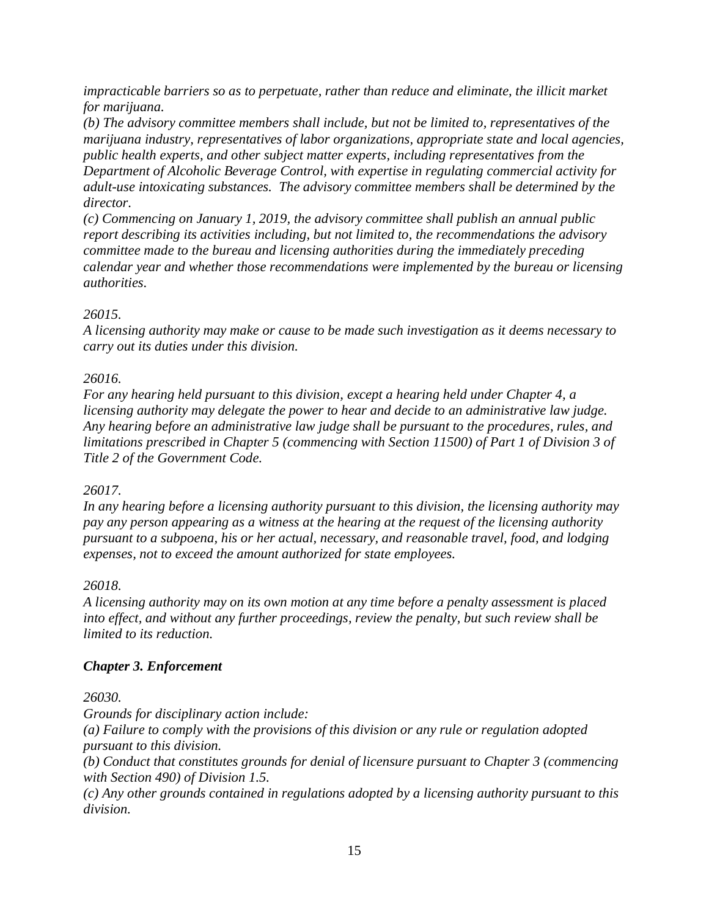*impracticable barriers so as to perpetuate, rather than reduce and eliminate, the illicit market for marijuana.*

*(b) The advisory committee members shall include, but not be limited to, representatives of the marijuana industry, representatives of labor organizations, appropriate state and local agencies, public health experts, and other subject matter experts, including representatives from the Department of Alcoholic Beverage Control, with expertise in regulating commercial activity for adult-use intoxicating substances. The advisory committee members shall be determined by the director.*

*(c) Commencing on January 1, 2019, the advisory committee shall publish an annual public report describing its activities including, but not limited to, the recommendations the advisory committee made to the bureau and licensing authorities during the immediately preceding calendar year and whether those recommendations were implemented by the bureau or licensing authorities.*

*26015.*

*A licensing authority may make or cause to be made such investigation as it deems necessary to carry out its duties under this division.*

*26016.*

*For any hearing held pursuant to this division, except a hearing held under Chapter 4, a licensing authority may delegate the power to hear and decide to an administrative law judge. Any hearing before an administrative law judge shall be pursuant to the procedures, rules, and limitations prescribed in Chapter 5 (commencing with Section 11500) of Part 1 of Division 3 of Title 2 of the Government Code.*

*26017.*

*In any hearing before a licensing authority pursuant to this division, the licensing authority may pay any person appearing as a witness at the hearing at the request of the licensing authority pursuant to a subpoena, his or her actual, necessary, and reasonable travel, food, and lodging expenses, not to exceed the amount authorized for state employees.*

*26018.*

*A licensing authority may on its own motion at any time before a penalty assessment is placed into effect, and without any further proceedings, review the penalty, but such review shall be limited to its reduction.*

***Chapter 3. Enforcement***

*26030.*

*Grounds for disciplinary action include:*

*(a) Failure to comply with the provisions of this division or any rule or regulation adopted pursuant to this division.*

*(b) Conduct that constitutes grounds for denial of licensure pursuant to Chapter 3 (commencing with Section 490) of Division 1.5.*

*(c) Any other grounds contained in regulations adopted by a licensing authority pursuant to this division.*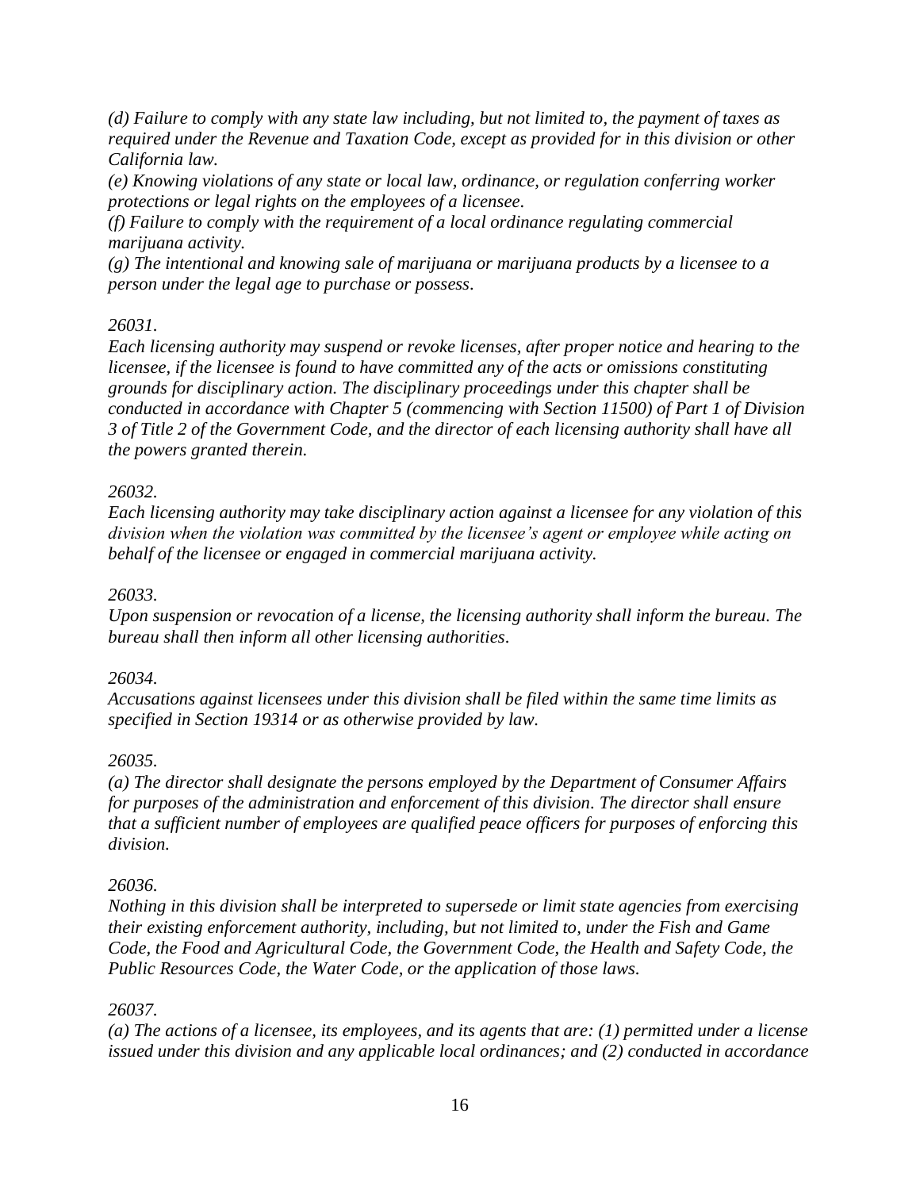*(d) Failure to comply with any state law including, but not limited to, the payment of taxes as required under the Revenue and Taxation Code, except as provided for in this division or other California law.*
*(e) Knowing violations of any state or local law, ordinance, or regulation conferring worker protections or legal rights on the employees of a licensee.*
*(f) Failure to comply with the requirement of a local ordinance regulating commercial marijuana activity.*
*(g) The intentional and knowing sale of marijuana or marijuana products by a licensee to a person under the legal age to purchase or possess.*

*26031.*
*Each licensing authority may suspend or revoke licenses, after proper notice and hearing to the licensee, if the licensee is found to have committed any of the acts or omissions constituting grounds for disciplinary action. The disciplinary proceedings under this chapter shall be conducted in accordance with Chapter 5 (commencing with Section 11500) of Part 1 of Division 3 of Title 2 of the Government Code, and the director of each licensing authority shall have all the powers granted therein.*

*26032.*
*Each licensing authority may take disciplinary action against a licensee for any violation of this division when the violation was committed by the licensee's agent or employee while acting on behalf of the licensee or engaged in commercial marijuana activity.*

*26033.*
*Upon suspension or revocation of a license, the licensing authority shall inform the bureau. The bureau shall then inform all other licensing authorities.*

*26034.*
*Accusations against licensees under this division shall be filed within the same time limits as specified in Section 19314 or as otherwise provided by law.*

*26035.*
*(a) The director shall designate the persons employed by the Department of Consumer Affairs for purposes of the administration and enforcement of this division. The director shall ensure that a sufficient number of employees are qualified peace officers for purposes of enforcing this division.*

*26036.*
*Nothing in this division shall be interpreted to supersede or limit state agencies from exercising their existing enforcement authority, including, but not limited to, under the Fish and Game Code, the Food and Agricultural Code, the Government Code, the Health and Safety Code, the Public Resources Code, the Water Code, or the application of those laws.*

*26037.*
*(a) The actions of a licensee, its employees, and its agents that are: (1) permitted under a license issued under this division and any applicable local ordinances; and (2) conducted in accordance*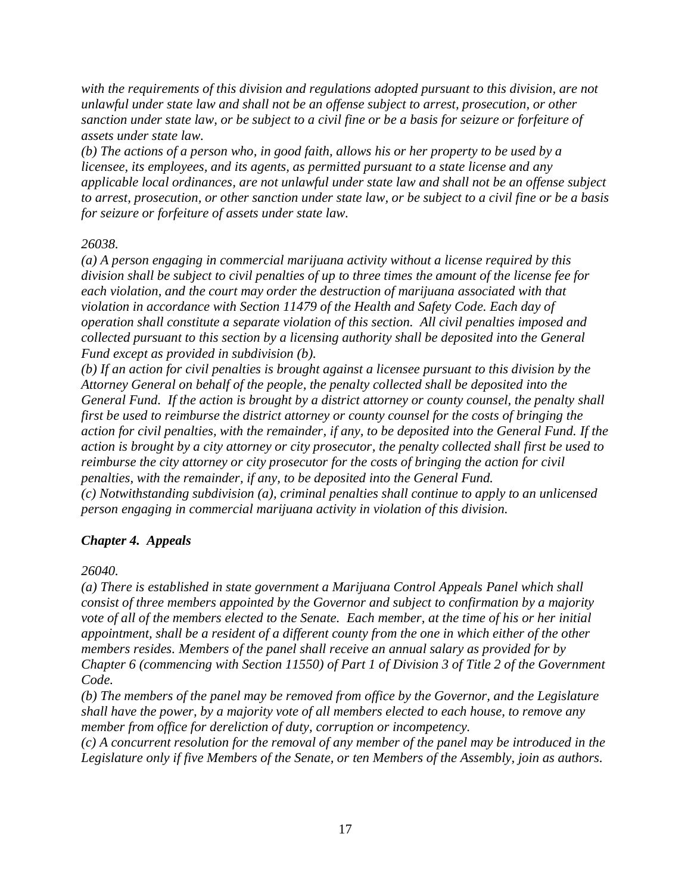*with the requirements of this division and regulations adopted pursuant to this division, are not unlawful under state law and shall not be an offense subject to arrest, prosecution, or other sanction under state law, or be subject to a civil fine or be a basis for seizure or forfeiture of assets under state law.*

*(b) The actions of a person who, in good faith, allows his or her property to be used by a licensee, its employees, and its agents, as permitted pursuant to a state license and any applicable local ordinances, are not unlawful under state law and shall not be an offense subject to arrest, prosecution, or other sanction under state law, or be subject to a civil fine or be a basis for seizure or forfeiture of assets under state law.*

*26038.*

*(a) A person engaging in commercial marijuana activity without a license required by this division shall be subject to civil penalties of up to three times the amount of the license fee for each violation, and the court may order the destruction of marijuana associated with that violation in accordance with Section 11479 of the Health and Safety Code. Each day of operation shall constitute a separate violation of this section. All civil penalties imposed and collected pursuant to this section by a licensing authority shall be deposited into the General Fund except as provided in subdivision (b).*

*(b) If an action for civil penalties is brought against a licensee pursuant to this division by the Attorney General on behalf of the people, the penalty collected shall be deposited into the General Fund. If the action is brought by a district attorney or county counsel, the penalty shall first be used to reimburse the district attorney or county counsel for the costs of bringing the action for civil penalties, with the remainder, if any, to be deposited into the General Fund. If the action is brought by a city attorney or city prosecutor, the penalty collected shall first be used to reimburse the city attorney or city prosecutor for the costs of bringing the action for civil penalties, with the remainder, if any, to be deposited into the General Fund.*

*(c) Notwithstanding subdivision (a), criminal penalties shall continue to apply to an unlicensed person engaging in commercial marijuana activity in violation of this division.*

### ***Chapter 4. Appeals***

*26040.*

*(a) There is established in state government a Marijuana Control Appeals Panel which shall consist of three members appointed by the Governor and subject to confirmation by a majority vote of all of the members elected to the Senate. Each member, at the time of his or her initial appointment, shall be a resident of a different county from the one in which either of the other members resides. Members of the panel shall receive an annual salary as provided for by Chapter 6 (commencing with Section 11550) of Part 1 of Division 3 of Title 2 of the Government Code.*

*(b) The members of the panel may be removed from office by the Governor, and the Legislature shall have the power, by a majority vote of all members elected to each house, to remove any member from office for dereliction of duty, corruption or incompetency.*

*(c) A concurrent resolution for the removal of any member of the panel may be introduced in the Legislature only if five Members of the Senate, or ten Members of the Assembly, join as authors.*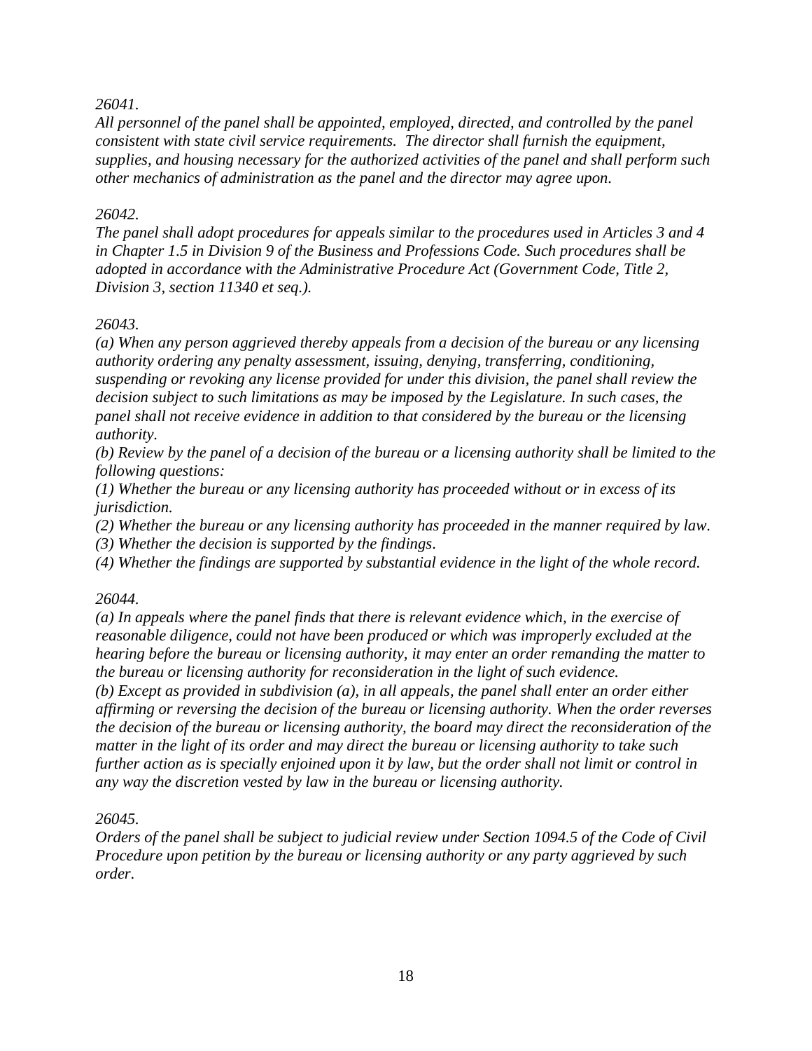*26041.*
*All personnel of the panel shall be appointed, employed, directed, and controlled by the panel consistent with state civil service requirements. The director shall furnish the equipment, supplies, and housing necessary for the authorized activities of the panel and shall perform such other mechanics of administration as the panel and the director may agree upon.*

*26042.*
*The panel shall adopt procedures for appeals similar to the procedures used in Articles 3 and 4 in Chapter 1.5 in Division 9 of the Business and Professions Code. Such procedures shall be adopted in accordance with the Administrative Procedure Act (Government Code, Title 2, Division 3, section 11340 et seq.).*

*26043.*
*(a) When any person aggrieved thereby appeals from a decision of the bureau or any licensing authority ordering any penalty assessment, issuing, denying, transferring, conditioning, suspending or revoking any license provided for under this division, the panel shall review the decision subject to such limitations as may be imposed by the Legislature. In such cases, the panel shall not receive evidence in addition to that considered by the bureau or the licensing authority.*
*(b) Review by the panel of a decision of the bureau or a licensing authority shall be limited to the following questions:*
*(1) Whether the bureau or any licensing authority has proceeded without or in excess of its jurisdiction.*
*(2) Whether the bureau or any licensing authority has proceeded in the manner required by law.*
*(3) Whether the decision is supported by the findings.*
*(4) Whether the findings are supported by substantial evidence in the light of the whole record.*

*26044.*
*(a) In appeals where the panel finds that there is relevant evidence which, in the exercise of reasonable diligence, could not have been produced or which was improperly excluded at the hearing before the bureau or licensing authority, it may enter an order remanding the matter to the bureau or licensing authority for reconsideration in the light of such evidence.*
*(b) Except as provided in subdivision (a), in all appeals, the panel shall enter an order either affirming or reversing the decision of the bureau or licensing authority. When the order reverses the decision of the bureau or licensing authority, the board may direct the reconsideration of the matter in the light of its order and may direct the bureau or licensing authority to take such further action as is specially enjoined upon it by law, but the order shall not limit or control in any way the discretion vested by law in the bureau or licensing authority.*

*26045.*
*Orders of the panel shall be subject to judicial review under Section 1094.5 of the Code of Civil Procedure upon petition by the bureau or licensing authority or any party aggrieved by such order.*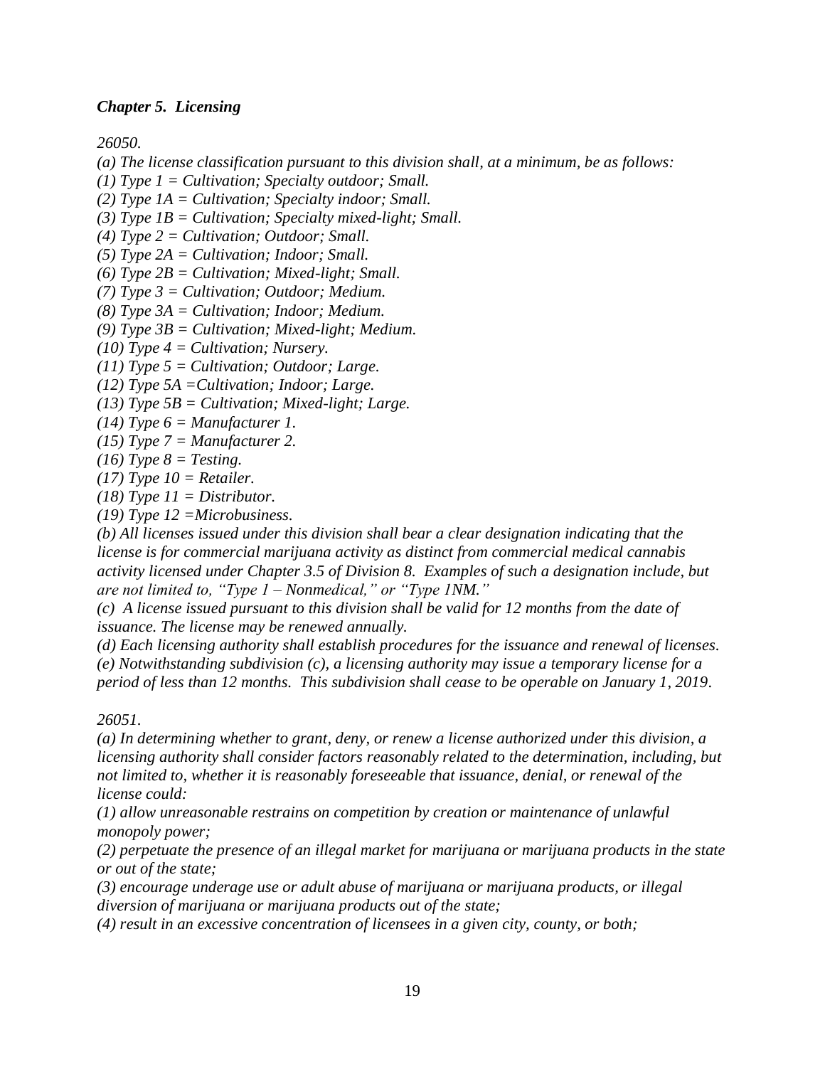***Chapter 5. Licensing***

*26050.*

*(a) The license classification pursuant to this division shall, at a minimum, be as follows:*
*(1) Type 1 = Cultivation; Specialty outdoor; Small.*
*(2) Type 1A = Cultivation; Specialty indoor; Small.*
*(3) Type 1B = Cultivation; Specialty mixed-light; Small.*
*(4) Type 2 = Cultivation; Outdoor; Small.*
*(5) Type 2A = Cultivation; Indoor; Small.*
*(6) Type 2B = Cultivation; Mixed-light; Small.*
*(7) Type 3 = Cultivation; Outdoor; Medium.*
*(8) Type 3A = Cultivation; Indoor; Medium.*
*(9) Type 3B = Cultivation; Mixed-light; Medium.*
*(10) Type 4 = Cultivation; Nursery.*
*(11) Type 5 = Cultivation; Outdoor; Large.*
*(12) Type 5A =Cultivation; Indoor; Large.*
*(13) Type 5B = Cultivation; Mixed-light; Large.*
*(14) Type 6 = Manufacturer 1.*
*(15) Type 7 = Manufacturer 2.*
*(16) Type 8 = Testing.*
*(17) Type 10 = Retailer.*
*(18) Type 11 = Distributor.*
*(19) Type 12 =Microbusiness.*
*(b) All licenses issued under this division shall bear a clear designation indicating that the license is for commercial marijuana activity as distinct from commercial medical cannabis activity licensed under Chapter 3.5 of Division 8. Examples of such a designation include, but are not limited to, "Type 1 – Nonmedical," or "Type 1NM."*
*(c) A license issued pursuant to this division shall be valid for 12 months from the date of issuance. The license may be renewed annually.*
*(d) Each licensing authority shall establish procedures for the issuance and renewal of licenses.*
*(e) Notwithstanding subdivision (c), a licensing authority may issue a temporary license for a period of less than 12 months. This subdivision shall cease to be operable on January 1, 2019.*

*26051.*

*(a) In determining whether to grant, deny, or renew a license authorized under this division, a licensing authority shall consider factors reasonably related to the determination, including, but not limited to, whether it is reasonably foreseeable that issuance, denial, or renewal of the license could:*
*(1) allow unreasonable restrains on competition by creation or maintenance of unlawful monopoly power;*
*(2) perpetuate the presence of an illegal market for marijuana or marijuana products in the state or out of the state;*
*(3) encourage underage use or adult abuse of marijuana or marijuana products, or illegal diversion of marijuana or marijuana products out of the state;*
*(4) result in an excessive concentration of licensees in a given city, county, or both;*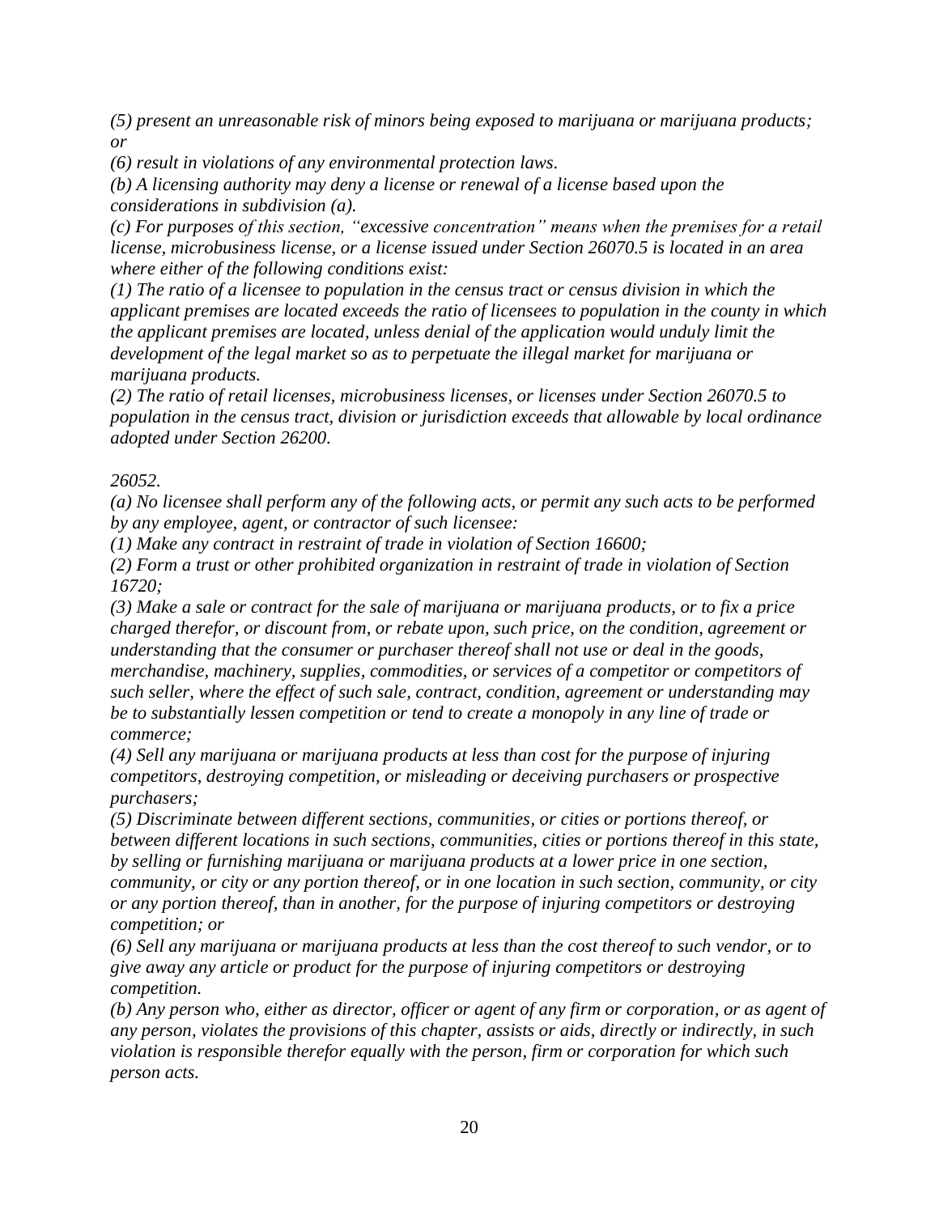*(5) present an unreasonable risk of minors being exposed to marijuana or marijuana products; or*

*(6) result in violations of any environmental protection laws.*

*(b) A licensing authority may deny a license or renewal of a license based upon the considerations in subdivision (a).*

*(c) For purposes of this section, "excessive concentration" means when the premises for a retail license, microbusiness license, or a license issued under Section 26070.5 is located in an area where either of the following conditions exist:*

*(1) The ratio of a licensee to population in the census tract or census division in which the applicant premises are located exceeds the ratio of licensees to population in the county in which the applicant premises are located, unless denial of the application would unduly limit the development of the legal market so as to perpetuate the illegal market for marijuana or marijuana products.*

*(2) The ratio of retail licenses, microbusiness licenses, or licenses under Section 26070.5 to population in the census tract, division or jurisdiction exceeds that allowable by local ordinance adopted under Section 26200.*

*26052.*

*(a) No licensee shall perform any of the following acts, or permit any such acts to be performed by any employee, agent, or contractor of such licensee:*

*(1) Make any contract in restraint of trade in violation of Section 16600;*

*(2) Form a trust or other prohibited organization in restraint of trade in violation of Section 16720;*

*(3) Make a sale or contract for the sale of marijuana or marijuana products, or to fix a price charged therefor, or discount from, or rebate upon, such price, on the condition, agreement or understanding that the consumer or purchaser thereof shall not use or deal in the goods, merchandise, machinery, supplies, commodities, or services of a competitor or competitors of such seller, where the effect of such sale, contract, condition, agreement or understanding may be to substantially lessen competition or tend to create a monopoly in any line of trade or commerce;*

*(4) Sell any marijuana or marijuana products at less than cost for the purpose of injuring competitors, destroying competition, or misleading or deceiving purchasers or prospective purchasers;*

*(5) Discriminate between different sections, communities, or cities or portions thereof, or between different locations in such sections, communities, cities or portions thereof in this state, by selling or furnishing marijuana or marijuana products at a lower price in one section, community, or city or any portion thereof, or in one location in such section, community, or city or any portion thereof, than in another, for the purpose of injuring competitors or destroying competition; or*

*(6) Sell any marijuana or marijuana products at less than the cost thereof to such vendor, or to give away any article or product for the purpose of injuring competitors or destroying competition.*

*(b) Any person who, either as director, officer or agent of any firm or corporation, or as agent of any person, violates the provisions of this chapter, assists or aids, directly or indirectly, in such violation is responsible therefor equally with the person, firm or corporation for which such person acts.*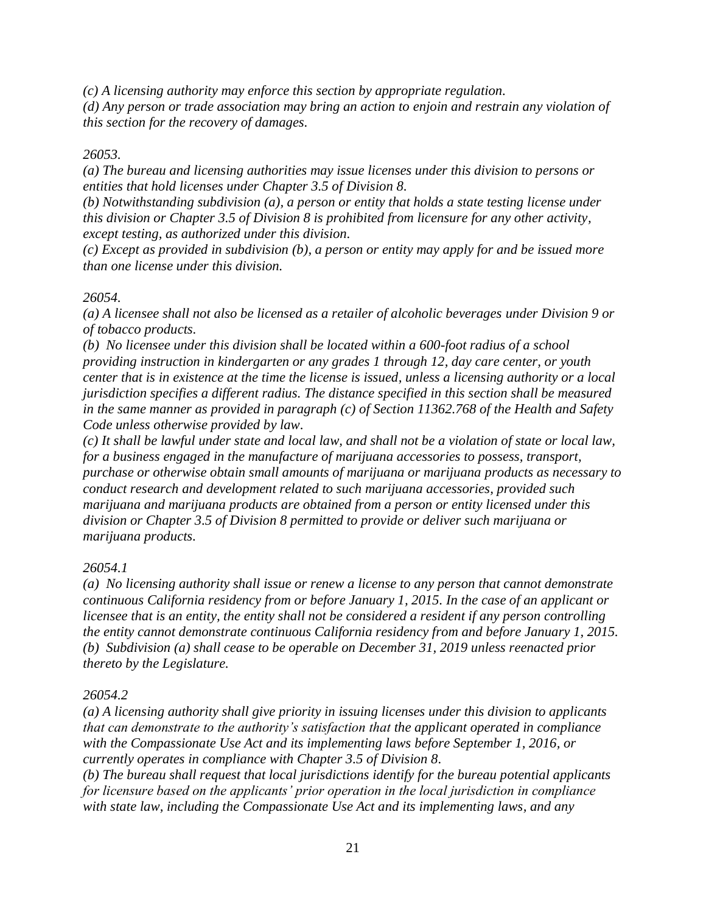*(c) A licensing authority may enforce this section by appropriate regulation.*
*(d) Any person or trade association may bring an action to enjoin and restrain any violation of this section for the recovery of damages.*

*26053.*
*(a) The bureau and licensing authorities may issue licenses under this division to persons or entities that hold licenses under Chapter 3.5 of Division 8.*
*(b) Notwithstanding subdivision (a), a person or entity that holds a state testing license under this division or Chapter 3.5 of Division 8 is prohibited from licensure for any other activity, except testing, as authorized under this division.*
*(c) Except as provided in subdivision (b), a person or entity may apply for and be issued more than one license under this division.*

*26054.*
*(a) A licensee shall not also be licensed as a retailer of alcoholic beverages under Division 9 or of tobacco products.*
*(b) No licensee under this division shall be located within a 600-foot radius of a school providing instruction in kindergarten or any grades 1 through 12, day care center, or youth center that is in existence at the time the license is issued, unless a licensing authority or a local jurisdiction specifies a different radius. The distance specified in this section shall be measured in the same manner as provided in paragraph (c) of Section 11362.768 of the Health and Safety Code unless otherwise provided by law.*
*(c) It shall be lawful under state and local law, and shall not be a violation of state or local law, for a business engaged in the manufacture of marijuana accessories to possess, transport, purchase or otherwise obtain small amounts of marijuana or marijuana products as necessary to conduct research and development related to such marijuana accessories, provided such marijuana and marijuana products are obtained from a person or entity licensed under this division or Chapter 3.5 of Division 8 permitted to provide or deliver such marijuana or marijuana products.*

*26054.1*
*(a) No licensing authority shall issue or renew a license to any person that cannot demonstrate continuous California residency from or before January 1, 2015. In the case of an applicant or licensee that is an entity, the entity shall not be considered a resident if any person controlling the entity cannot demonstrate continuous California residency from and before January 1, 2015.*
*(b) Subdivision (a) shall cease to be operable on December 31, 2019 unless reenacted prior thereto by the Legislature.*

*26054.2*
*(a) A licensing authority shall give priority in issuing licenses under this division to applicants that can demonstrate to the authority's satisfaction that the applicant operated in compliance with the Compassionate Use Act and its implementing laws before September 1, 2016, or currently operates in compliance with Chapter 3.5 of Division 8.*
*(b) The bureau shall request that local jurisdictions identify for the bureau potential applicants for licensure based on the applicants' prior operation in the local jurisdiction in compliance with state law, including the Compassionate Use Act and its implementing laws, and any*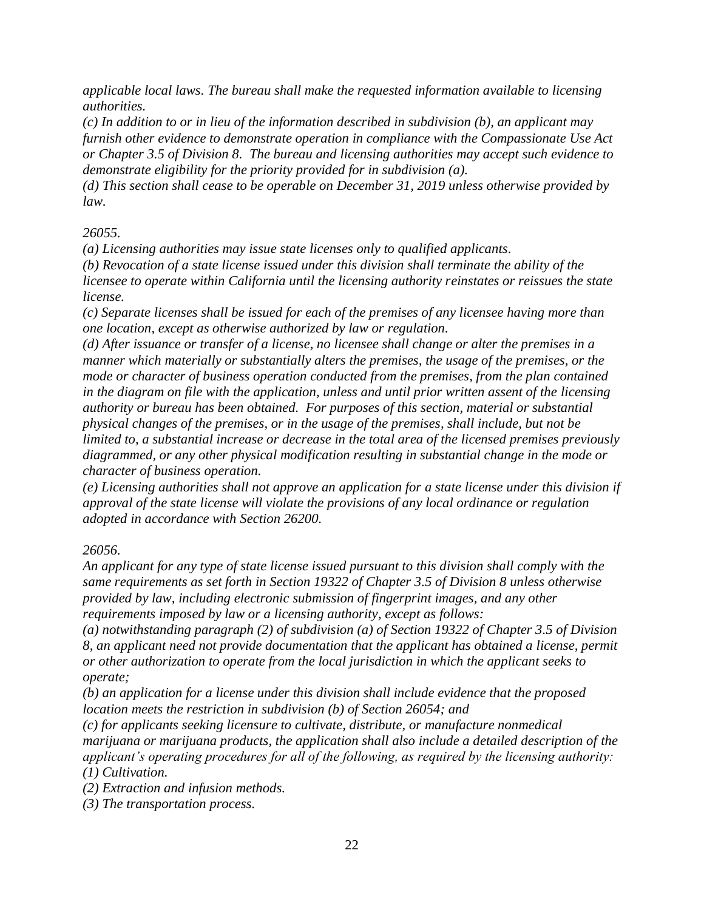*applicable local laws. The bureau shall make the requested information available to licensing authorities.*

*(c) In addition to or in lieu of the information described in subdivision (b), an applicant may furnish other evidence to demonstrate operation in compliance with the Compassionate Use Act or Chapter 3.5 of Division 8. The bureau and licensing authorities may accept such evidence to demonstrate eligibility for the priority provided for in subdivision (a).*

*(d) This section shall cease to be operable on December 31, 2019 unless otherwise provided by law.*

*26055.*

*(a) Licensing authorities may issue state licenses only to qualified applicants.*

*(b) Revocation of a state license issued under this division shall terminate the ability of the licensee to operate within California until the licensing authority reinstates or reissues the state license.*

*(c) Separate licenses shall be issued for each of the premises of any licensee having more than one location, except as otherwise authorized by law or regulation.*

*(d) After issuance or transfer of a license, no licensee shall change or alter the premises in a manner which materially or substantially alters the premises, the usage of the premises, or the mode or character of business operation conducted from the premises, from the plan contained in the diagram on file with the application, unless and until prior written assent of the licensing authority or bureau has been obtained. For purposes of this section, material or substantial physical changes of the premises, or in the usage of the premises, shall include, but not be limited to, a substantial increase or decrease in the total area of the licensed premises previously diagrammed, or any other physical modification resulting in substantial change in the mode or character of business operation.*

*(e) Licensing authorities shall not approve an application for a state license under this division if approval of the state license will violate the provisions of any local ordinance or regulation adopted in accordance with Section 26200.*

*26056.*

*An applicant for any type of state license issued pursuant to this division shall comply with the same requirements as set forth in Section 19322 of Chapter 3.5 of Division 8 unless otherwise provided by law, including electronic submission of fingerprint images, and any other requirements imposed by law or a licensing authority, except as follows:*

*(a) notwithstanding paragraph (2) of subdivision (a) of Section 19322 of Chapter 3.5 of Division 8, an applicant need not provide documentation that the applicant has obtained a license, permit or other authorization to operate from the local jurisdiction in which the applicant seeks to operate;*

*(b) an application for a license under this division shall include evidence that the proposed location meets the restriction in subdivision (b) of Section 26054; and*

*(c) for applicants seeking licensure to cultivate, distribute, or manufacture nonmedical marijuana or marijuana products, the application shall also include a detailed description of the applicant's operating procedures for all of the following, as required by the licensing authority:*

*(1) Cultivation.*

*(2) Extraction and infusion methods.*

*(3) The transportation process.*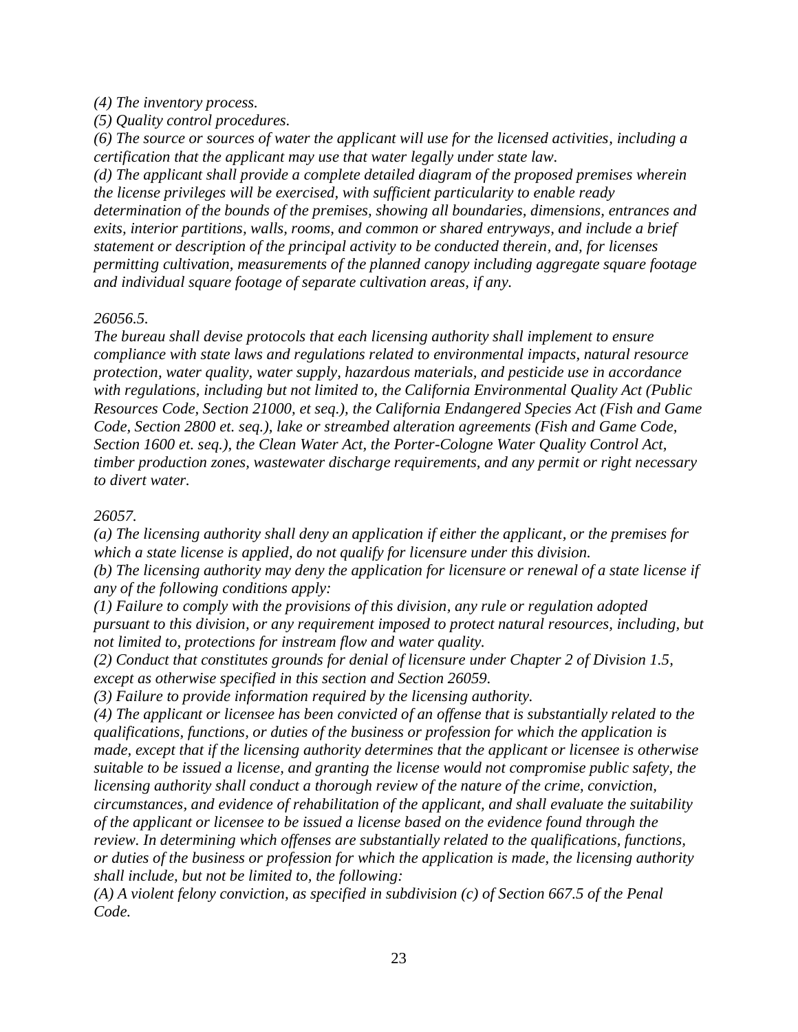*(4) The inventory process.*
*(5) Quality control procedures.*
*(6) The source or sources of water the applicant will use for the licensed activities, including a certification that the applicant may use that water legally under state law.*
*(d) The applicant shall provide a complete detailed diagram of the proposed premises wherein the license privileges will be exercised, with sufficient particularity to enable ready determination of the bounds of the premises, showing all boundaries, dimensions, entrances and exits, interior partitions, walls, rooms, and common or shared entryways, and include a brief statement or description of the principal activity to be conducted therein, and, for licenses permitting cultivation, measurements of the planned canopy including aggregate square footage and individual square footage of separate cultivation areas, if any.*

*26056.5.*
*The bureau shall devise protocols that each licensing authority shall implement to ensure compliance with state laws and regulations related to environmental impacts, natural resource protection, water quality, water supply, hazardous materials, and pesticide use in accordance with regulations, including but not limited to, the California Environmental Quality Act (Public Resources Code, Section 21000, et seq.), the California Endangered Species Act (Fish and Game Code, Section 2800 et. seq.), lake or streambed alteration agreements (Fish and Game Code, Section 1600 et. seq.), the Clean Water Act, the Porter-Cologne Water Quality Control Act, timber production zones, wastewater discharge requirements, and any permit or right necessary to divert water.*

*26057.*
*(a) The licensing authority shall deny an application if either the applicant, or the premises for which a state license is applied, do not qualify for licensure under this division.*
*(b) The licensing authority may deny the application for licensure or renewal of a state license if any of the following conditions apply:*
*(1) Failure to comply with the provisions of this division, any rule or regulation adopted pursuant to this division, or any requirement imposed to protect natural resources, including, but not limited to, protections for instream flow and water quality.*
*(2) Conduct that constitutes grounds for denial of licensure under Chapter 2 of Division 1.5, except as otherwise specified in this section and Section 26059.*
*(3) Failure to provide information required by the licensing authority.*
*(4) The applicant or licensee has been convicted of an offense that is substantially related to the qualifications, functions, or duties of the business or profession for which the application is made, except that if the licensing authority determines that the applicant or licensee is otherwise suitable to be issued a license, and granting the license would not compromise public safety, the licensing authority shall conduct a thorough review of the nature of the crime, conviction, circumstances, and evidence of rehabilitation of the applicant, and shall evaluate the suitability of the applicant or licensee to be issued a license based on the evidence found through the review. In determining which offenses are substantially related to the qualifications, functions, or duties of the business or profession for which the application is made, the licensing authority shall include, but not be limited to, the following:*
*(A) A violent felony conviction, as specified in subdivision (c) of Section 667.5 of the Penal Code.*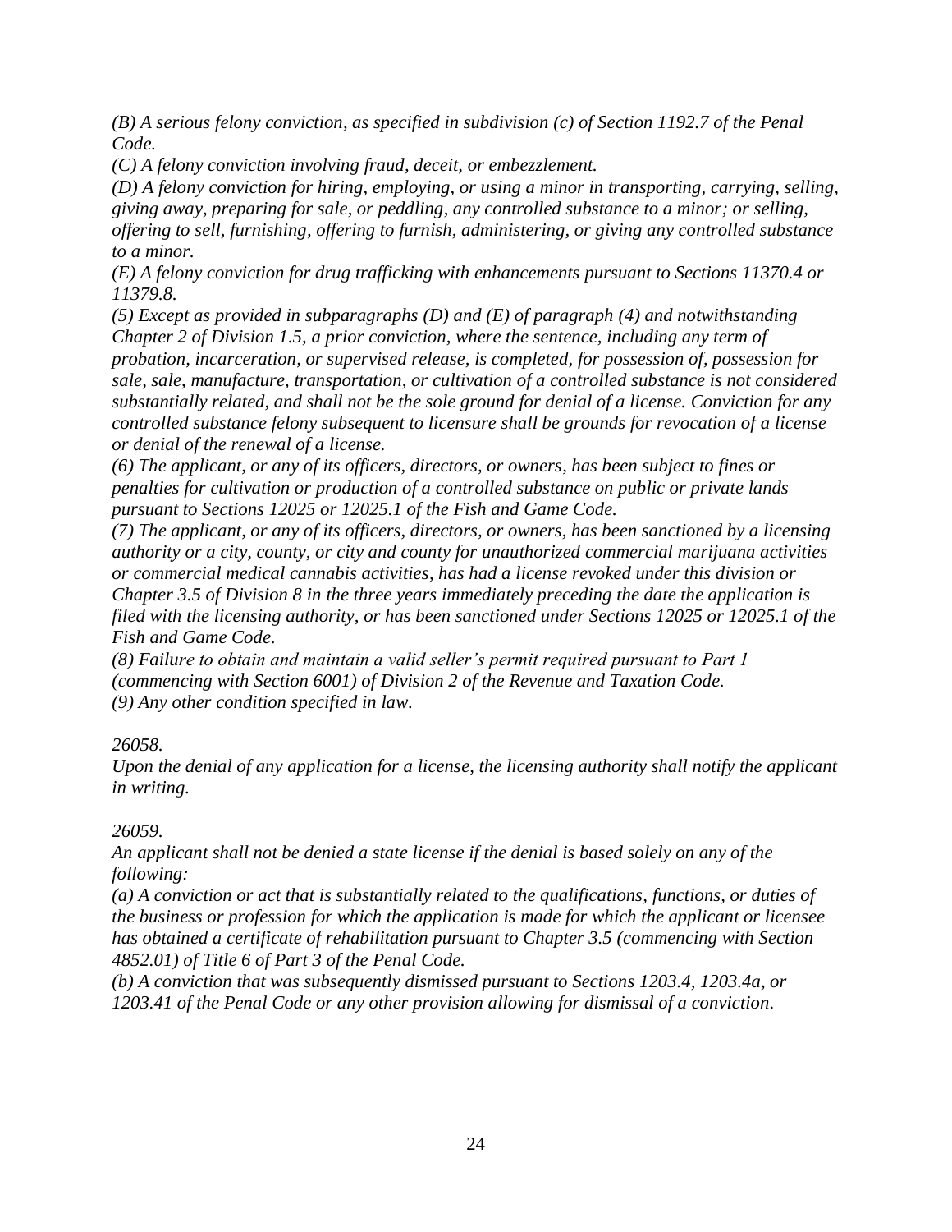*(B) A serious felony conviction, as specified in subdivision (c) of Section 1192.7 of the Penal Code.*
*(C) A felony conviction involving fraud, deceit, or embezzlement.*
*(D) A felony conviction for hiring, employing, or using a minor in transporting, carrying, selling, giving away, preparing for sale, or peddling, any controlled substance to a minor; or selling, offering to sell, furnishing, offering to furnish, administering, or giving any controlled substance to a minor.*
*(E) A felony conviction for drug trafficking with enhancements pursuant to Sections 11370.4 or 11379.8.*
*(5) Except as provided in subparagraphs (D) and (E) of paragraph (4) and notwithstanding Chapter 2 of Division 1.5, a prior conviction, where the sentence, including any term of probation, incarceration, or supervised release, is completed, for possession of, possession for sale, sale, manufacture, transportation, or cultivation of a controlled substance is not considered substantially related, and shall not be the sole ground for denial of a license. Conviction for any controlled substance felony subsequent to licensure shall be grounds for revocation of a license or denial of the renewal of a license.*
*(6) The applicant, or any of its officers, directors, or owners, has been subject to fines or penalties for cultivation or production of a controlled substance on public or private lands pursuant to Sections 12025 or 12025.1 of the Fish and Game Code.*
*(7) The applicant, or any of its officers, directors, or owners, has been sanctioned by a licensing authority or a city, county, or city and county for unauthorized commercial marijuana activities or commercial medical cannabis activities, has had a license revoked under this division or Chapter 3.5 of Division 8 in the three years immediately preceding the date the application is filed with the licensing authority, or has been sanctioned under Sections 12025 or 12025.1 of the Fish and Game Code.*
*(8) Failure to obtain and maintain a valid seller's permit required pursuant to Part 1 (commencing with Section 6001) of Division 2 of the Revenue and Taxation Code.*
*(9) Any other condition specified in law.*

*26058.*
*Upon the denial of any application for a license, the licensing authority shall notify the applicant in writing.*

*26059.*
*An applicant shall not be denied a state license if the denial is based solely on any of the following:*
*(a) A conviction or act that is substantially related to the qualifications, functions, or duties of the business or profession for which the application is made for which the applicant or licensee has obtained a certificate of rehabilitation pursuant to Chapter 3.5 (commencing with Section 4852.01) of Title 6 of Part 3 of the Penal Code.*
*(b) A conviction that was subsequently dismissed pursuant to Sections 1203.4, 1203.4a, or 1203.41 of the Penal Code or any other provision allowing for dismissal of a conviction.*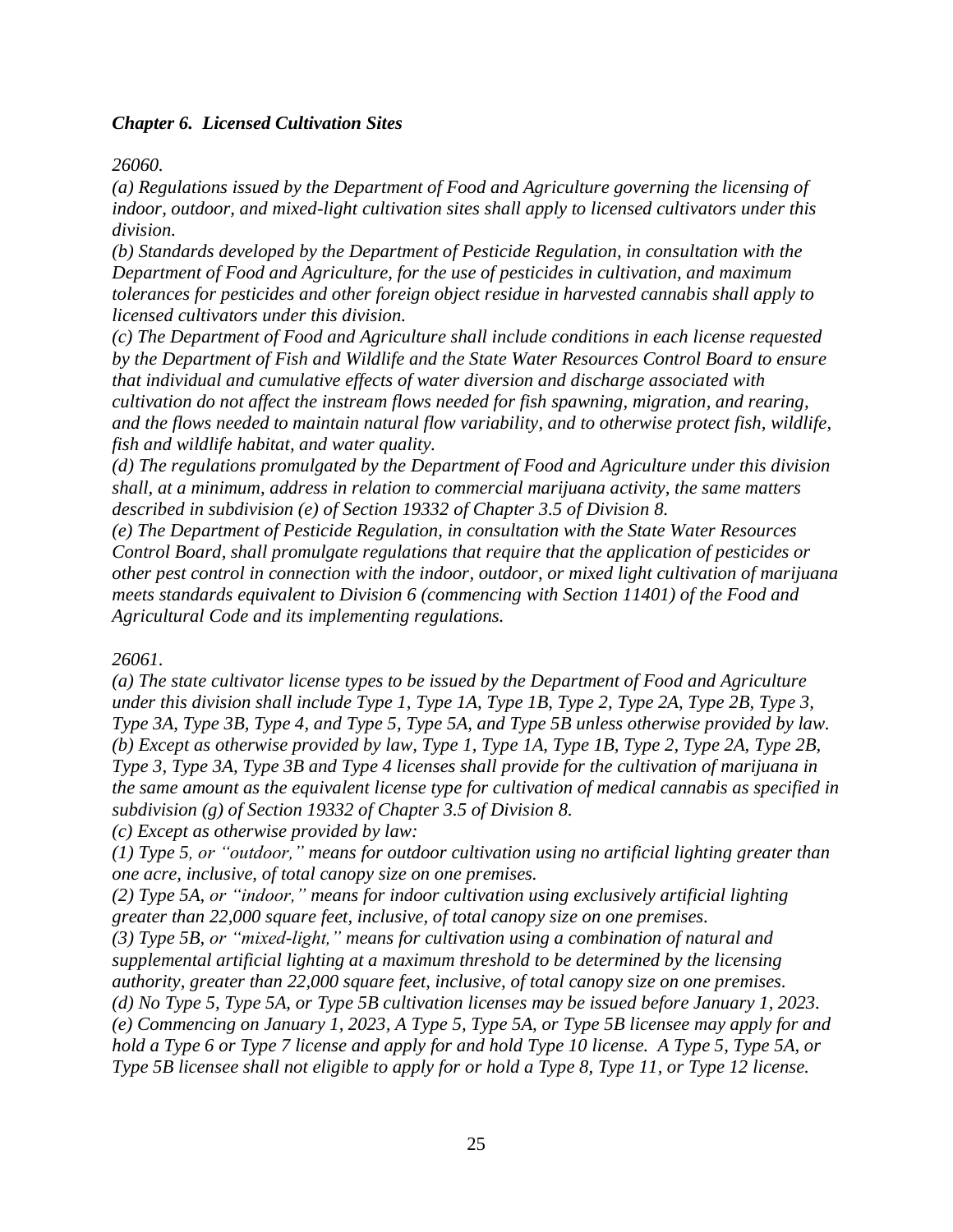***Chapter 6. Licensed Cultivation Sites***

*26060.*

*(a) Regulations issued by the Department of Food and Agriculture governing the licensing of indoor, outdoor, and mixed-light cultivation sites shall apply to licensed cultivators under this division.*

*(b) Standards developed by the Department of Pesticide Regulation, in consultation with the Department of Food and Agriculture, for the use of pesticides in cultivation, and maximum tolerances for pesticides and other foreign object residue in harvested cannabis shall apply to licensed cultivators under this division.*

*(c) The Department of Food and Agriculture shall include conditions in each license requested by the Department of Fish and Wildlife and the State Water Resources Control Board to ensure that individual and cumulative effects of water diversion and discharge associated with cultivation do not affect the instream flows needed for fish spawning, migration, and rearing, and the flows needed to maintain natural flow variability, and to otherwise protect fish, wildlife, fish and wildlife habitat, and water quality.*

*(d) The regulations promulgated by the Department of Food and Agriculture under this division shall, at a minimum, address in relation to commercial marijuana activity, the same matters described in subdivision (e) of Section 19332 of Chapter 3.5 of Division 8.*

*(e) The Department of Pesticide Regulation, in consultation with the State Water Resources Control Board, shall promulgate regulations that require that the application of pesticides or other pest control in connection with the indoor, outdoor, or mixed light cultivation of marijuana meets standards equivalent to Division 6 (commencing with Section 11401) of the Food and Agricultural Code and its implementing regulations.*

*26061.*

*(a) The state cultivator license types to be issued by the Department of Food and Agriculture under this division shall include Type 1, Type 1A, Type 1B, Type 2, Type 2A, Type 2B, Type 3, Type 3A, Type 3B, Type 4, and Type 5, Type 5A, and Type 5B unless otherwise provided by law.*

*(b) Except as otherwise provided by law, Type 1, Type 1A, Type 1B, Type 2, Type 2A, Type 2B, Type 3, Type 3A, Type 3B and Type 4 licenses shall provide for the cultivation of marijuana in the same amount as the equivalent license type for cultivation of medical cannabis as specified in subdivision (g) of Section 19332 of Chapter 3.5 of Division 8.*

*(c) Except as otherwise provided by law:*

*(1) Type 5, or "outdoor," means for outdoor cultivation using no artificial lighting greater than one acre, inclusive, of total canopy size on one premises.*

*(2) Type 5A, or "indoor," means for indoor cultivation using exclusively artificial lighting greater than 22,000 square feet, inclusive, of total canopy size on one premises.*

*(3) Type 5B, or "mixed-light," means for cultivation using a combination of natural and supplemental artificial lighting at a maximum threshold to be determined by the licensing authority, greater than 22,000 square feet, inclusive, of total canopy size on one premises.*

*(d) No Type 5, Type 5A, or Type 5B cultivation licenses may be issued before January 1, 2023.*

*(e) Commencing on January 1, 2023, A Type 5, Type 5A, or Type 5B licensee may apply for and hold a Type 6 or Type 7 license and apply for and hold Type 10 license. A Type 5, Type 5A, or Type 5B licensee shall not eligible to apply for or hold a Type 8, Type 11, or Type 12 license.*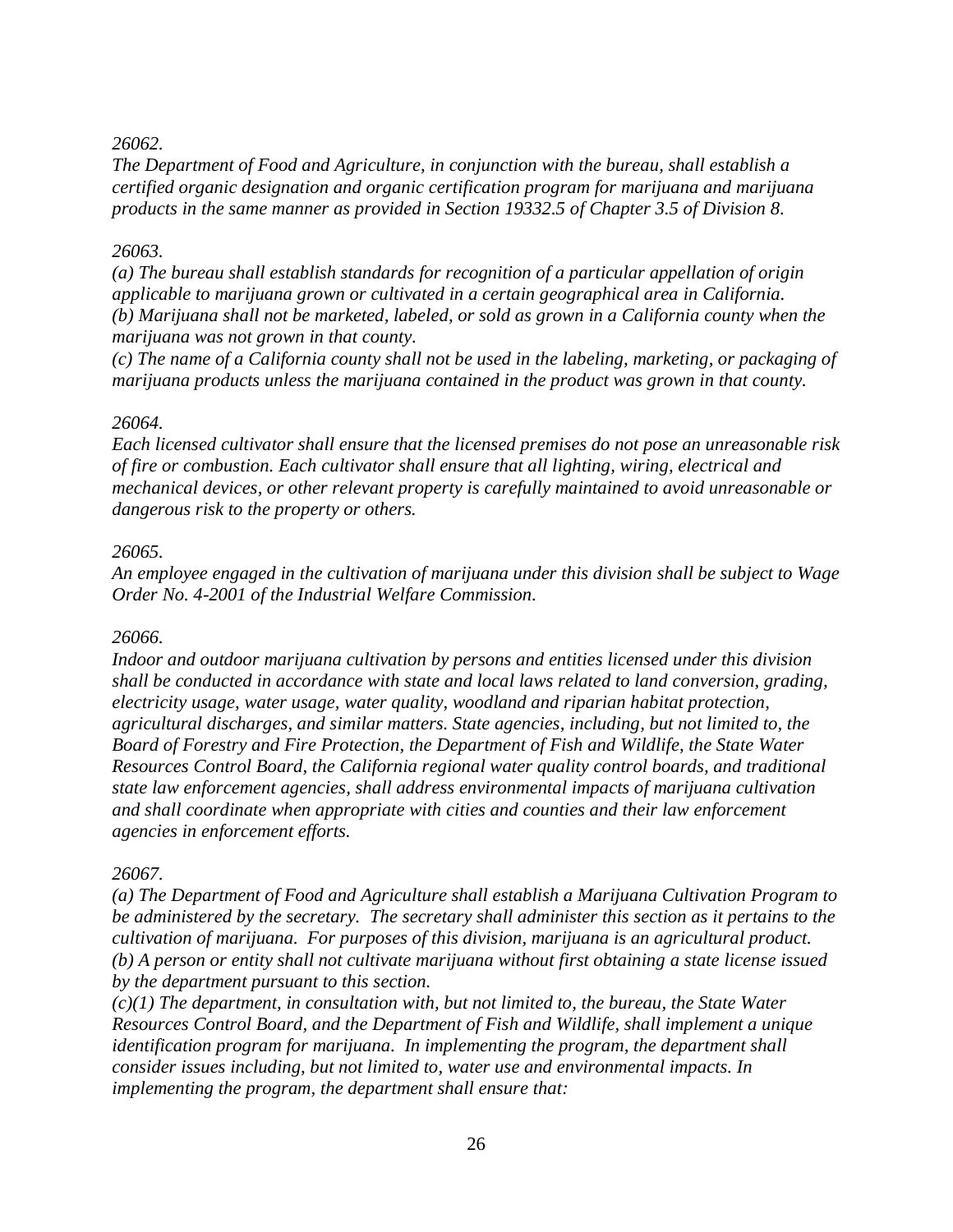*26062.*
*The Department of Food and Agriculture, in conjunction with the bureau, shall establish a certified organic designation and organic certification program for marijuana and marijuana products in the same manner as provided in Section 19332.5 of Chapter 3.5 of Division 8.*

*26063.*
*(a) The bureau shall establish standards for recognition of a particular appellation of origin applicable to marijuana grown or cultivated in a certain geographical area in California.*
*(b) Marijuana shall not be marketed, labeled, or sold as grown in a California county when the marijuana was not grown in that county.*
*(c) The name of a California county shall not be used in the labeling, marketing, or packaging of marijuana products unless the marijuana contained in the product was grown in that county.*

*26064.*
*Each licensed cultivator shall ensure that the licensed premises do not pose an unreasonable risk of fire or combustion. Each cultivator shall ensure that all lighting, wiring, electrical and mechanical devices, or other relevant property is carefully maintained to avoid unreasonable or dangerous risk to the property or others.*

*26065.*
*An employee engaged in the cultivation of marijuana under this division shall be subject to Wage Order No. 4-2001 of the Industrial Welfare Commission.*

*26066.*
*Indoor and outdoor marijuana cultivation by persons and entities licensed under this division shall be conducted in accordance with state and local laws related to land conversion, grading, electricity usage, water usage, water quality, woodland and riparian habitat protection, agricultural discharges, and similar matters. State agencies, including, but not limited to, the Board of Forestry and Fire Protection, the Department of Fish and Wildlife, the State Water Resources Control Board, the California regional water quality control boards, and traditional state law enforcement agencies, shall address environmental impacts of marijuana cultivation and shall coordinate when appropriate with cities and counties and their law enforcement agencies in enforcement efforts.*

*26067.*
*(a) The Department of Food and Agriculture shall establish a Marijuana Cultivation Program to be administered by the secretary. The secretary shall administer this section as it pertains to the cultivation of marijuana. For purposes of this division, marijuana is an agricultural product.*
*(b) A person or entity shall not cultivate marijuana without first obtaining a state license issued by the department pursuant to this section.*
*(c)(1) The department, in consultation with, but not limited to, the bureau, the State Water Resources Control Board, and the Department of Fish and Wildlife, shall implement a unique identification program for marijuana. In implementing the program, the department shall consider issues including, but not limited to, water use and environmental impacts. In implementing the program, the department shall ensure that:*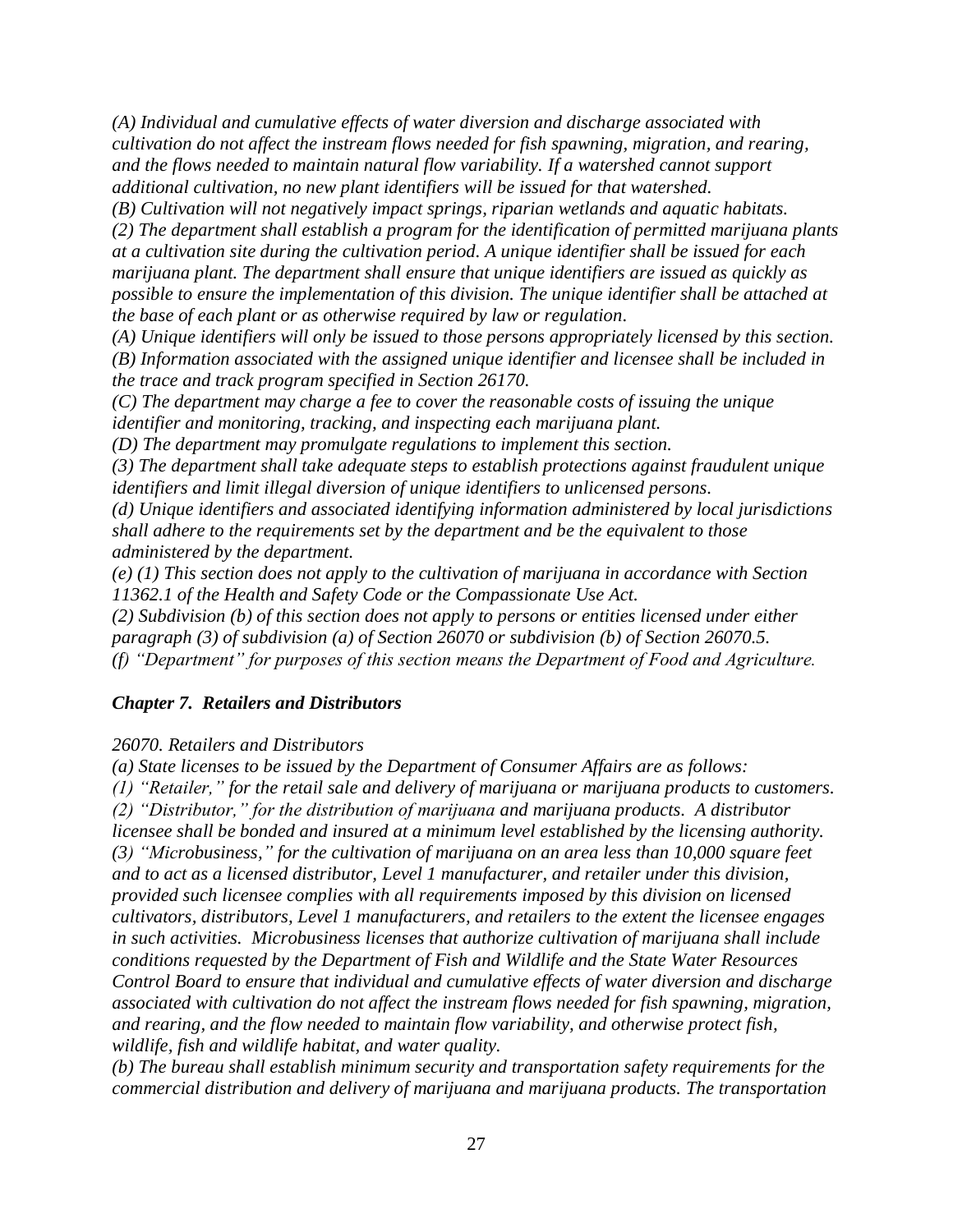*(A) Individual and cumulative effects of water diversion and discharge associated with cultivation do not affect the instream flows needed for fish spawning, migration, and rearing, and the flows needed to maintain natural flow variability. If a watershed cannot support additional cultivation, no new plant identifiers will be issued for that watershed.*

*(B) Cultivation will not negatively impact springs, riparian wetlands and aquatic habitats.*

*(2) The department shall establish a program for the identification of permitted marijuana plants at a cultivation site during the cultivation period. A unique identifier shall be issued for each marijuana plant. The department shall ensure that unique identifiers are issued as quickly as possible to ensure the implementation of this division. The unique identifier shall be attached at the base of each plant or as otherwise required by law or regulation.*

*(A) Unique identifiers will only be issued to those persons appropriately licensed by this section.*

*(B) Information associated with the assigned unique identifier and licensee shall be included in the trace and track program specified in Section 26170.*

*(C) The department may charge a fee to cover the reasonable costs of issuing the unique identifier and monitoring, tracking, and inspecting each marijuana plant.*

*(D) The department may promulgate regulations to implement this section.*

*(3) The department shall take adequate steps to establish protections against fraudulent unique identifiers and limit illegal diversion of unique identifiers to unlicensed persons.*

*(d) Unique identifiers and associated identifying information administered by local jurisdictions shall adhere to the requirements set by the department and be the equivalent to those administered by the department.*

*(e) (1) This section does not apply to the cultivation of marijuana in accordance with Section 11362.1 of the Health and Safety Code or the Compassionate Use Act.*

*(2) Subdivision (b) of this section does not apply to persons or entities licensed under either paragraph (3) of subdivision (a) of Section 26070 or subdivision (b) of Section 26070.5.*

*(f) "Department" for purposes of this section means the Department of Food and Agriculture.*

***Chapter 7. Retailers and Distributors***

*26070. Retailers and Distributors*

*(a) State licenses to be issued by the Department of Consumer Affairs are as follows:*

*(1) "Retailer," for the retail sale and delivery of marijuana or marijuana products to customers.*

*(2) "Distributor," for the distribution of marijuana and marijuana products. A distributor licensee shall be bonded and insured at a minimum level established by the licensing authority.*

*(3) "Microbusiness," for the cultivation of marijuana on an area less than 10,000 square feet and to act as a licensed distributor, Level 1 manufacturer, and retailer under this division, provided such licensee complies with all requirements imposed by this division on licensed cultivators, distributors, Level 1 manufacturers, and retailers to the extent the licensee engages in such activities. Microbusiness licenses that authorize cultivation of marijuana shall include conditions requested by the Department of Fish and Wildlife and the State Water Resources Control Board to ensure that individual and cumulative effects of water diversion and discharge associated with cultivation do not affect the instream flows needed for fish spawning, migration, and rearing, and the flow needed to maintain flow variability, and otherwise protect fish, wildlife, fish and wildlife habitat, and water quality.*

*(b) The bureau shall establish minimum security and transportation safety requirements for the commercial distribution and delivery of marijuana and marijuana products. The transportation*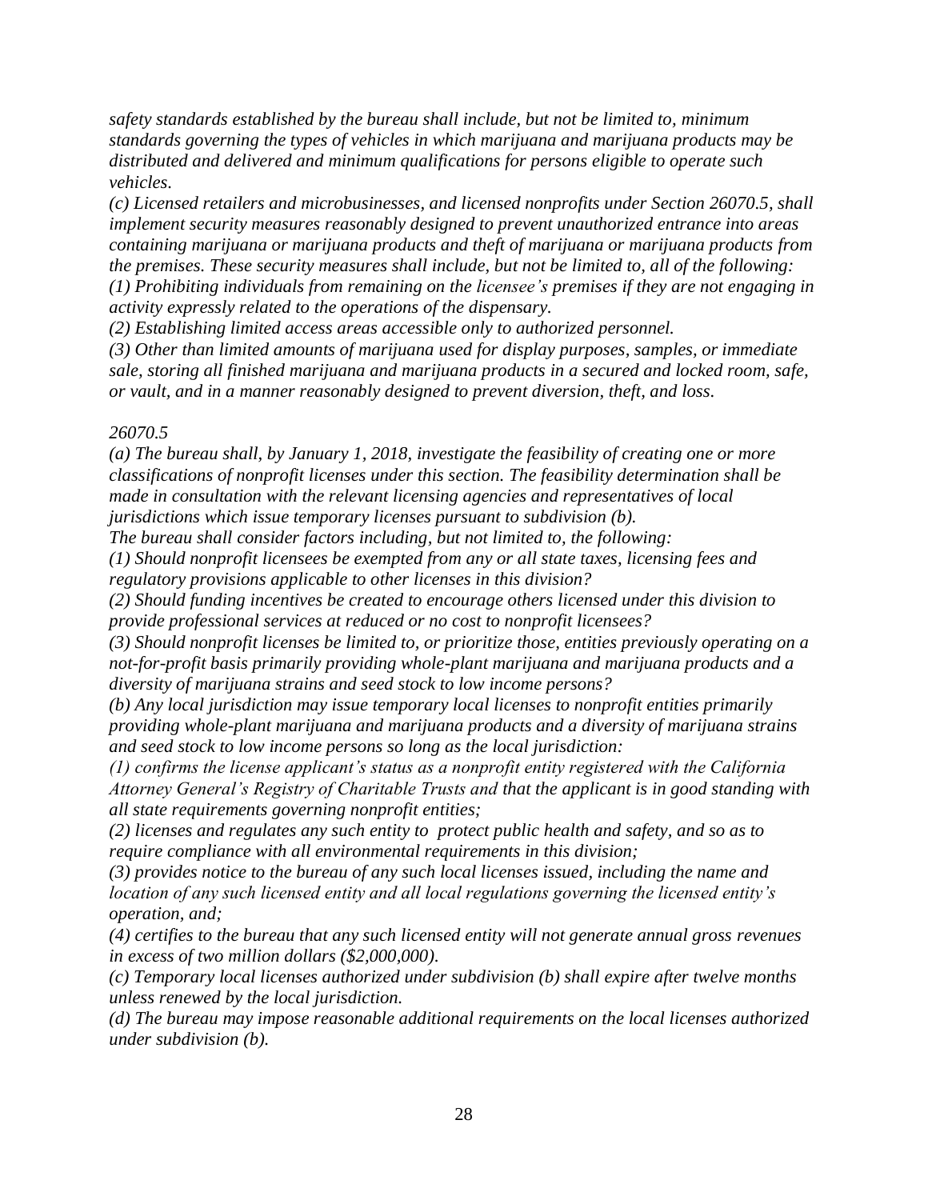*safety standards established by the bureau shall include, but not be limited to, minimum standards governing the types of vehicles in which marijuana and marijuana products may be distributed and delivered and minimum qualifications for persons eligible to operate such vehicles.*

*(c) Licensed retailers and microbusinesses, and licensed nonprofits under Section 26070.5, shall implement security measures reasonably designed to prevent unauthorized entrance into areas containing marijuana or marijuana products and theft of marijuana or marijuana products from the premises. These security measures shall include, but not be limited to, all of the following:*

*(1) Prohibiting individuals from remaining on the licensee's premises if they are not engaging in activity expressly related to the operations of the dispensary.*

*(2) Establishing limited access areas accessible only to authorized personnel.*

*(3) Other than limited amounts of marijuana used for display purposes, samples, or immediate sale, storing all finished marijuana and marijuana products in a secured and locked room, safe, or vault, and in a manner reasonably designed to prevent diversion, theft, and loss.*

*26070.5*

*(a) The bureau shall, by January 1, 2018, investigate the feasibility of creating one or more classifications of nonprofit licenses under this section. The feasibility determination shall be made in consultation with the relevant licensing agencies and representatives of local jurisdictions which issue temporary licenses pursuant to subdivision (b).*

*The bureau shall consider factors including, but not limited to, the following:*

*(1) Should nonprofit licensees be exempted from any or all state taxes, licensing fees and regulatory provisions applicable to other licenses in this division?*

*(2) Should funding incentives be created to encourage others licensed under this division to provide professional services at reduced or no cost to nonprofit licensees?*

*(3) Should nonprofit licenses be limited to, or prioritize those, entities previously operating on a not-for-profit basis primarily providing whole-plant marijuana and marijuana products and a diversity of marijuana strains and seed stock to low income persons?*

*(b) Any local jurisdiction may issue temporary local licenses to nonprofit entities primarily providing whole-plant marijuana and marijuana products and a diversity of marijuana strains and seed stock to low income persons so long as the local jurisdiction:*

*(1) confirms the license applicant's status as a nonprofit entity registered with the California Attorney General's Registry of Charitable Trusts and that the applicant is in good standing with all state requirements governing nonprofit entities;*

*(2) licenses and regulates any such entity to protect public health and safety, and so as to require compliance with all environmental requirements in this division;*

*(3) provides notice to the bureau of any such local licenses issued, including the name and location of any such licensed entity and all local regulations governing the licensed entity's operation, and;*

*(4) certifies to the bureau that any such licensed entity will not generate annual gross revenues in excess of two million dollars ($2,000,000).*

*(c) Temporary local licenses authorized under subdivision (b) shall expire after twelve months unless renewed by the local jurisdiction.*

*(d) The bureau may impose reasonable additional requirements on the local licenses authorized under subdivision (b).*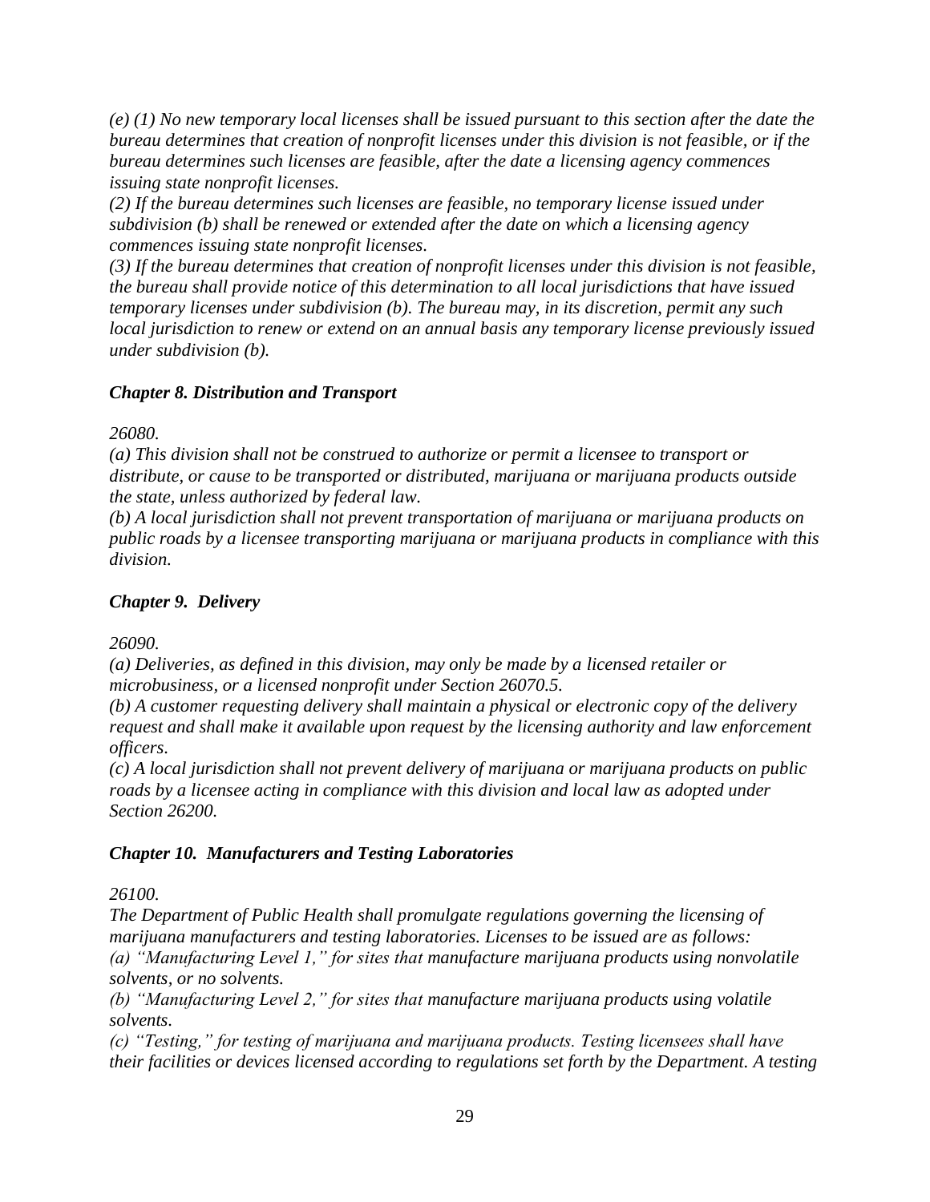*(e) (1) No new temporary local licenses shall be issued pursuant to this section after the date the bureau determines that creation of nonprofit licenses under this division is not feasible, or if the bureau determines such licenses are feasible, after the date a licensing agency commences issuing state nonprofit licenses.*
*(2) If the bureau determines such licenses are feasible, no temporary license issued under subdivision (b) shall be renewed or extended after the date on which a licensing agency commences issuing state nonprofit licenses.*
*(3) If the bureau determines that creation of nonprofit licenses under this division is not feasible, the bureau shall provide notice of this determination to all local jurisdictions that have issued temporary licenses under subdivision (b). The bureau may, in its discretion, permit any such local jurisdiction to renew or extend on an annual basis any temporary license previously issued under subdivision (b).*

### *Chapter 8. Distribution and Transport*

*26080.*
*(a) This division shall not be construed to authorize or permit a licensee to transport or distribute, or cause to be transported or distributed, marijuana or marijuana products outside the state, unless authorized by federal law.*
*(b) A local jurisdiction shall not prevent transportation of marijuana or marijuana products on public roads by a licensee transporting marijuana or marijuana products in compliance with this division.*

### *Chapter 9. Delivery*

*26090.*
*(a) Deliveries, as defined in this division, may only be made by a licensed retailer or microbusiness, or a licensed nonprofit under Section 26070.5.*
*(b) A customer requesting delivery shall maintain a physical or electronic copy of the delivery request and shall make it available upon request by the licensing authority and law enforcement officers.*
*(c) A local jurisdiction shall not prevent delivery of marijuana or marijuana products on public roads by a licensee acting in compliance with this division and local law as adopted under Section 26200.*

### *Chapter 10. Manufacturers and Testing Laboratories*

*26100.*
*The Department of Public Health shall promulgate regulations governing the licensing of marijuana manufacturers and testing laboratories. Licenses to be issued are as follows:*
*(a) "Manufacturing Level 1," for sites that manufacture marijuana products using nonvolatile solvents, or no solvents.*
*(b) "Manufacturing Level 2," for sites that manufacture marijuana products using volatile solvents.*
*(c) "Testing," for testing of marijuana and marijuana products. Testing licensees shall have their facilities or devices licensed according to regulations set forth by the Department. A testing*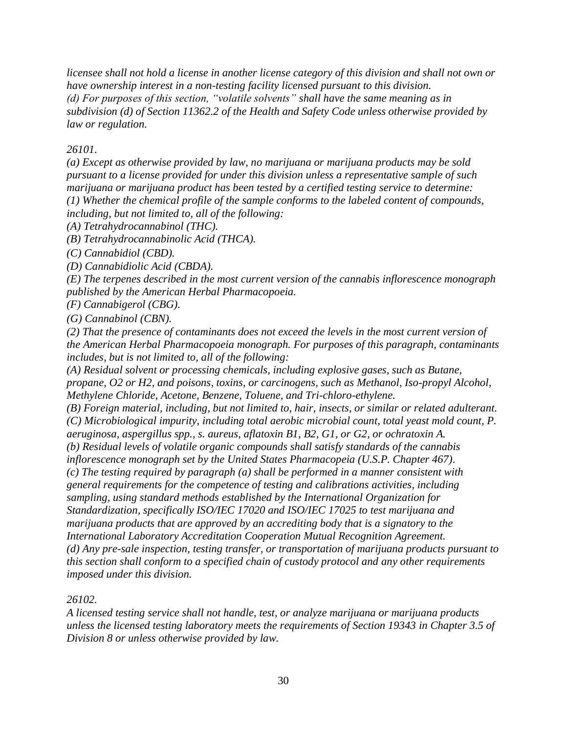*licensee shall not hold a license in another license category of this division and shall not own or have ownership interest in a non-testing facility licensed pursuant to this division.*
*(d) For purposes of this section, "volatile solvents" shall have the same meaning as in subdivision (d) of Section 11362.2 of the Health and Safety Code unless otherwise provided by law or regulation.*

*26101.*
*(a) Except as otherwise provided by law, no marijuana or marijuana products may be sold pursuant to a license provided for under this division unless a representative sample of such marijuana or marijuana product has been tested by a certified testing service to determine:*
*(1) Whether the chemical profile of the sample conforms to the labeled content of compounds, including, but not limited to, all of the following:*
*(A) Tetrahydrocannabinol (THC).*
*(B) Tetrahydrocannabinolic Acid (THCA).*
*(C) Cannabidiol (CBD).*
*(D) Cannabidiolic Acid (CBDA).*
*(E) The terpenes described in the most current version of the cannabis inflorescence monograph published by the American Herbal Pharmacopoeia.*
*(F) Cannabigerol (CBG).*
*(G) Cannabinol (CBN).*
*(2) That the presence of contaminants does not exceed the levels in the most current version of the American Herbal Pharmacopoeia monograph. For purposes of this paragraph, contaminants includes, but is not limited to, all of the following:*
*(A) Residual solvent or processing chemicals, including explosive gases, such as Butane, propane, O2 or H2, and poisons, toxins, or carcinogens, such as Methanol, Iso-propyl Alcohol, Methylene Chloride, Acetone, Benzene, Toluene, and Tri-chloro-ethylene.*
*(B) Foreign material, including, but not limited to, hair, insects, or similar or related adulterant.*
*(C) Microbiological impurity, including total aerobic microbial count, total yeast mold count, P. aeruginosa, aspergillus spp., s. aureus, aflatoxin B1, B2, G1, or G2, or ochratoxin A.*
*(b) Residual levels of volatile organic compounds shall satisfy standards of the cannabis inflorescence monograph set by the United States Pharmacopeia (U.S.P. Chapter 467).*
*(c) The testing required by paragraph (a) shall be performed in a manner consistent with general requirements for the competence of testing and calibrations activities, including sampling, using standard methods established by the International Organization for Standardization, specifically ISO/IEC 17020 and ISO/IEC 17025 to test marijuana and marijuana products that are approved by an accrediting body that is a signatory to the International Laboratory Accreditation Cooperation Mutual Recognition Agreement.*
*(d) Any pre-sale inspection, testing transfer, or transportation of marijuana products pursuant to this section shall conform to a specified chain of custody protocol and any other requirements imposed under this division.*

*26102.*
*A licensed testing service shall not handle, test, or analyze marijuana or marijuana products unless the licensed testing laboratory meets the requirements of Section 19343 in Chapter 3.5 of Division 8 or unless otherwise provided by law.*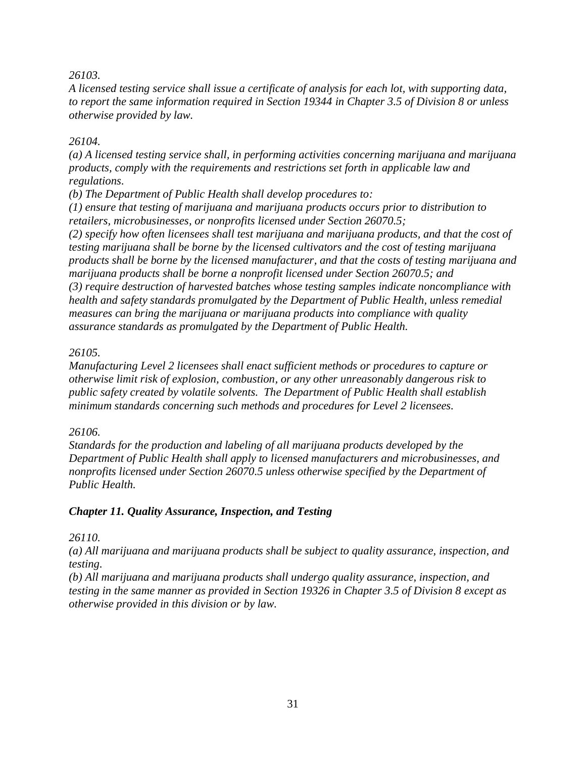*26103.*
*A licensed testing service shall issue a certificate of analysis for each lot, with supporting data, to report the same information required in Section 19344 in Chapter 3.5 of Division 8 or unless otherwise provided by law.*

*26104.*
*(a) A licensed testing service shall, in performing activities concerning marijuana and marijuana products, comply with the requirements and restrictions set forth in applicable law and regulations.*
*(b) The Department of Public Health shall develop procedures to:*
*(1) ensure that testing of marijuana and marijuana products occurs prior to distribution to retailers, microbusinesses, or nonprofits licensed under Section 26070.5;*
*(2) specify how often licensees shall test marijuana and marijuana products, and that the cost of testing marijuana shall be borne by the licensed cultivators and the cost of testing marijuana products shall be borne by the licensed manufacturer, and that the costs of testing marijuana and marijuana products shall be borne a nonprofit licensed under Section 26070.5; and*
*(3) require destruction of harvested batches whose testing samples indicate noncompliance with health and safety standards promulgated by the Department of Public Health, unless remedial measures can bring the marijuana or marijuana products into compliance with quality assurance standards as promulgated by the Department of Public Health.*

*26105.*
*Manufacturing Level 2 licensees shall enact sufficient methods or procedures to capture or otherwise limit risk of explosion, combustion, or any other unreasonably dangerous risk to public safety created by volatile solvents. The Department of Public Health shall establish minimum standards concerning such methods and procedures for Level 2 licensees.*

*26106.*
*Standards for the production and labeling of all marijuana products developed by the Department of Public Health shall apply to licensed manufacturers and microbusinesses, and nonprofits licensed under Section 26070.5 unless otherwise specified by the Department of Public Health.*

### ***Chapter 11. Quality Assurance, Inspection, and Testing***

*26110.*
*(a) All marijuana and marijuana products shall be subject to quality assurance, inspection, and testing.*
*(b) All marijuana and marijuana products shall undergo quality assurance, inspection, and testing in the same manner as provided in Section 19326 in Chapter 3.5 of Division 8 except as otherwise provided in this division or by law.*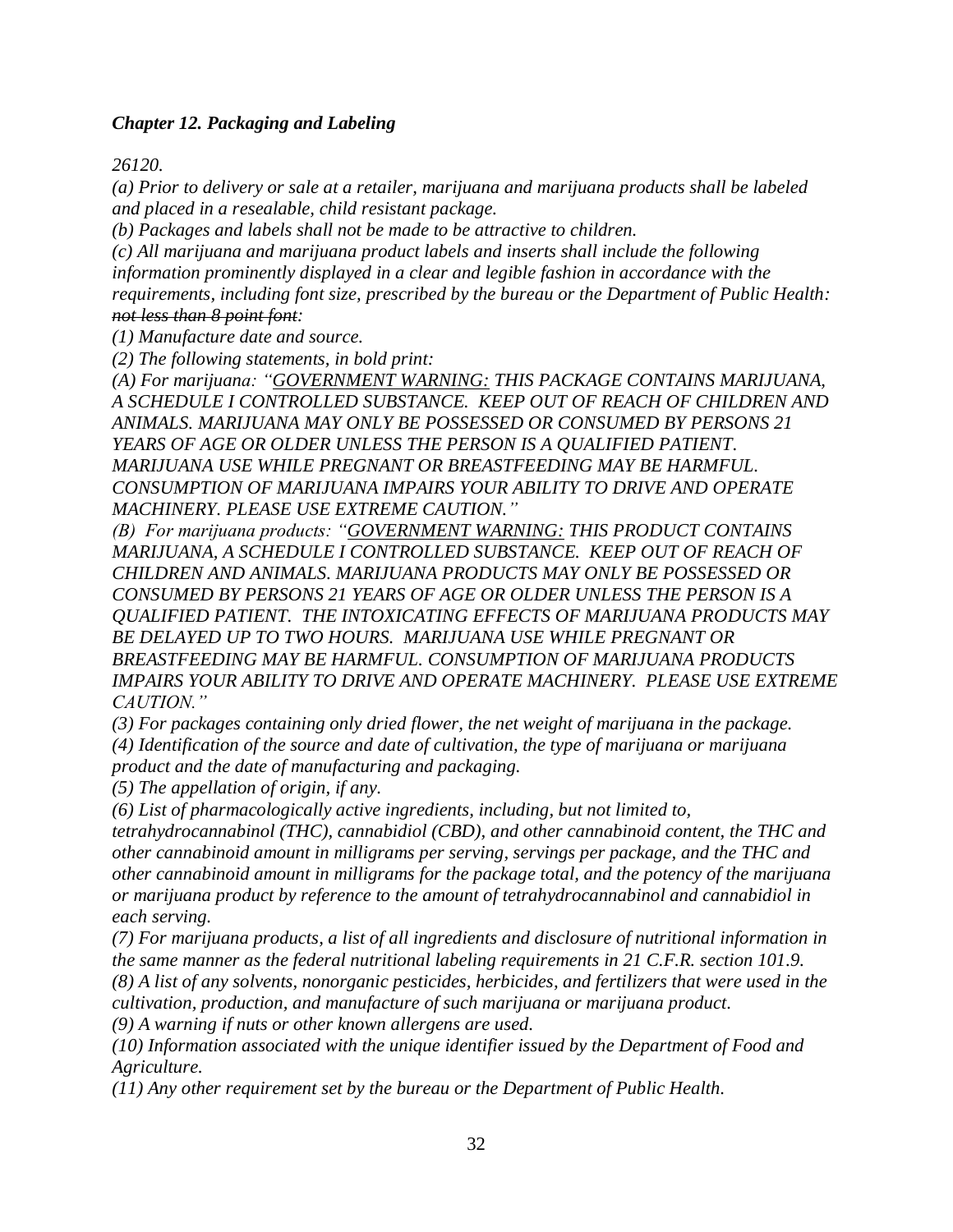### *Chapter 12. Packaging and Labeling*

*26120.*

*(a) Prior to delivery or sale at a retailer, marijuana and marijuana products shall be labeled and placed in a resealable, child resistant package.*

*(b) Packages and labels shall not be made to be attractive to children.*

*(c) All marijuana and marijuana product labels and inserts shall include the following information prominently displayed in a clear and legible fashion in accordance with the requirements, including font size, prescribed by the bureau or the Department of Public Health: ~~not less than 8 point font:~~*

*(1) Manufacture date and source.*

*(2) The following statements, in bold print:*

*(A) For marijuana: "<u>GOVERNMENT WARNING:</u> THIS PACKAGE CONTAINS MARIJUANA, A SCHEDULE I CONTROLLED SUBSTANCE. KEEP OUT OF REACH OF CHILDREN AND ANIMALS. MARIJUANA MAY ONLY BE POSSESSED OR CONSUMED BY PERSONS 21 YEARS OF AGE OR OLDER UNLESS THE PERSON IS A QUALIFIED PATIENT. MARIJUANA USE WHILE PREGNANT OR BREASTFEEDING MAY BE HARMFUL. CONSUMPTION OF MARIJUANA IMPAIRS YOUR ABILITY TO DRIVE AND OPERATE MACHINERY. PLEASE USE EXTREME CAUTION."*

*(B) For marijuana products: "<u>GOVERNMENT WARNING:</u> THIS PRODUCT CONTAINS MARIJUANA, A SCHEDULE I CONTROLLED SUBSTANCE. KEEP OUT OF REACH OF CHILDREN AND ANIMALS. MARIJUANA PRODUCTS MAY ONLY BE POSSESSED OR CONSUMED BY PERSONS 21 YEARS OF AGE OR OLDER UNLESS THE PERSON IS A QUALIFIED PATIENT. THE INTOXICATING EFFECTS OF MARIJUANA PRODUCTS MAY BE DELAYED UP TO TWO HOURS. MARIJUANA USE WHILE PREGNANT OR BREASTFEEDING MAY BE HARMFUL. CONSUMPTION OF MARIJUANA PRODUCTS IMPAIRS YOUR ABILITY TO DRIVE AND OPERATE MACHINERY. PLEASE USE EXTREME CAUTION."*

*(3) For packages containing only dried flower, the net weight of marijuana in the package.*

*(4) Identification of the source and date of cultivation, the type of marijuana or marijuana product and the date of manufacturing and packaging.*

*(5) The appellation of origin, if any.*

*(6) List of pharmacologically active ingredients, including, but not limited to, tetrahydrocannabinol (THC), cannabidiol (CBD), and other cannabinoid content, the THC and other cannabinoid amount in milligrams per serving, servings per package, and the THC and other cannabinoid amount in milligrams for the package total, and the potency of the marijuana or marijuana product by reference to the amount of tetrahydrocannabinol and cannabidiol in each serving.*

*(7) For marijuana products, a list of all ingredients and disclosure of nutritional information in the same manner as the federal nutritional labeling requirements in 21 C.F.R. section 101.9.*

*(8) A list of any solvents, nonorganic pesticides, herbicides, and fertilizers that were used in the cultivation, production, and manufacture of such marijuana or marijuana product.*

*(9) A warning if nuts or other known allergens are used.*

*(10) Information associated with the unique identifier issued by the Department of Food and Agriculture.*

*(11) Any other requirement set by the bureau or the Department of Public Health.*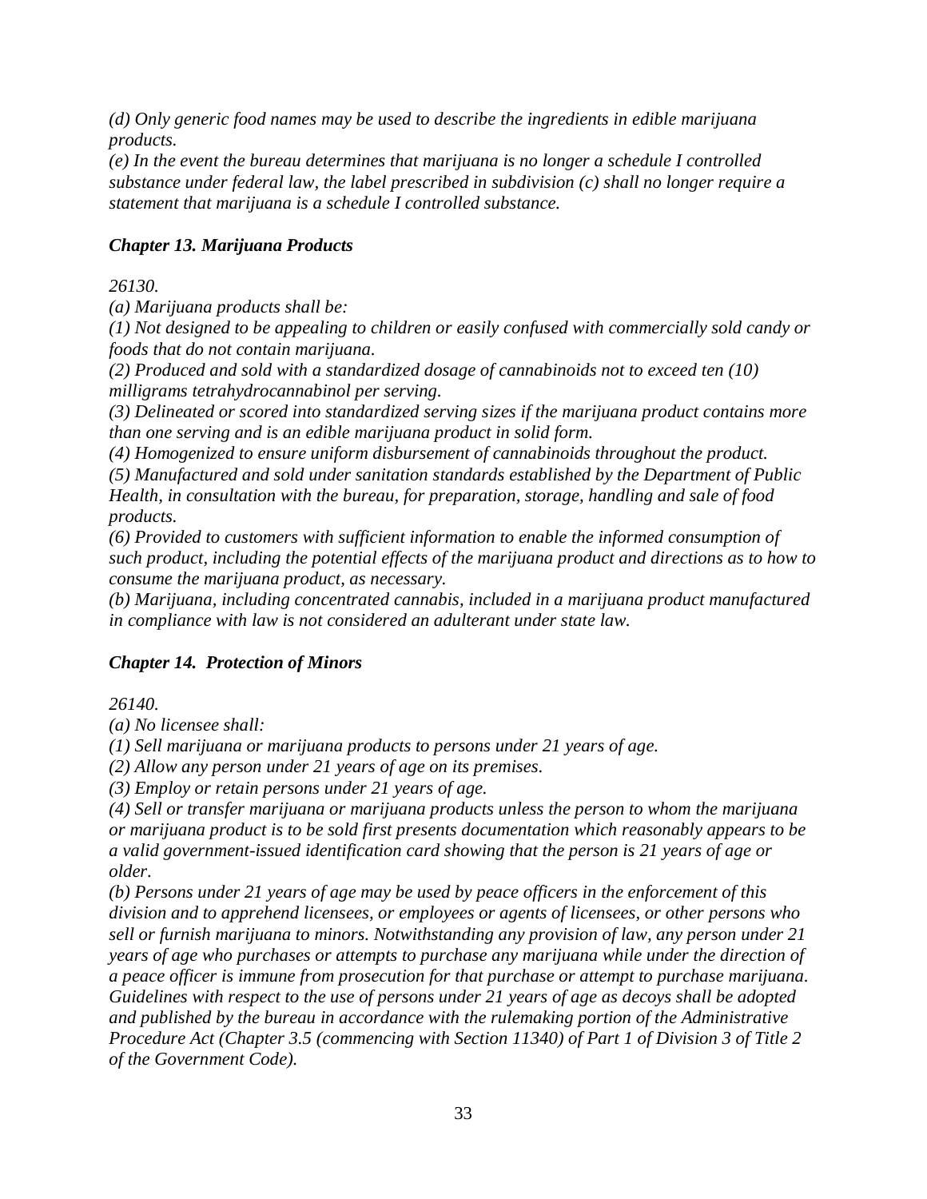*(d) Only generic food names may be used to describe the ingredients in edible marijuana products.*
*(e) In the event the bureau determines that marijuana is no longer a schedule I controlled substance under federal law, the label prescribed in subdivision (c) shall no longer require a statement that marijuana is a schedule I controlled substance.*

### *Chapter 13. Marijuana Products*

*26130.*
*(a) Marijuana products shall be:*
*(1) Not designed to be appealing to children or easily confused with commercially sold candy or foods that do not contain marijuana.*
*(2) Produced and sold with a standardized dosage of cannabinoids not to exceed ten (10) milligrams tetrahydrocannabinol per serving.*
*(3) Delineated or scored into standardized serving sizes if the marijuana product contains more than one serving and is an edible marijuana product in solid form.*
*(4) Homogenized to ensure uniform disbursement of cannabinoids throughout the product.*
*(5) Manufactured and sold under sanitation standards established by the Department of Public Health, in consultation with the bureau, for preparation, storage, handling and sale of food products.*
*(6) Provided to customers with sufficient information to enable the informed consumption of such product, including the potential effects of the marijuana product and directions as to how to consume the marijuana product, as necessary.*
*(b) Marijuana, including concentrated cannabis, included in a marijuana product manufactured in compliance with law is not considered an adulterant under state law.*

### *Chapter 14. Protection of Minors*

*26140.*
*(a) No licensee shall:*
*(1) Sell marijuana or marijuana products to persons under 21 years of age.*
*(2) Allow any person under 21 years of age on its premises.*
*(3) Employ or retain persons under 21 years of age.*
*(4) Sell or transfer marijuana or marijuana products unless the person to whom the marijuana or marijuana product is to be sold first presents documentation which reasonably appears to be a valid government-issued identification card showing that the person is 21 years of age or older.*
*(b) Persons under 21 years of age may be used by peace officers in the enforcement of this division and to apprehend licensees, or employees or agents of licensees, or other persons who sell or furnish marijuana to minors. Notwithstanding any provision of law, any person under 21 years of age who purchases or attempts to purchase any marijuana while under the direction of a peace officer is immune from prosecution for that purchase or attempt to purchase marijuana. Guidelines with respect to the use of persons under 21 years of age as decoys shall be adopted and published by the bureau in accordance with the rulemaking portion of the Administrative Procedure Act (Chapter 3.5 (commencing with Section 11340) of Part 1 of Division 3 of Title 2 of the Government Code).*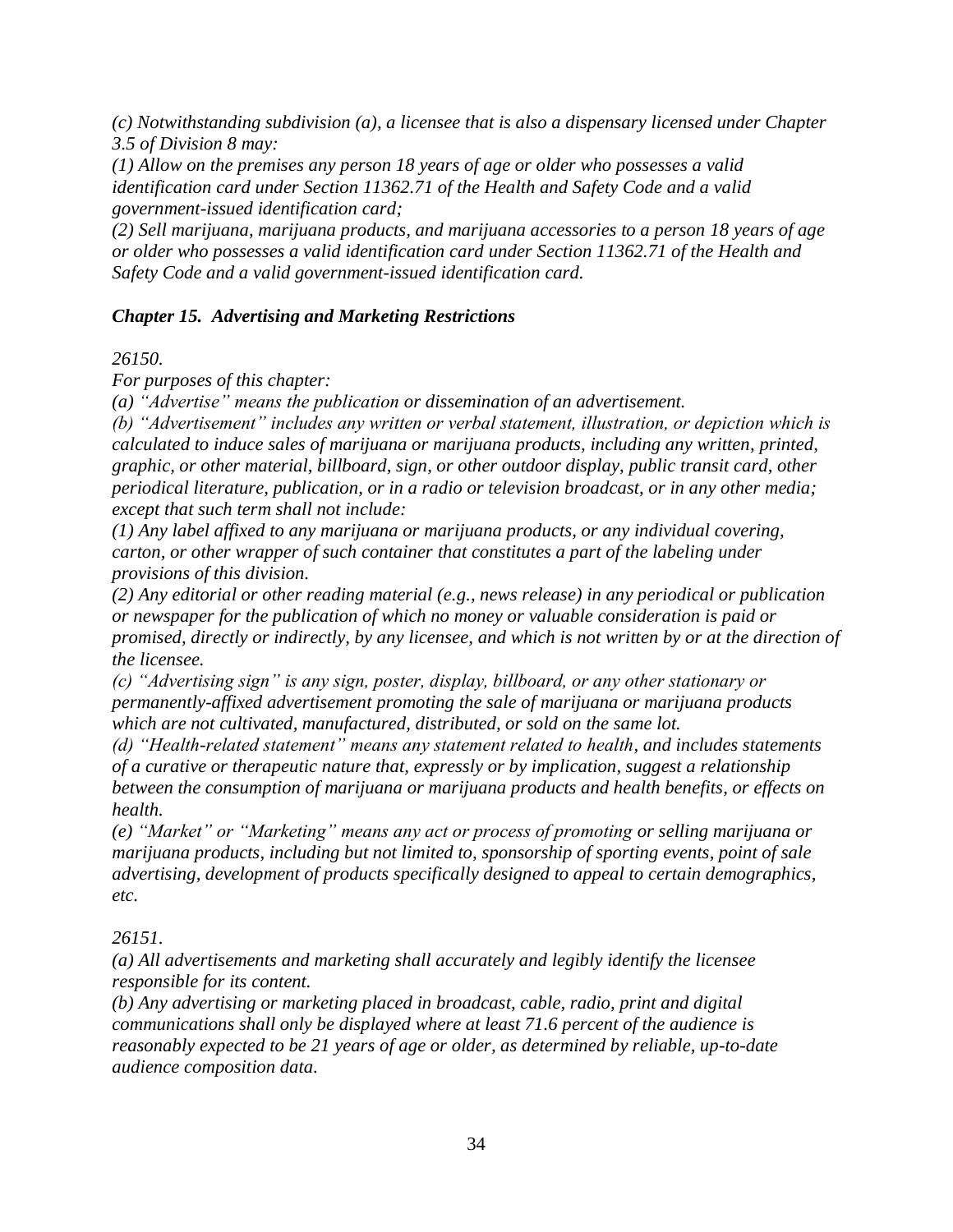*(c) Notwithstanding subdivision (a), a licensee that is also a dispensary licensed under Chapter 3.5 of Division 8 may:*

*(1) Allow on the premises any person 18 years of age or older who possesses a valid identification card under Section 11362.71 of the Health and Safety Code and a valid government-issued identification card;*

*(2) Sell marijuana, marijuana products, and marijuana accessories to a person 18 years of age or older who possesses a valid identification card under Section 11362.71 of the Health and Safety Code and a valid government-issued identification card.*

### *Chapter 15. Advertising and Marketing Restrictions*

*26150.*

*For purposes of this chapter:*

*(a) "Advertise" means the publication or dissemination of an advertisement.*

*(b) "Advertisement" includes any written or verbal statement, illustration, or depiction which is calculated to induce sales of marijuana or marijuana products, including any written, printed, graphic, or other material, billboard, sign, or other outdoor display, public transit card, other periodical literature, publication, or in a radio or television broadcast, or in any other media; except that such term shall not include:*

*(1) Any label affixed to any marijuana or marijuana products, or any individual covering, carton, or other wrapper of such container that constitutes a part of the labeling under provisions of this division.*

*(2) Any editorial or other reading material (e.g., news release) in any periodical or publication or newspaper for the publication of which no money or valuable consideration is paid or promised, directly or indirectly, by any licensee, and which is not written by or at the direction of the licensee.*

*(c) "Advertising sign" is any sign, poster, display, billboard, or any other stationary or permanently-affixed advertisement promoting the sale of marijuana or marijuana products which are not cultivated, manufactured, distributed, or sold on the same lot.*

*(d) "Health-related statement" means any statement related to health, and includes statements of a curative or therapeutic nature that, expressly or by implication, suggest a relationship between the consumption of marijuana or marijuana products and health benefits, or effects on health.*

*(e) "Market" or "Marketing" means any act or process of promoting or selling marijuana or marijuana products, including but not limited to, sponsorship of sporting events, point of sale advertising, development of products specifically designed to appeal to certain demographics, etc.*

*26151.*

*(a) All advertisements and marketing shall accurately and legibly identify the licensee responsible for its content.*

*(b) Any advertising or marketing placed in broadcast, cable, radio, print and digital communications shall only be displayed where at least 71.6 percent of the audience is reasonably expected to be 21 years of age or older, as determined by reliable, up-to-date audience composition data.*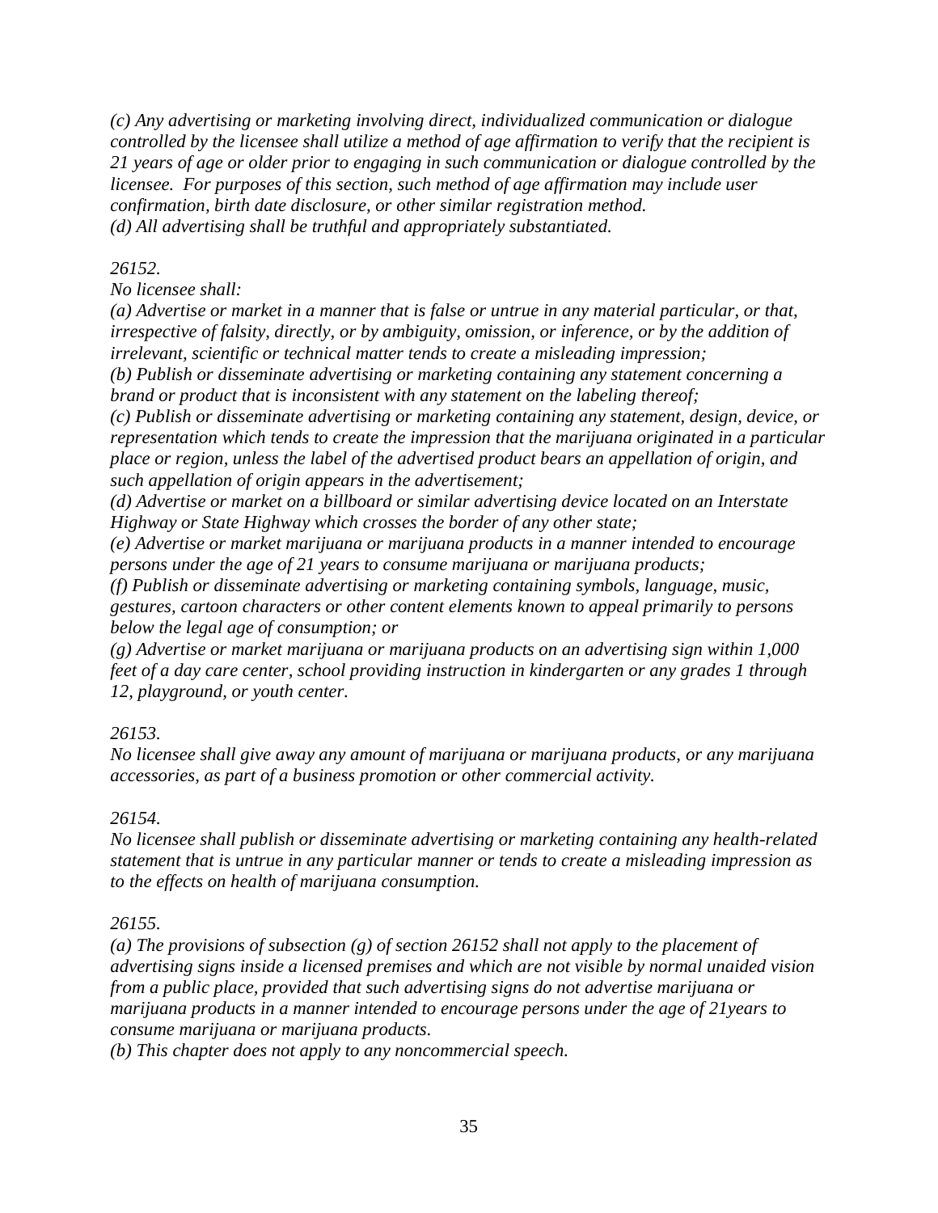*(c) Any advertising or marketing involving direct, individualized communication or dialogue controlled by the licensee shall utilize a method of age affirmation to verify that the recipient is 21 years of age or older prior to engaging in such communication or dialogue controlled by the licensee. For purposes of this section, such method of age affirmation may include user confirmation, birth date disclosure, or other similar registration method.*
*(d) All advertising shall be truthful and appropriately substantiated.*

*26152.*
*No licensee shall:*
*(a) Advertise or market in a manner that is false or untrue in any material particular, or that, irrespective of falsity, directly, or by ambiguity, omission, or inference, or by the addition of irrelevant, scientific or technical matter tends to create a misleading impression;*
*(b) Publish or disseminate advertising or marketing containing any statement concerning a brand or product that is inconsistent with any statement on the labeling thereof;*
*(c) Publish or disseminate advertising or marketing containing any statement, design, device, or representation which tends to create the impression that the marijuana originated in a particular place or region, unless the label of the advertised product bears an appellation of origin, and such appellation of origin appears in the advertisement;*
*(d) Advertise or market on a billboard or similar advertising device located on an Interstate Highway or State Highway which crosses the border of any other state;*
*(e) Advertise or market marijuana or marijuana products in a manner intended to encourage persons under the age of 21 years to consume marijuana or marijuana products;*
*(f) Publish or disseminate advertising or marketing containing symbols, language, music, gestures, cartoon characters or other content elements known to appeal primarily to persons below the legal age of consumption; or*
*(g) Advertise or market marijuana or marijuana products on an advertising sign within 1,000 feet of a day care center, school providing instruction in kindergarten or any grades 1 through 12, playground, or youth center.*

*26153.*
*No licensee shall give away any amount of marijuana or marijuana products, or any marijuana accessories, as part of a business promotion or other commercial activity.*

*26154.*
*No licensee shall publish or disseminate advertising or marketing containing any health-related statement that is untrue in any particular manner or tends to create a misleading impression as to the effects on health of marijuana consumption.*

*26155.*
*(a) The provisions of subsection (g) of section 26152 shall not apply to the placement of advertising signs inside a licensed premises and which are not visible by normal unaided vision from a public place, provided that such advertising signs do not advertise marijuana or marijuana products in a manner intended to encourage persons under the age of 21years to consume marijuana or marijuana products.*
*(b) This chapter does not apply to any noncommercial speech.*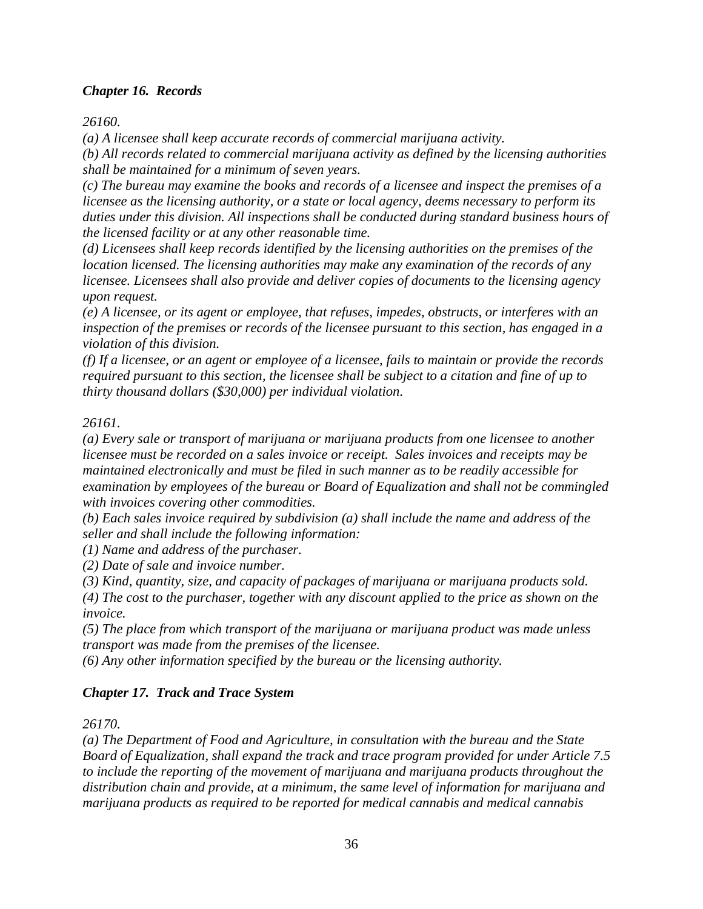### *Chapter 16. Records*

*26160.*

*(a) A licensee shall keep accurate records of commercial marijuana activity.*

*(b) All records related to commercial marijuana activity as defined by the licensing authorities shall be maintained for a minimum of seven years.*

*(c) The bureau may examine the books and records of a licensee and inspect the premises of a licensee as the licensing authority, or a state or local agency, deems necessary to perform its duties under this division. All inspections shall be conducted during standard business hours of the licensed facility or at any other reasonable time.*

*(d) Licensees shall keep records identified by the licensing authorities on the premises of the location licensed. The licensing authorities may make any examination of the records of any licensee. Licensees shall also provide and deliver copies of documents to the licensing agency upon request.*

*(e) A licensee, or its agent or employee, that refuses, impedes, obstructs, or interferes with an inspection of the premises or records of the licensee pursuant to this section, has engaged in a violation of this division.*

*(f) If a licensee, or an agent or employee of a licensee, fails to maintain or provide the records required pursuant to this section, the licensee shall be subject to a citation and fine of up to thirty thousand dollars ($30,000) per individual violation.*

*26161.*

*(a) Every sale or transport of marijuana or marijuana products from one licensee to another licensee must be recorded on a sales invoice or receipt. Sales invoices and receipts may be maintained electronically and must be filed in such manner as to be readily accessible for examination by employees of the bureau or Board of Equalization and shall not be commingled with invoices covering other commodities.*

*(b) Each sales invoice required by subdivision (a) shall include the name and address of the seller and shall include the following information:*

*(1) Name and address of the purchaser.*

*(2) Date of sale and invoice number.*

*(3) Kind, quantity, size, and capacity of packages of marijuana or marijuana products sold.*

*(4) The cost to the purchaser, together with any discount applied to the price as shown on the invoice.*

*(5) The place from which transport of the marijuana or marijuana product was made unless transport was made from the premises of the licensee.*

*(6) Any other information specified by the bureau or the licensing authority.*

### *Chapter 17. Track and Trace System*

*26170.*

*(a) The Department of Food and Agriculture, in consultation with the bureau and the State Board of Equalization, shall expand the track and trace program provided for under Article 7.5 to include the reporting of the movement of marijuana and marijuana products throughout the distribution chain and provide, at a minimum, the same level of information for marijuana and marijuana products as required to be reported for medical cannabis and medical cannabis*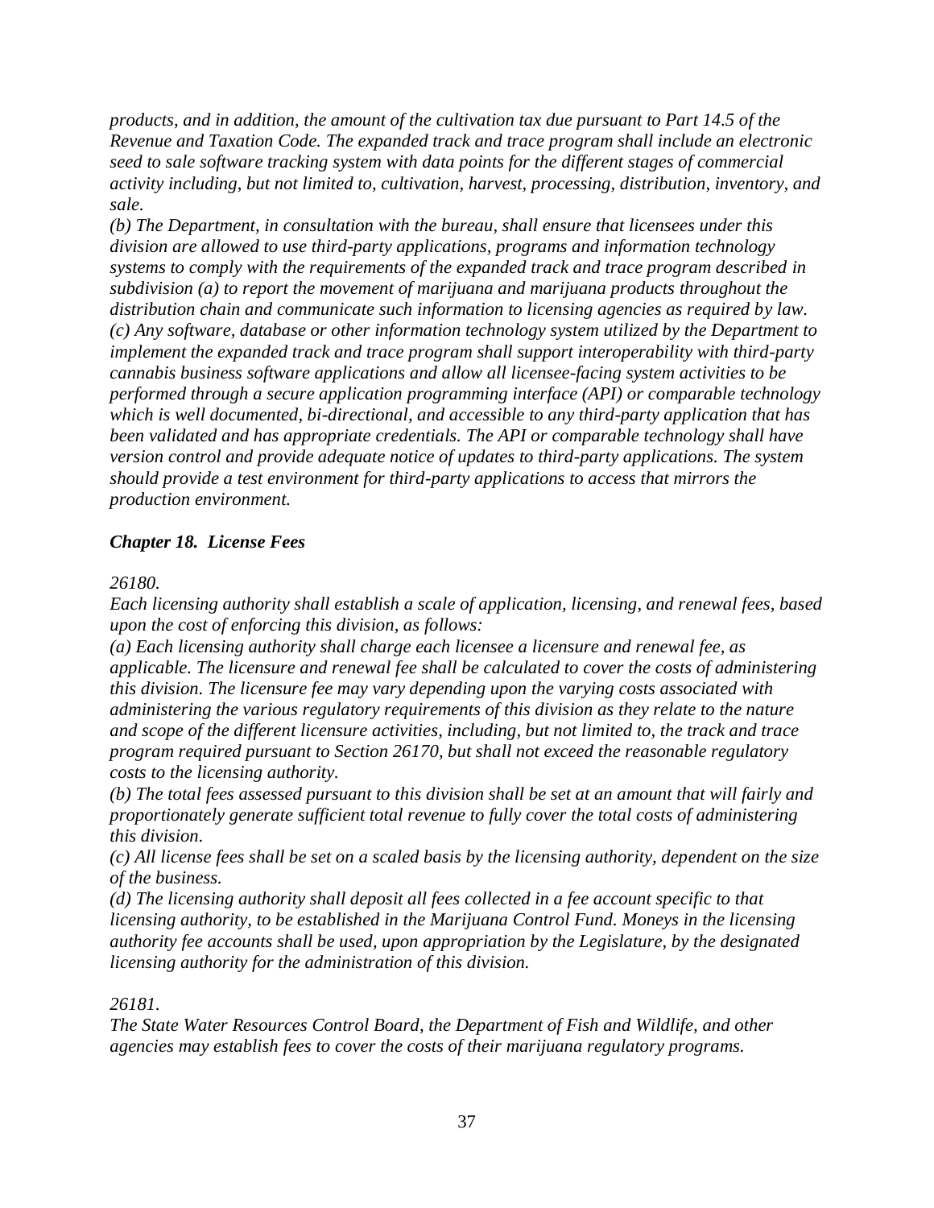*products, and in addition, the amount of the cultivation tax due pursuant to Part 14.5 of the Revenue and Taxation Code. The expanded track and trace program shall include an electronic seed to sale software tracking system with data points for the different stages of commercial activity including, but not limited to, cultivation, harvest, processing, distribution, inventory, and sale.*

*(b) The Department, in consultation with the bureau, shall ensure that licensees under this division are allowed to use third-party applications, programs and information technology systems to comply with the requirements of the expanded track and trace program described in subdivision (a) to report the movement of marijuana and marijuana products throughout the distribution chain and communicate such information to licensing agencies as required by law.*

*(c) Any software, database or other information technology system utilized by the Department to implement the expanded track and trace program shall support interoperability with third-party cannabis business software applications and allow all licensee-facing system activities to be performed through a secure application programming interface (API) or comparable technology which is well documented, bi-directional, and accessible to any third-party application that has been validated and has appropriate credentials. The API or comparable technology shall have version control and provide adequate notice of updates to third-party applications. The system should provide a test environment for third-party applications to access that mirrors the production environment.*

### *Chapter 18. License Fees*

*26180.*

*Each licensing authority shall establish a scale of application, licensing, and renewal fees, based upon the cost of enforcing this division, as follows:*

*(a) Each licensing authority shall charge each licensee a licensure and renewal fee, as applicable. The licensure and renewal fee shall be calculated to cover the costs of administering this division. The licensure fee may vary depending upon the varying costs associated with administering the various regulatory requirements of this division as they relate to the nature and scope of the different licensure activities, including, but not limited to, the track and trace program required pursuant to Section 26170, but shall not exceed the reasonable regulatory costs to the licensing authority.*

*(b) The total fees assessed pursuant to this division shall be set at an amount that will fairly and proportionately generate sufficient total revenue to fully cover the total costs of administering this division.*

*(c) All license fees shall be set on a scaled basis by the licensing authority, dependent on the size of the business.*

*(d) The licensing authority shall deposit all fees collected in a fee account specific to that licensing authority, to be established in the Marijuana Control Fund. Moneys in the licensing authority fee accounts shall be used, upon appropriation by the Legislature, by the designated licensing authority for the administration of this division.*

*26181.*

*The State Water Resources Control Board, the Department of Fish and Wildlife, and other agencies may establish fees to cover the costs of their marijuana regulatory programs.*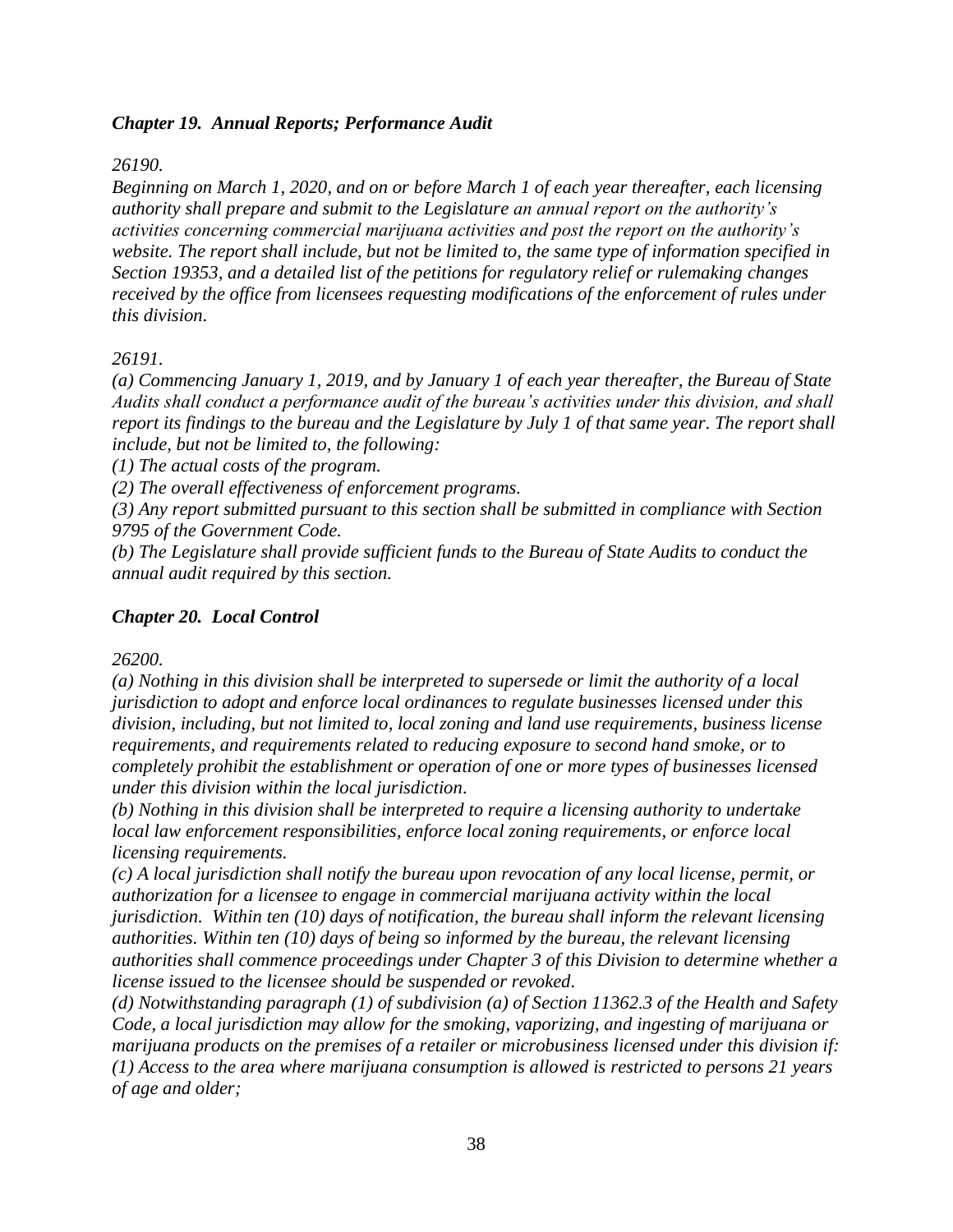### *Chapter 19. Annual Reports; Performance Audit*

*26190.*

*Beginning on March 1, 2020, and on or before March 1 of each year thereafter, each licensing authority shall prepare and submit to the Legislature an annual report on the authority's activities concerning commercial marijuana activities and post the report on the authority's website. The report shall include, but not be limited to, the same type of information specified in Section 19353, and a detailed list of the petitions for regulatory relief or rulemaking changes received by the office from licensees requesting modifications of the enforcement of rules under this division.*

*26191.*

*(a) Commencing January 1, 2019, and by January 1 of each year thereafter, the Bureau of State Audits shall conduct a performance audit of the bureau's activities under this division, and shall report its findings to the bureau and the Legislature by July 1 of that same year. The report shall include, but not be limited to, the following:*

*(1) The actual costs of the program.*

*(2) The overall effectiveness of enforcement programs.*

*(3) Any report submitted pursuant to this section shall be submitted in compliance with Section 9795 of the Government Code.*

*(b) The Legislature shall provide sufficient funds to the Bureau of State Audits to conduct the annual audit required by this section.*

### *Chapter 20. Local Control*

*26200.*

*(a) Nothing in this division shall be interpreted to supersede or limit the authority of a local jurisdiction to adopt and enforce local ordinances to regulate businesses licensed under this division, including, but not limited to, local zoning and land use requirements, business license requirements, and requirements related to reducing exposure to second hand smoke, or to completely prohibit the establishment or operation of one or more types of businesses licensed under this division within the local jurisdiction.*

*(b) Nothing in this division shall be interpreted to require a licensing authority to undertake local law enforcement responsibilities, enforce local zoning requirements, or enforce local licensing requirements.*

*(c) A local jurisdiction shall notify the bureau upon revocation of any local license, permit, or authorization for a licensee to engage in commercial marijuana activity within the local jurisdiction. Within ten (10) days of notification, the bureau shall inform the relevant licensing authorities. Within ten (10) days of being so informed by the bureau, the relevant licensing authorities shall commence proceedings under Chapter 3 of this Division to determine whether a license issued to the licensee should be suspended or revoked.*

*(d) Notwithstanding paragraph (1) of subdivision (a) of Section 11362.3 of the Health and Safety Code, a local jurisdiction may allow for the smoking, vaporizing, and ingesting of marijuana or marijuana products on the premises of a retailer or microbusiness licensed under this division if:*

*(1) Access to the area where marijuana consumption is allowed is restricted to persons 21 years of age and older;*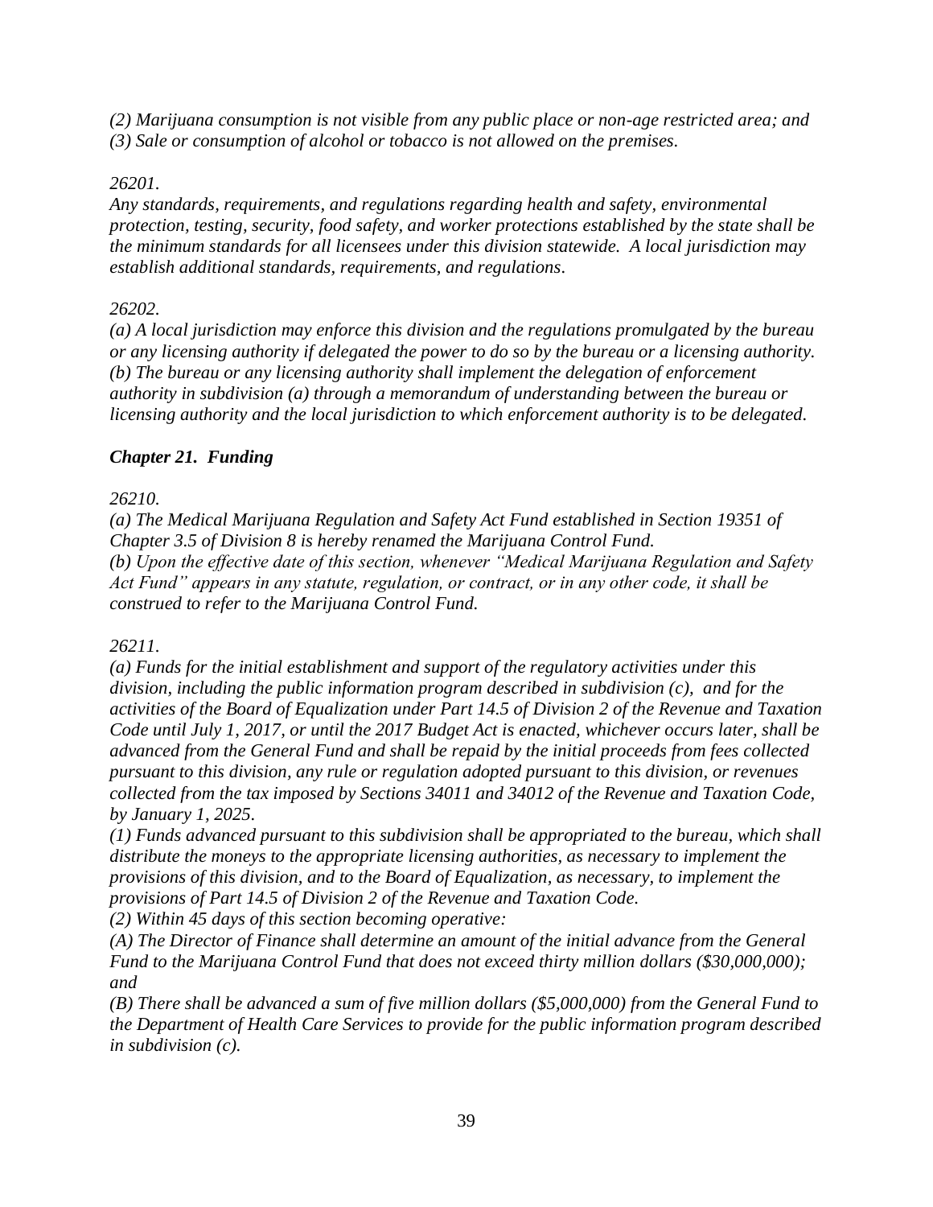*(2) Marijuana consumption is not visible from any public place or non-age restricted area; and*
*(3) Sale or consumption of alcohol or tobacco is not allowed on the premises.*

*26201.*
*Any standards, requirements, and regulations regarding health and safety, environmental protection, testing, security, food safety, and worker protections established by the state shall be the minimum standards for all licensees under this division statewide. A local jurisdiction may establish additional standards, requirements, and regulations.*

*26202.*
*(a) A local jurisdiction may enforce this division and the regulations promulgated by the bureau or any licensing authority if delegated the power to do so by the bureau or a licensing authority.*
*(b) The bureau or any licensing authority shall implement the delegation of enforcement authority in subdivision (a) through a memorandum of understanding between the bureau or licensing authority and the local jurisdiction to which enforcement authority is to be delegated.*

### ***Chapter 21. Funding***

*26210.*
*(a) The Medical Marijuana Regulation and Safety Act Fund established in Section 19351 of Chapter 3.5 of Division 8 is hereby renamed the Marijuana Control Fund.*
*(b) Upon the effective date of this section, whenever "Medical Marijuana Regulation and Safety Act Fund" appears in any statute, regulation, or contract, or in any other code, it shall be construed to refer to the Marijuana Control Fund.*

*26211.*
*(a) Funds for the initial establishment and support of the regulatory activities under this division, including the public information program described in subdivision (c), and for the activities of the Board of Equalization under Part 14.5 of Division 2 of the Revenue and Taxation Code until July 1, 2017, or until the 2017 Budget Act is enacted, whichever occurs later, shall be advanced from the General Fund and shall be repaid by the initial proceeds from fees collected pursuant to this division, any rule or regulation adopted pursuant to this division, or revenues collected from the tax imposed by Sections 34011 and 34012 of the Revenue and Taxation Code, by January 1, 2025.*
*(1) Funds advanced pursuant to this subdivision shall be appropriated to the bureau, which shall distribute the moneys to the appropriate licensing authorities, as necessary to implement the provisions of this division, and to the Board of Equalization, as necessary, to implement the provisions of Part 14.5 of Division 2 of the Revenue and Taxation Code.*
*(2) Within 45 days of this section becoming operative:*
*(A) The Director of Finance shall determine an amount of the initial advance from the General Fund to the Marijuana Control Fund that does not exceed thirty million dollars ($30,000,000); and*
*(B) There shall be advanced a sum of five million dollars ($5,000,000) from the General Fund to the Department of Health Care Services to provide for the public information program described in subdivision (c).*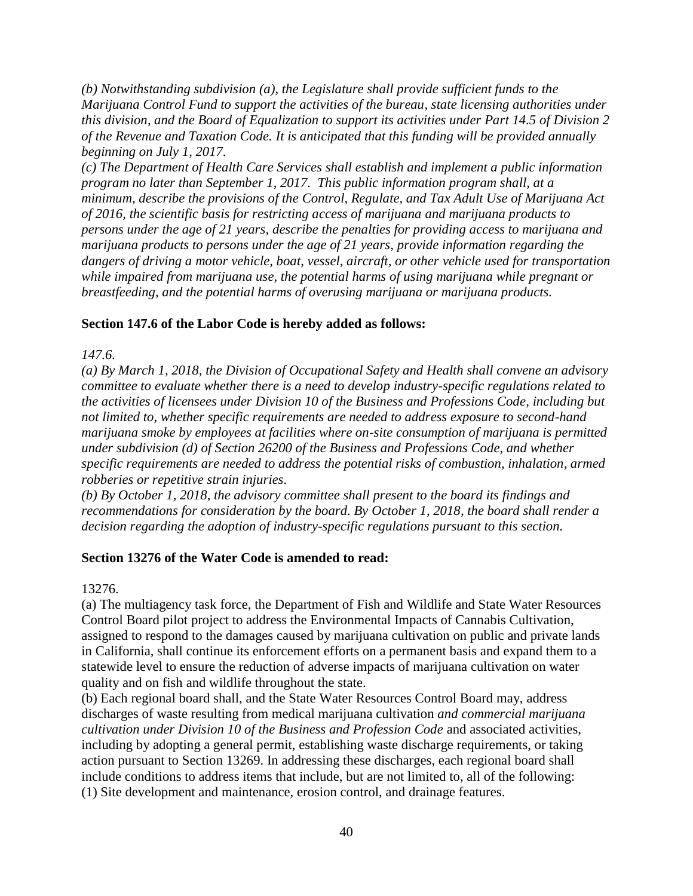*(b) Notwithstanding subdivision (a), the Legislature shall provide sufficient funds to the Marijuana Control Fund to support the activities of the bureau, state licensing authorities under this division, and the Board of Equalization to support its activities under Part 14.5 of Division 2 of the Revenue and Taxation Code. It is anticipated that this funding will be provided annually beginning on July 1, 2017.*
*(c) The Department of Health Care Services shall establish and implement a public information program no later than September 1, 2017. This public information program shall, at a minimum, describe the provisions of the Control, Regulate, and Tax Adult Use of Marijuana Act of 2016, the scientific basis for restricting access of marijuana and marijuana products to persons under the age of 21 years, describe the penalties for providing access to marijuana and marijuana products to persons under the age of 21 years, provide information regarding the dangers of driving a motor vehicle, boat, vessel, aircraft, or other vehicle used for transportation while impaired from marijuana use, the potential harms of using marijuana while pregnant or breastfeeding, and the potential harms of overusing marijuana or marijuana products.*

**Section 147.6 of the Labor Code is hereby added as follows:**

*147.6.*
*(a) By March 1, 2018, the Division of Occupational Safety and Health shall convene an advisory committee to evaluate whether there is a need to develop industry-specific regulations related to the activities of licensees under Division 10 of the Business and Professions Code, including but not limited to, whether specific requirements are needed to address exposure to second-hand marijuana smoke by employees at facilities where on-site consumption of marijuana is permitted under subdivision (d) of Section 26200 of the Business and Professions Code, and whether specific requirements are needed to address the potential risks of combustion, inhalation, armed robberies or repetitive strain injuries.*
*(b) By October 1, 2018, the advisory committee shall present to the board its findings and recommendations for consideration by the board. By October 1, 2018, the board shall render a decision regarding the adoption of industry-specific regulations pursuant to this section.*

**Section 13276 of the Water Code is amended to read:**

13276.
(a) The multiagency task force, the Department of Fish and Wildlife and State Water Resources Control Board pilot project to address the Environmental Impacts of Cannabis Cultivation, assigned to respond to the damages caused by marijuana cultivation on public and private lands in California, shall continue its enforcement efforts on a permanent basis and expand them to a statewide level to ensure the reduction of adverse impacts of marijuana cultivation on water quality and on fish and wildlife throughout the state.
(b) Each regional board shall, and the State Water Resources Control Board may, address discharges of waste resulting from medical marijuana cultivation *and commercial marijuana cultivation under Division 10 of the Business and Profession Code* and associated activities, including by adopting a general permit, establishing waste discharge requirements, or taking action pursuant to Section 13269. In addressing these discharges, each regional board shall include conditions to address items that include, but are not limited to, all of the following:
(1) Site development and maintenance, erosion control, and drainage features.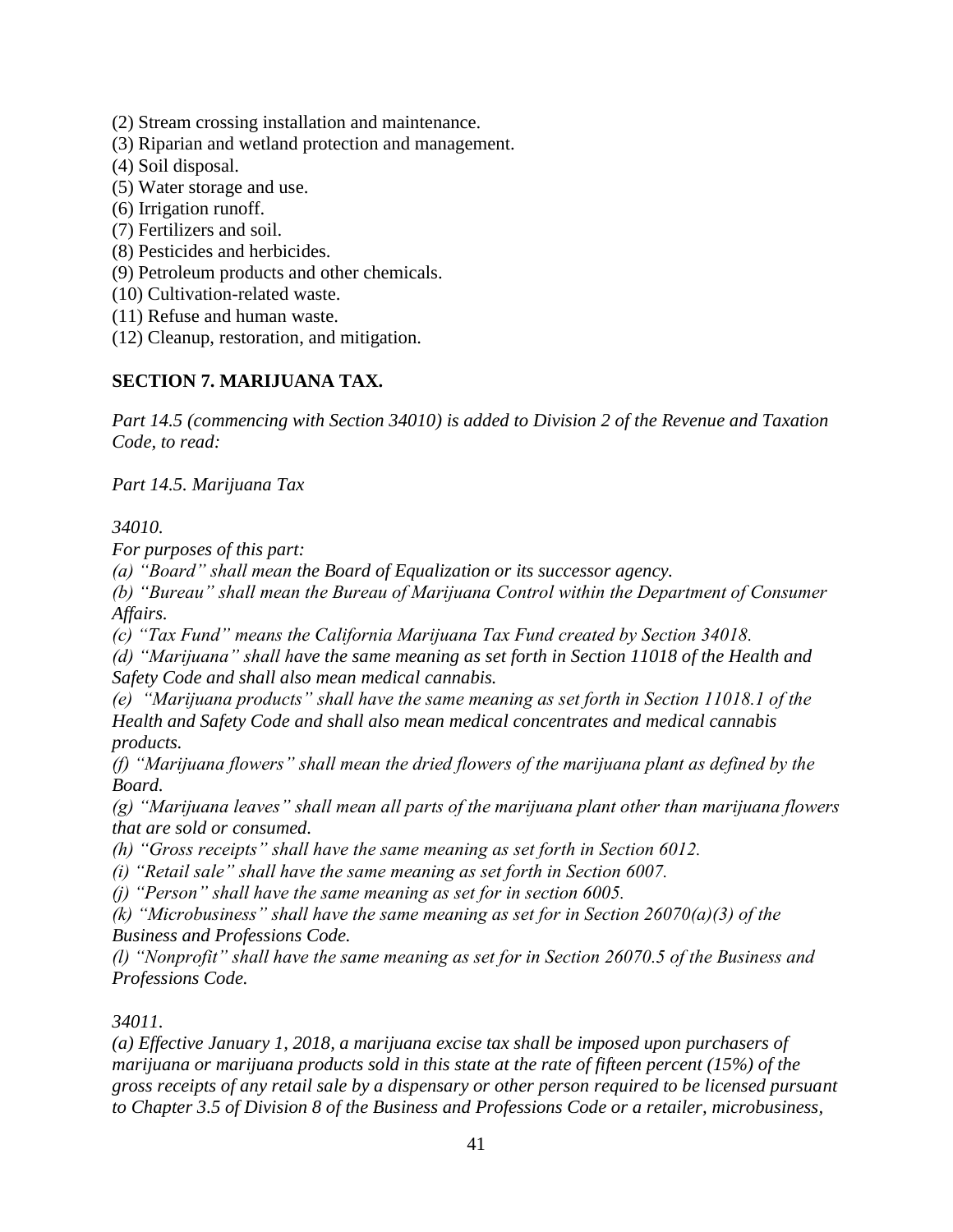(2) Stream crossing installation and maintenance.
(3) Riparian and wetland protection and management.
(4) Soil disposal.
(5) Water storage and use.
(6) Irrigation runoff.
(7) Fertilizers and soil.
(8) Pesticides and herbicides.
(9) Petroleum products and other chemicals.
(10) Cultivation-related waste.
(11) Refuse and human waste.
(12) Cleanup, restoration, and mitigation.

## SECTION 7. MARIJUANA TAX.

*Part 14.5 (commencing with Section 34010) is added to Division 2 of the Revenue and Taxation Code, to read:*

*Part 14.5. Marijuana Tax*

*34010.*

*For purposes of this part:*

*(a) "Board" shall mean the Board of Equalization or its successor agency.*

*(b) "Bureau" shall mean the Bureau of Marijuana Control within the Department of Consumer Affairs.*

*(c) "Tax Fund" means the California Marijuana Tax Fund created by Section 34018.*

*(d) "Marijuana" shall have the same meaning as set forth in Section 11018 of the Health and Safety Code and shall also mean medical cannabis.*

*(e) "Marijuana products" shall have the same meaning as set forth in Section 11018.1 of the Health and Safety Code and shall also mean medical concentrates and medical cannabis products.*

*(f) "Marijuana flowers" shall mean the dried flowers of the marijuana plant as defined by the Board.*

*(g) "Marijuana leaves" shall mean all parts of the marijuana plant other than marijuana flowers that are sold or consumed.*

*(h) "Gross receipts" shall have the same meaning as set forth in Section 6012.*

*(i) "Retail sale" shall have the same meaning as set forth in Section 6007.*

*(j) "Person" shall have the same meaning as set for in section 6005.*

*(k) "Microbusiness" shall have the same meaning as set for in Section 26070(a)(3) of the Business and Professions Code.*

*(l) "Nonprofit" shall have the same meaning as set for in Section 26070.5 of the Business and Professions Code.*

*34011.*

*(a) Effective January 1, 2018, a marijuana excise tax shall be imposed upon purchasers of marijuana or marijuana products sold in this state at the rate of fifteen percent (15%) of the gross receipts of any retail sale by a dispensary or other person required to be licensed pursuant to Chapter 3.5 of Division 8 of the Business and Professions Code or a retailer, microbusiness,*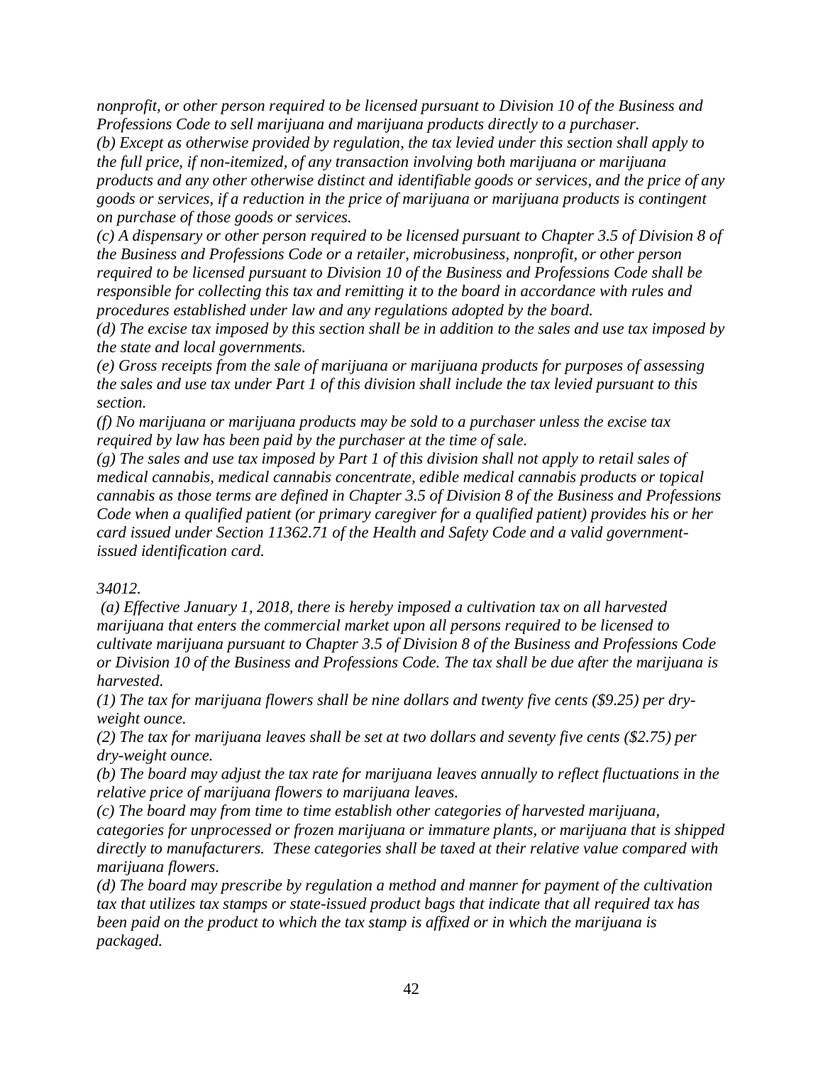*nonprofit, or other person required to be licensed pursuant to Division 10 of the Business and Professions Code to sell marijuana and marijuana products directly to a purchaser.*

*(b) Except as otherwise provided by regulation, the tax levied under this section shall apply to the full price, if non-itemized, of any transaction involving both marijuana or marijuana products and any other otherwise distinct and identifiable goods or services, and the price of any goods or services, if a reduction in the price of marijuana or marijuana products is contingent on purchase of those goods or services.*

*(c) A dispensary or other person required to be licensed pursuant to Chapter 3.5 of Division 8 of the Business and Professions Code or a retailer, microbusiness, nonprofit, or other person required to be licensed pursuant to Division 10 of the Business and Professions Code shall be responsible for collecting this tax and remitting it to the board in accordance with rules and procedures established under law and any regulations adopted by the board.*

*(d) The excise tax imposed by this section shall be in addition to the sales and use tax imposed by the state and local governments.*

*(e) Gross receipts from the sale of marijuana or marijuana products for purposes of assessing the sales and use tax under Part 1 of this division shall include the tax levied pursuant to this section.*

*(f) No marijuana or marijuana products may be sold to a purchaser unless the excise tax required by law has been paid by the purchaser at the time of sale.*

*(g) The sales and use tax imposed by Part 1 of this division shall not apply to retail sales of medical cannabis, medical cannabis concentrate, edible medical cannabis products or topical cannabis as those terms are defined in Chapter 3.5 of Division 8 of the Business and Professions Code when a qualified patient (or primary caregiver for a qualified patient) provides his or her card issued under Section 11362.71 of the Health and Safety Code and a valid government-issued identification card.*

*34012.*

*(a) Effective January 1, 2018, there is hereby imposed a cultivation tax on all harvested marijuana that enters the commercial market upon all persons required to be licensed to cultivate marijuana pursuant to Chapter 3.5 of Division 8 of the Business and Professions Code or Division 10 of the Business and Professions Code. The tax shall be due after the marijuana is harvested.*

*(1) The tax for marijuana flowers shall be nine dollars and twenty five cents ($9.25) per dry-weight ounce.*

*(2) The tax for marijuana leaves shall be set at two dollars and seventy five cents ($2.75) per dry-weight ounce.*

*(b) The board may adjust the tax rate for marijuana leaves annually to reflect fluctuations in the relative price of marijuana flowers to marijuana leaves.*

*(c) The board may from time to time establish other categories of harvested marijuana, categories for unprocessed or frozen marijuana or immature plants, or marijuana that is shipped directly to manufacturers. These categories shall be taxed at their relative value compared with marijuana flowers.*

*(d) The board may prescribe by regulation a method and manner for payment of the cultivation tax that utilizes tax stamps or state-issued product bags that indicate that all required tax has been paid on the product to which the tax stamp is affixed or in which the marijuana is packaged.*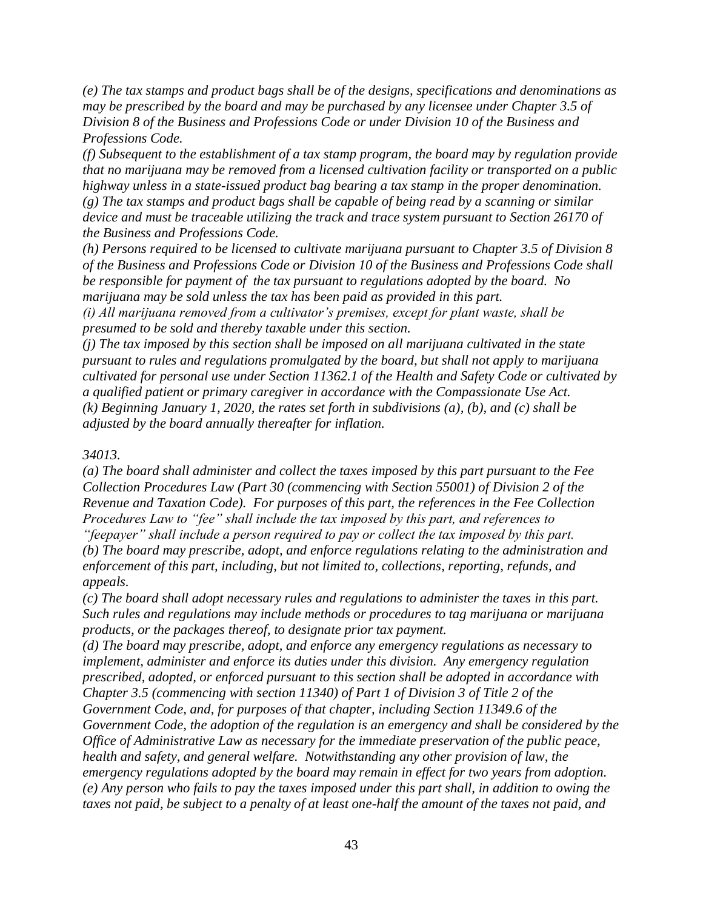*(e) The tax stamps and product bags shall be of the designs, specifications and denominations as may be prescribed by the board and may be purchased by any licensee under Chapter 3.5 of Division 8 of the Business and Professions Code or under Division 10 of the Business and Professions Code.*

*(f) Subsequent to the establishment of a tax stamp program, the board may by regulation provide that no marijuana may be removed from a licensed cultivation facility or transported on a public highway unless in a state-issued product bag bearing a tax stamp in the proper denomination.*

*(g) The tax stamps and product bags shall be capable of being read by a scanning or similar device and must be traceable utilizing the track and trace system pursuant to Section 26170 of the Business and Professions Code.*

*(h) Persons required to be licensed to cultivate marijuana pursuant to Chapter 3.5 of Division 8 of the Business and Professions Code or Division 10 of the Business and Professions Code shall be responsible for payment of the tax pursuant to regulations adopted by the board. No marijuana may be sold unless the tax has been paid as provided in this part.*

*(i) All marijuana removed from a cultivator's premises, except for plant waste, shall be presumed to be sold and thereby taxable under this section.*

*(j) The tax imposed by this section shall be imposed on all marijuana cultivated in the state pursuant to rules and regulations promulgated by the board, but shall not apply to marijuana cultivated for personal use under Section 11362.1 of the Health and Safety Code or cultivated by a qualified patient or primary caregiver in accordance with the Compassionate Use Act.*

*(k) Beginning January 1, 2020, the rates set forth in subdivisions (a), (b), and (c) shall be adjusted by the board annually thereafter for inflation.*

*34013.*

*(a) The board shall administer and collect the taxes imposed by this part pursuant to the Fee Collection Procedures Law (Part 30 (commencing with Section 55001) of Division 2 of the Revenue and Taxation Code). For purposes of this part, the references in the Fee Collection Procedures Law to "fee" shall include the tax imposed by this part, and references to "feepayer" shall include a person required to pay or collect the tax imposed by this part.*

*(b) The board may prescribe, adopt, and enforce regulations relating to the administration and enforcement of this part, including, but not limited to, collections, reporting, refunds, and appeals.*

*(c) The board shall adopt necessary rules and regulations to administer the taxes in this part. Such rules and regulations may include methods or procedures to tag marijuana or marijuana products, or the packages thereof, to designate prior tax payment.*

*(d) The board may prescribe, adopt, and enforce any emergency regulations as necessary to implement, administer and enforce its duties under this division. Any emergency regulation prescribed, adopted, or enforced pursuant to this section shall be adopted in accordance with Chapter 3.5 (commencing with section 11340) of Part 1 of Division 3 of Title 2 of the Government Code, and, for purposes of that chapter, including Section 11349.6 of the Government Code, the adoption of the regulation is an emergency and shall be considered by the Office of Administrative Law as necessary for the immediate preservation of the public peace, health and safety, and general welfare. Notwithstanding any other provision of law, the emergency regulations adopted by the board may remain in effect for two years from adoption.*

*(e) Any person who fails to pay the taxes imposed under this part shall, in addition to owing the taxes not paid, be subject to a penalty of at least one-half the amount of the taxes not paid, and*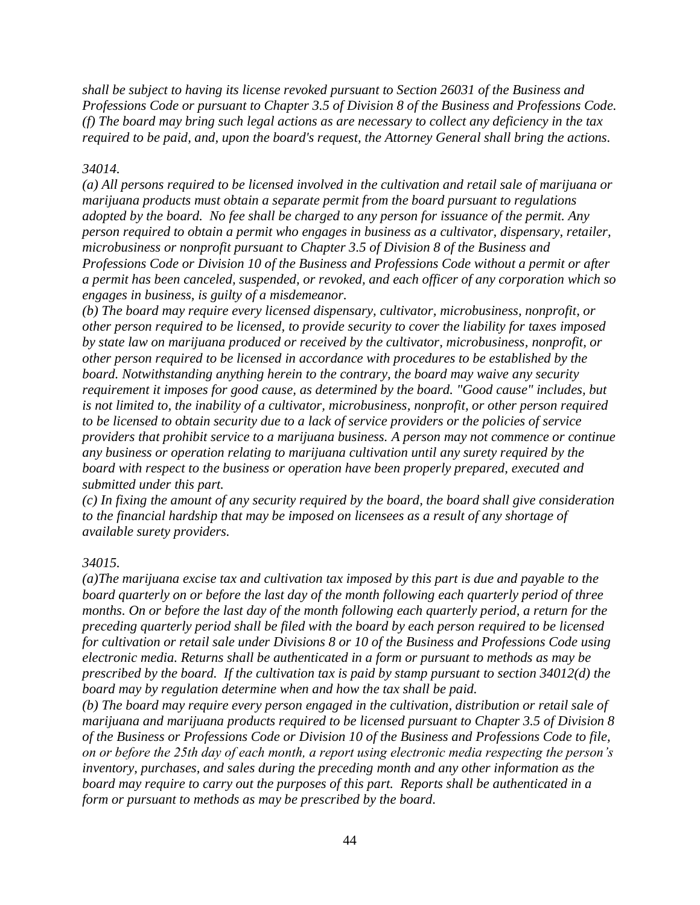*shall be subject to having its license revoked pursuant to Section 26031 of the Business and Professions Code or pursuant to Chapter 3.5 of Division 8 of the Business and Professions Code.*
*(f) The board may bring such legal actions as are necessary to collect any deficiency in the tax required to be paid, and, upon the board's request, the Attorney General shall bring the actions.*

*34014.*
*(a) All persons required to be licensed involved in the cultivation and retail sale of marijuana or marijuana products must obtain a separate permit from the board pursuant to regulations adopted by the board. No fee shall be charged to any person for issuance of the permit. Any person required to obtain a permit who engages in business as a cultivator, dispensary, retailer, microbusiness or nonprofit pursuant to Chapter 3.5 of Division 8 of the Business and Professions Code or Division 10 of the Business and Professions Code without a permit or after a permit has been canceled, suspended, or revoked, and each officer of any corporation which so engages in business, is guilty of a misdemeanor.*
*(b) The board may require every licensed dispensary, cultivator, microbusiness, nonprofit, or other person required to be licensed, to provide security to cover the liability for taxes imposed by state law on marijuana produced or received by the cultivator, microbusiness, nonprofit, or other person required to be licensed in accordance with procedures to be established by the board. Notwithstanding anything herein to the contrary, the board may waive any security requirement it imposes for good cause, as determined by the board. "Good cause" includes, but is not limited to, the inability of a cultivator, microbusiness, nonprofit, or other person required to be licensed to obtain security due to a lack of service providers or the policies of service providers that prohibit service to a marijuana business. A person may not commence or continue any business or operation relating to marijuana cultivation until any surety required by the board with respect to the business or operation have been properly prepared, executed and submitted under this part.*
*(c) In fixing the amount of any security required by the board, the board shall give consideration to the financial hardship that may be imposed on licensees as a result of any shortage of available surety providers.*

*34015.*
*(a)The marijuana excise tax and cultivation tax imposed by this part is due and payable to the board quarterly on or before the last day of the month following each quarterly period of three months. On or before the last day of the month following each quarterly period, a return for the preceding quarterly period shall be filed with the board by each person required to be licensed for cultivation or retail sale under Divisions 8 or 10 of the Business and Professions Code using electronic media. Returns shall be authenticated in a form or pursuant to methods as may be prescribed by the board. If the cultivation tax is paid by stamp pursuant to section 34012(d) the board may by regulation determine when and how the tax shall be paid.*
*(b) The board may require every person engaged in the cultivation, distribution or retail sale of marijuana and marijuana products required to be licensed pursuant to Chapter 3.5 of Division 8 of the Business or Professions Code or Division 10 of the Business and Professions Code to file, on or before the 25th day of each month, a report using electronic media respecting the person's inventory, purchases, and sales during the preceding month and any other information as the board may require to carry out the purposes of this part. Reports shall be authenticated in a form or pursuant to methods as may be prescribed by the board.*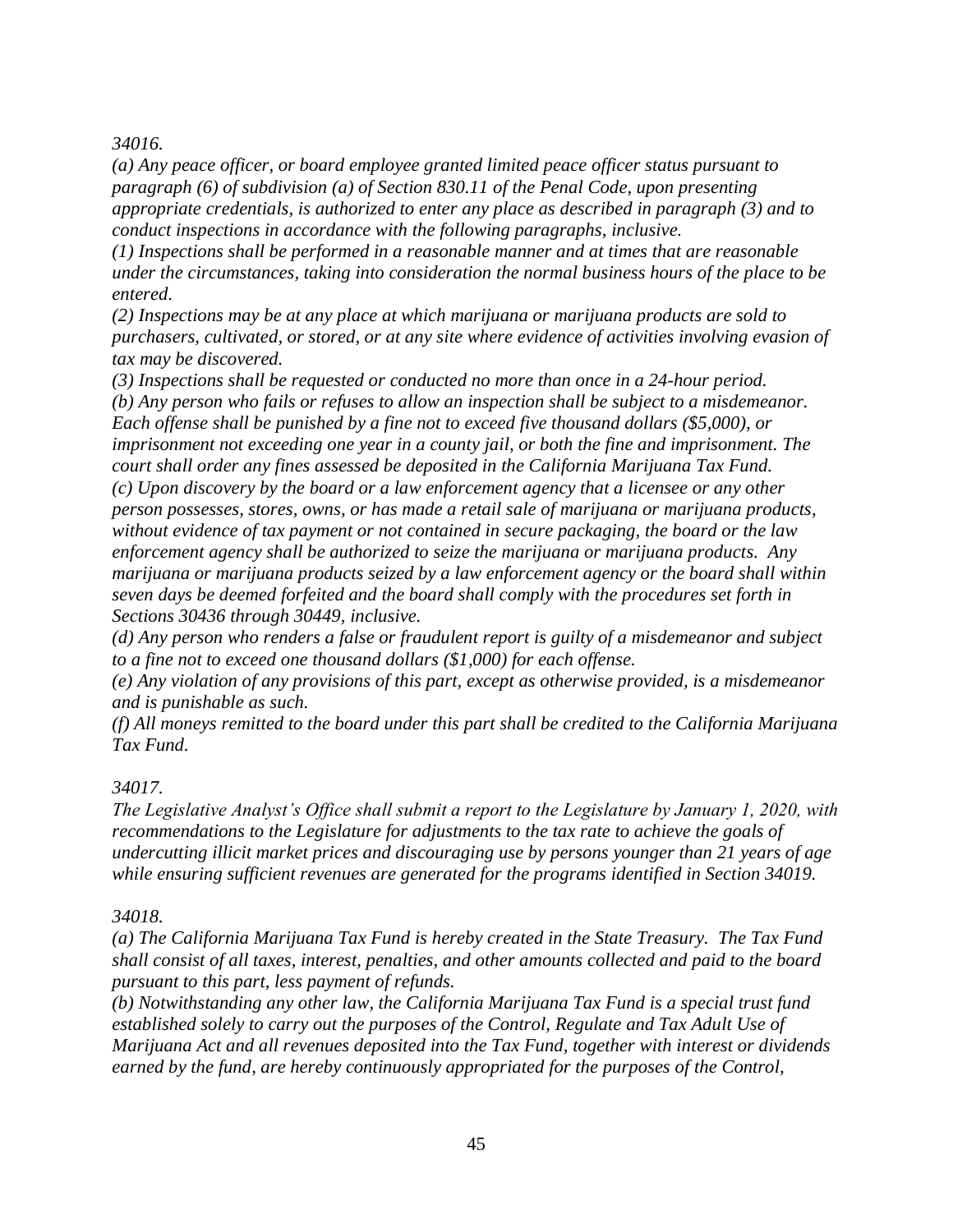*34016.*

*(a) Any peace officer, or board employee granted limited peace officer status pursuant to paragraph (6) of subdivision (a) of Section 830.11 of the Penal Code, upon presenting appropriate credentials, is authorized to enter any place as described in paragraph (3) and to conduct inspections in accordance with the following paragraphs, inclusive.*

*(1) Inspections shall be performed in a reasonable manner and at times that are reasonable under the circumstances, taking into consideration the normal business hours of the place to be entered.*

*(2) Inspections may be at any place at which marijuana or marijuana products are sold to purchasers, cultivated, or stored, or at any site where evidence of activities involving evasion of tax may be discovered.*

*(3) Inspections shall be requested or conducted no more than once in a 24-hour period.*

*(b) Any person who fails or refuses to allow an inspection shall be subject to a misdemeanor. Each offense shall be punished by a fine not to exceed five thousand dollars ($5,000), or imprisonment not exceeding one year in a county jail, or both the fine and imprisonment. The court shall order any fines assessed be deposited in the California Marijuana Tax Fund.*

*(c) Upon discovery by the board or a law enforcement agency that a licensee or any other person possesses, stores, owns, or has made a retail sale of marijuana or marijuana products, without evidence of tax payment or not contained in secure packaging, the board or the law enforcement agency shall be authorized to seize the marijuana or marijuana products. Any marijuana or marijuana products seized by a law enforcement agency or the board shall within seven days be deemed forfeited and the board shall comply with the procedures set forth in Sections 30436 through 30449, inclusive.*

*(d) Any person who renders a false or fraudulent report is guilty of a misdemeanor and subject to a fine not to exceed one thousand dollars ($1,000) for each offense.*

*(e) Any violation of any provisions of this part, except as otherwise provided, is a misdemeanor and is punishable as such.*

*(f) All moneys remitted to the board under this part shall be credited to the California Marijuana Tax Fund.*

*34017.*

*The Legislative Analyst's Office shall submit a report to the Legislature by January 1, 2020, with recommendations to the Legislature for adjustments to the tax rate to achieve the goals of undercutting illicit market prices and discouraging use by persons younger than 21 years of age while ensuring sufficient revenues are generated for the programs identified in Section 34019.*

*34018.*

*(a) The California Marijuana Tax Fund is hereby created in the State Treasury. The Tax Fund shall consist of all taxes, interest, penalties, and other amounts collected and paid to the board pursuant to this part, less payment of refunds.*

*(b) Notwithstanding any other law, the California Marijuana Tax Fund is a special trust fund established solely to carry out the purposes of the Control, Regulate and Tax Adult Use of Marijuana Act and all revenues deposited into the Tax Fund, together with interest or dividends earned by the fund, are hereby continuously appropriated for the purposes of the Control,*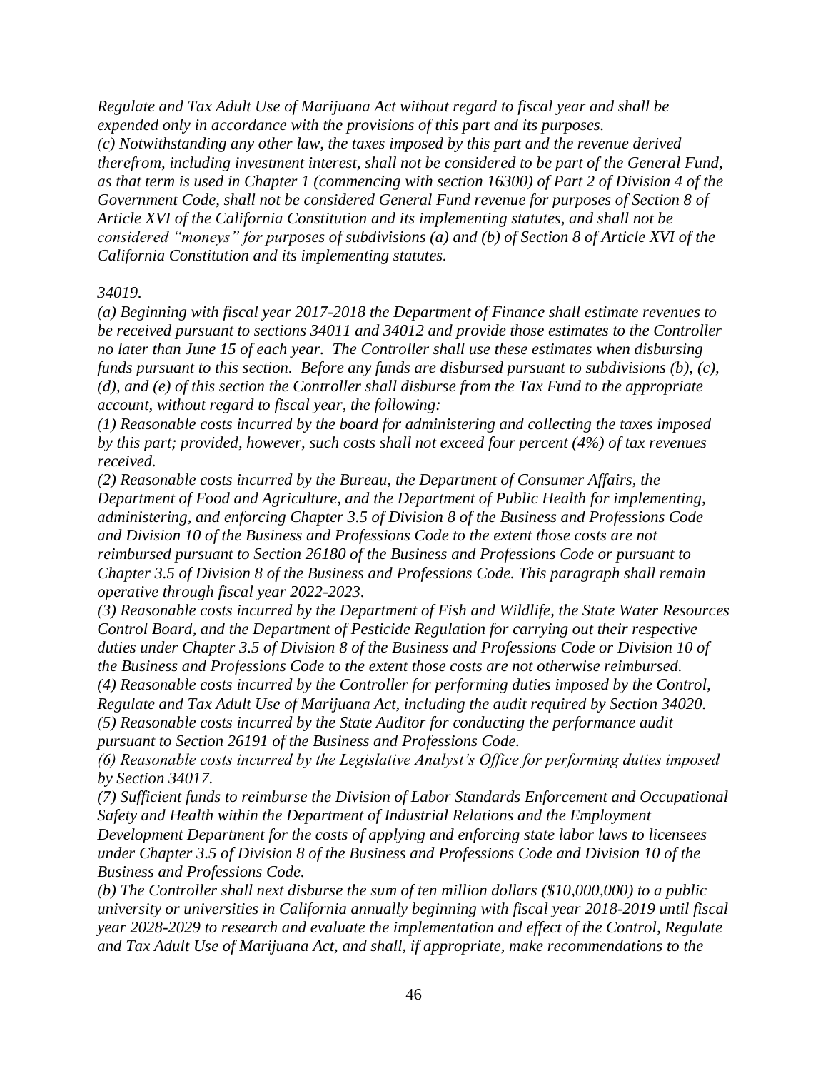*Regulate and Tax Adult Use of Marijuana Act without regard to fiscal year and shall be expended only in accordance with the provisions of this part and its purposes.*
*(c) Notwithstanding any other law, the taxes imposed by this part and the revenue derived therefrom, including investment interest, shall not be considered to be part of the General Fund, as that term is used in Chapter 1 (commencing with section 16300) of Part 2 of Division 4 of the Government Code, shall not be considered General Fund revenue for purposes of Section 8 of Article XVI of the California Constitution and its implementing statutes, and shall not be considered "moneys" for purposes of subdivisions (a) and (b) of Section 8 of Article XVI of the California Constitution and its implementing statutes.*

*34019.*
*(a) Beginning with fiscal year 2017-2018 the Department of Finance shall estimate revenues to be received pursuant to sections 34011 and 34012 and provide those estimates to the Controller no later than June 15 of each year. The Controller shall use these estimates when disbursing funds pursuant to this section. Before any funds are disbursed pursuant to subdivisions (b), (c), (d), and (e) of this section the Controller shall disburse from the Tax Fund to the appropriate account, without regard to fiscal year, the following:*
*(1) Reasonable costs incurred by the board for administering and collecting the taxes imposed by this part; provided, however, such costs shall not exceed four percent (4%) of tax revenues received.*
*(2) Reasonable costs incurred by the Bureau, the Department of Consumer Affairs, the Department of Food and Agriculture, and the Department of Public Health for implementing, administering, and enforcing Chapter 3.5 of Division 8 of the Business and Professions Code and Division 10 of the Business and Professions Code to the extent those costs are not reimbursed pursuant to Section 26180 of the Business and Professions Code or pursuant to Chapter 3.5 of Division 8 of the Business and Professions Code. This paragraph shall remain operative through fiscal year 2022-2023.*
*(3) Reasonable costs incurred by the Department of Fish and Wildlife, the State Water Resources Control Board, and the Department of Pesticide Regulation for carrying out their respective duties under Chapter 3.5 of Division 8 of the Business and Professions Code or Division 10 of the Business and Professions Code to the extent those costs are not otherwise reimbursed.*
*(4) Reasonable costs incurred by the Controller for performing duties imposed by the Control, Regulate and Tax Adult Use of Marijuana Act, including the audit required by Section 34020.*
*(5) Reasonable costs incurred by the State Auditor for conducting the performance audit pursuant to Section 26191 of the Business and Professions Code.*
*(6) Reasonable costs incurred by the Legislative Analyst's Office for performing duties imposed by Section 34017.*
*(7) Sufficient funds to reimburse the Division of Labor Standards Enforcement and Occupational Safety and Health within the Department of Industrial Relations and the Employment Development Department for the costs of applying and enforcing state labor laws to licensees under Chapter 3.5 of Division 8 of the Business and Professions Code and Division 10 of the Business and Professions Code.*
*(b) The Controller shall next disburse the sum of ten million dollars ($10,000,000) to a public university or universities in California annually beginning with fiscal year 2018-2019 until fiscal year 2028-2029 to research and evaluate the implementation and effect of the Control, Regulate and Tax Adult Use of Marijuana Act, and shall, if appropriate, make recommendations to the*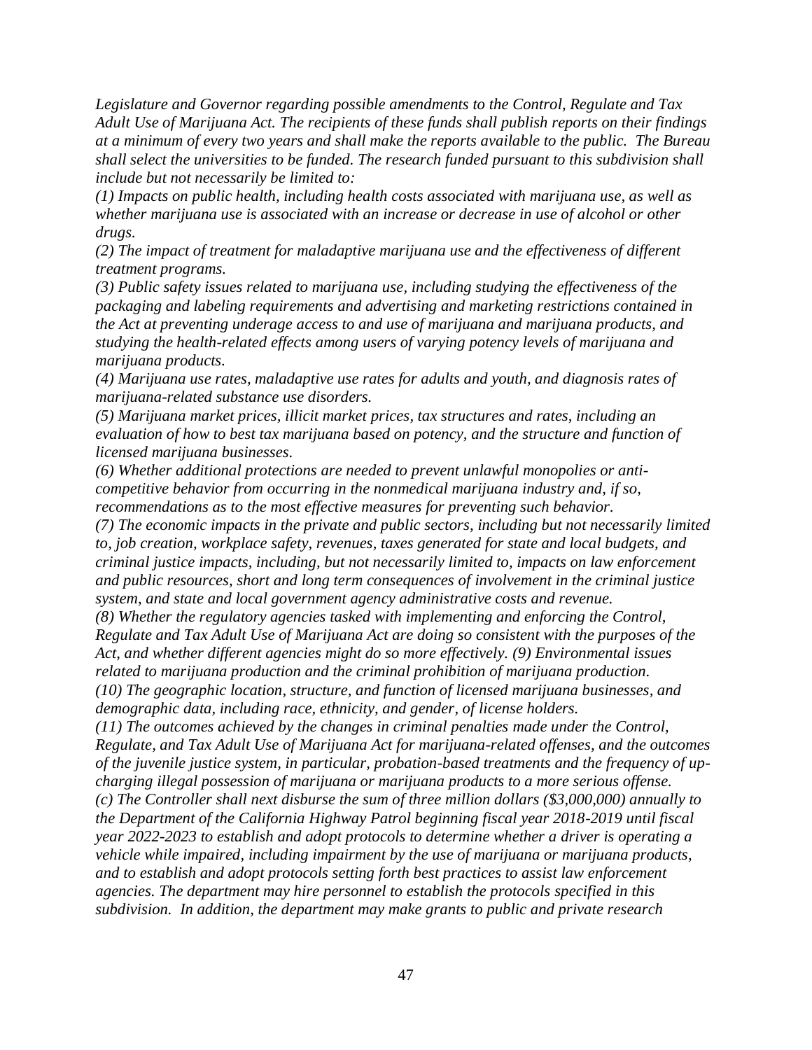*Legislature and Governor regarding possible amendments to the Control, Regulate and Tax Adult Use of Marijuana Act. The recipients of these funds shall publish reports on their findings at a minimum of every two years and shall make the reports available to the public. The Bureau shall select the universities to be funded. The research funded pursuant to this subdivision shall include but not necessarily be limited to:*

*(1) Impacts on public health, including health costs associated with marijuana use, as well as whether marijuana use is associated with an increase or decrease in use of alcohol or other drugs.*

*(2) The impact of treatment for maladaptive marijuana use and the effectiveness of different treatment programs.*

*(3) Public safety issues related to marijuana use, including studying the effectiveness of the packaging and labeling requirements and advertising and marketing restrictions contained in the Act at preventing underage access to and use of marijuana and marijuana products, and studying the health-related effects among users of varying potency levels of marijuana and marijuana products.*

*(4) Marijuana use rates, maladaptive use rates for adults and youth, and diagnosis rates of marijuana-related substance use disorders.*

*(5) Marijuana market prices, illicit market prices, tax structures and rates, including an evaluation of how to best tax marijuana based on potency, and the structure and function of licensed marijuana businesses.*

*(6) Whether additional protections are needed to prevent unlawful monopolies or anti-competitive behavior from occurring in the nonmedical marijuana industry and, if so, recommendations as to the most effective measures for preventing such behavior.*

*(7) The economic impacts in the private and public sectors, including but not necessarily limited to, job creation, workplace safety, revenues, taxes generated for state and local budgets, and criminal justice impacts, including, but not necessarily limited to, impacts on law enforcement and public resources, short and long term consequences of involvement in the criminal justice system, and state and local government agency administrative costs and revenue.*

*(8) Whether the regulatory agencies tasked with implementing and enforcing the Control, Regulate and Tax Adult Use of Marijuana Act are doing so consistent with the purposes of the Act, and whether different agencies might do so more effectively. (9) Environmental issues related to marijuana production and the criminal prohibition of marijuana production.*

*(10) The geographic location, structure, and function of licensed marijuana businesses, and demographic data, including race, ethnicity, and gender, of license holders.*

*(11) The outcomes achieved by the changes in criminal penalties made under the Control, Regulate, and Tax Adult Use of Marijuana Act for marijuana-related offenses, and the outcomes of the juvenile justice system, in particular, probation-based treatments and the frequency of up-charging illegal possession of marijuana or marijuana products to a more serious offense.*

*(c) The Controller shall next disburse the sum of three million dollars ($3,000,000) annually to the Department of the California Highway Patrol beginning fiscal year 2018-2019 until fiscal year 2022-2023 to establish and adopt protocols to determine whether a driver is operating a vehicle while impaired, including impairment by the use of marijuana or marijuana products, and to establish and adopt protocols setting forth best practices to assist law enforcement agencies. The department may hire personnel to establish the protocols specified in this subdivision. In addition, the department may make grants to public and private research*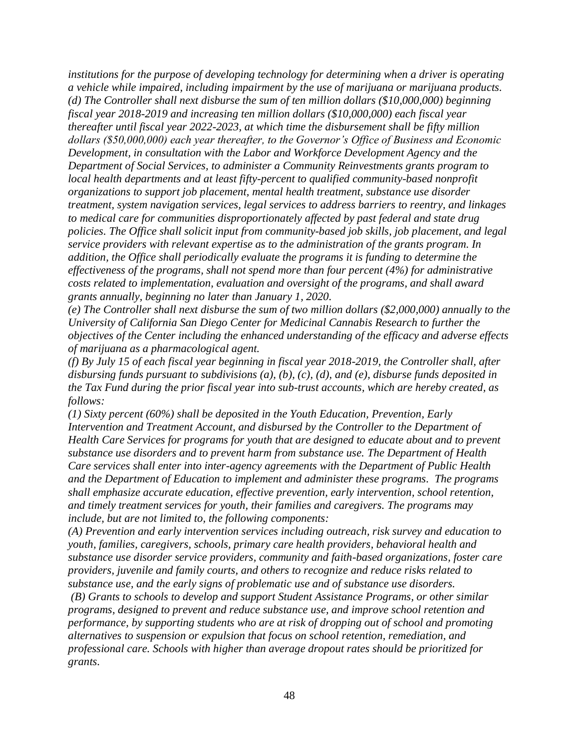*institutions for the purpose of developing technology for determining when a driver is operating a vehicle while impaired, including impairment by the use of marijuana or marijuana products.*
*(d) The Controller shall next disburse the sum of ten million dollars ($10,000,000) beginning fiscal year 2018-2019 and increasing ten million dollars ($10,000,000) each fiscal year thereafter until fiscal year 2022-2023, at which time the disbursement shall be fifty million dollars ($50,000,000) each year thereafter, to the Governor's Office of Business and Economic Development, in consultation with the Labor and Workforce Development Agency and the Department of Social Services, to administer a Community Reinvestments grants program to local health departments and at least fifty-percent to qualified community-based nonprofit organizations to support job placement, mental health treatment, substance use disorder treatment, system navigation services, legal services to address barriers to reentry, and linkages to medical care for communities disproportionately affected by past federal and state drug policies. The Office shall solicit input from community-based job skills, job placement, and legal service providers with relevant expertise as to the administration of the grants program. In addition, the Office shall periodically evaluate the programs it is funding to determine the effectiveness of the programs, shall not spend more than four percent (4%) for administrative costs related to implementation, evaluation and oversight of the programs, and shall award grants annually, beginning no later than January 1, 2020.*
*(e) The Controller shall next disburse the sum of two million dollars ($2,000,000) annually to the University of California San Diego Center for Medicinal Cannabis Research to further the objectives of the Center including the enhanced understanding of the efficacy and adverse effects of marijuana as a pharmacological agent.*
*(f) By July 15 of each fiscal year beginning in fiscal year 2018-2019, the Controller shall, after disbursing funds pursuant to subdivisions (a), (b), (c), (d), and (e), disburse funds deposited in the Tax Fund during the prior fiscal year into sub-trust accounts, which are hereby created, as follows:*
*(1) Sixty percent (60%) shall be deposited in the Youth Education, Prevention, Early Intervention and Treatment Account, and disbursed by the Controller to the Department of Health Care Services for programs for youth that are designed to educate about and to prevent substance use disorders and to prevent harm from substance use. The Department of Health Care services shall enter into inter-agency agreements with the Department of Public Health and the Department of Education to implement and administer these programs. The programs shall emphasize accurate education, effective prevention, early intervention, school retention, and timely treatment services for youth, their families and caregivers. The programs may include, but are not limited to, the following components:*
*(A) Prevention and early intervention services including outreach, risk survey and education to youth, families, caregivers, schools, primary care health providers, behavioral health and substance use disorder service providers, community and faith-based organizations, foster care providers, juvenile and family courts, and others to recognize and reduce risks related to substance use, and the early signs of problematic use and of substance use disorders.*
*(B) Grants to schools to develop and support Student Assistance Programs, or other similar programs, designed to prevent and reduce substance use, and improve school retention and performance, by supporting students who are at risk of dropping out of school and promoting alternatives to suspension or expulsion that focus on school retention, remediation, and professional care. Schools with higher than average dropout rates should be prioritized for grants.*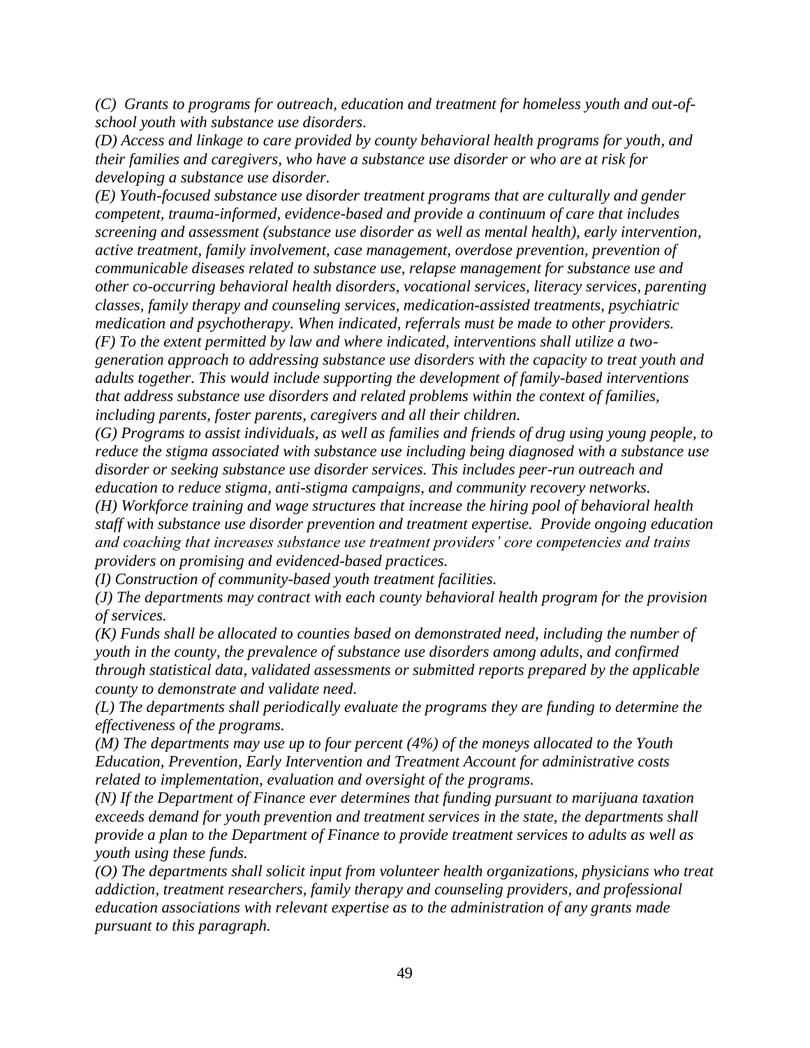*(C) Grants to programs for outreach, education and treatment for homeless youth and out-of-school youth with substance use disorders.*

*(D) Access and linkage to care provided by county behavioral health programs for youth, and their families and caregivers, who have a substance use disorder or who are at risk for developing a substance use disorder.*

*(E) Youth-focused substance use disorder treatment programs that are culturally and gender competent, trauma-informed, evidence-based and provide a continuum of care that includes screening and assessment (substance use disorder as well as mental health), early intervention, active treatment, family involvement, case management, overdose prevention, prevention of communicable diseases related to substance use, relapse management for substance use and other co-occurring behavioral health disorders, vocational services, literacy services, parenting classes, family therapy and counseling services, medication-assisted treatments, psychiatric medication and psychotherapy. When indicated, referrals must be made to other providers.*

*(F) To the extent permitted by law and where indicated, interventions shall utilize a two-generation approach to addressing substance use disorders with the capacity to treat youth and adults together. This would include supporting the development of family-based interventions that address substance use disorders and related problems within the context of families, including parents, foster parents, caregivers and all their children.*

*(G) Programs to assist individuals, as well as families and friends of drug using young people, to reduce the stigma associated with substance use including being diagnosed with a substance use disorder or seeking substance use disorder services. This includes peer-run outreach and education to reduce stigma, anti-stigma campaigns, and community recovery networks.*

*(H) Workforce training and wage structures that increase the hiring pool of behavioral health staff with substance use disorder prevention and treatment expertise. Provide ongoing education and coaching that increases substance use treatment providers' core competencies and trains providers on promising and evidenced-based practices.*

*(I) Construction of community-based youth treatment facilities.*

*(J) The departments may contract with each county behavioral health program for the provision of services.*

*(K) Funds shall be allocated to counties based on demonstrated need, including the number of youth in the county, the prevalence of substance use disorders among adults, and confirmed through statistical data, validated assessments or submitted reports prepared by the applicable county to demonstrate and validate need.*

*(L) The departments shall periodically evaluate the programs they are funding to determine the effectiveness of the programs.*

*(M) The departments may use up to four percent (4%) of the moneys allocated to the Youth Education, Prevention, Early Intervention and Treatment Account for administrative costs related to implementation, evaluation and oversight of the programs.*

*(N) If the Department of Finance ever determines that funding pursuant to marijuana taxation exceeds demand for youth prevention and treatment services in the state, the departments shall provide a plan to the Department of Finance to provide treatment services to adults as well as youth using these funds.*

*(O) The departments shall solicit input from volunteer health organizations, physicians who treat addiction, treatment researchers, family therapy and counseling providers, and professional education associations with relevant expertise as to the administration of any grants made pursuant to this paragraph.*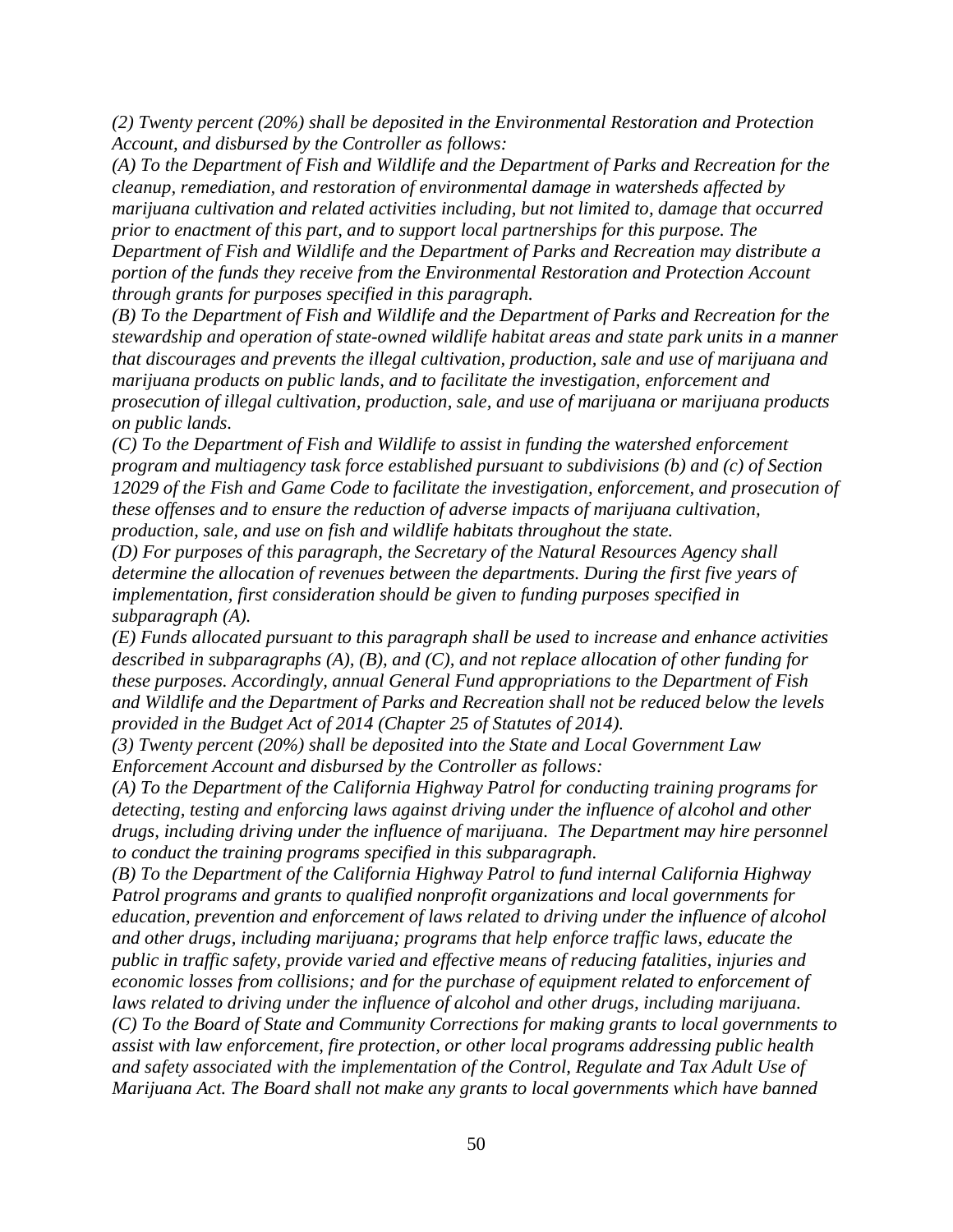*(2) Twenty percent (20%) shall be deposited in the Environmental Restoration and Protection Account, and disbursed by the Controller as follows:*

*(A) To the Department of Fish and Wildlife and the Department of Parks and Recreation for the cleanup, remediation, and restoration of environmental damage in watersheds affected by marijuana cultivation and related activities including, but not limited to, damage that occurred prior to enactment of this part, and to support local partnerships for this purpose. The Department of Fish and Wildlife and the Department of Parks and Recreation may distribute a portion of the funds they receive from the Environmental Restoration and Protection Account through grants for purposes specified in this paragraph.*

*(B) To the Department of Fish and Wildlife and the Department of Parks and Recreation for the stewardship and operation of state-owned wildlife habitat areas and state park units in a manner that discourages and prevents the illegal cultivation, production, sale and use of marijuana and marijuana products on public lands, and to facilitate the investigation, enforcement and prosecution of illegal cultivation, production, sale, and use of marijuana or marijuana products on public lands.*

*(C) To the Department of Fish and Wildlife to assist in funding the watershed enforcement program and multiagency task force established pursuant to subdivisions (b) and (c) of Section 12029 of the Fish and Game Code to facilitate the investigation, enforcement, and prosecution of these offenses and to ensure the reduction of adverse impacts of marijuana cultivation, production, sale, and use on fish and wildlife habitats throughout the state.*

*(D) For purposes of this paragraph, the Secretary of the Natural Resources Agency shall determine the allocation of revenues between the departments. During the first five years of implementation, first consideration should be given to funding purposes specified in subparagraph (A).*

*(E) Funds allocated pursuant to this paragraph shall be used to increase and enhance activities described in subparagraphs (A), (B), and (C), and not replace allocation of other funding for these purposes. Accordingly, annual General Fund appropriations to the Department of Fish and Wildlife and the Department of Parks and Recreation shall not be reduced below the levels provided in the Budget Act of 2014 (Chapter 25 of Statutes of 2014).*

*(3) Twenty percent (20%) shall be deposited into the State and Local Government Law Enforcement Account and disbursed by the Controller as follows:*

*(A) To the Department of the California Highway Patrol for conducting training programs for detecting, testing and enforcing laws against driving under the influence of alcohol and other drugs, including driving under the influence of marijuana. The Department may hire personnel to conduct the training programs specified in this subparagraph.*

*(B) To the Department of the California Highway Patrol to fund internal California Highway Patrol programs and grants to qualified nonprofit organizations and local governments for education, prevention and enforcement of laws related to driving under the influence of alcohol and other drugs, including marijuana; programs that help enforce traffic laws, educate the public in traffic safety, provide varied and effective means of reducing fatalities, injuries and economic losses from collisions; and for the purchase of equipment related to enforcement of laws related to driving under the influence of alcohol and other drugs, including marijuana.*

*(C) To the Board of State and Community Corrections for making grants to local governments to assist with law enforcement, fire protection, or other local programs addressing public health and safety associated with the implementation of the Control, Regulate and Tax Adult Use of Marijuana Act. The Board shall not make any grants to local governments which have banned*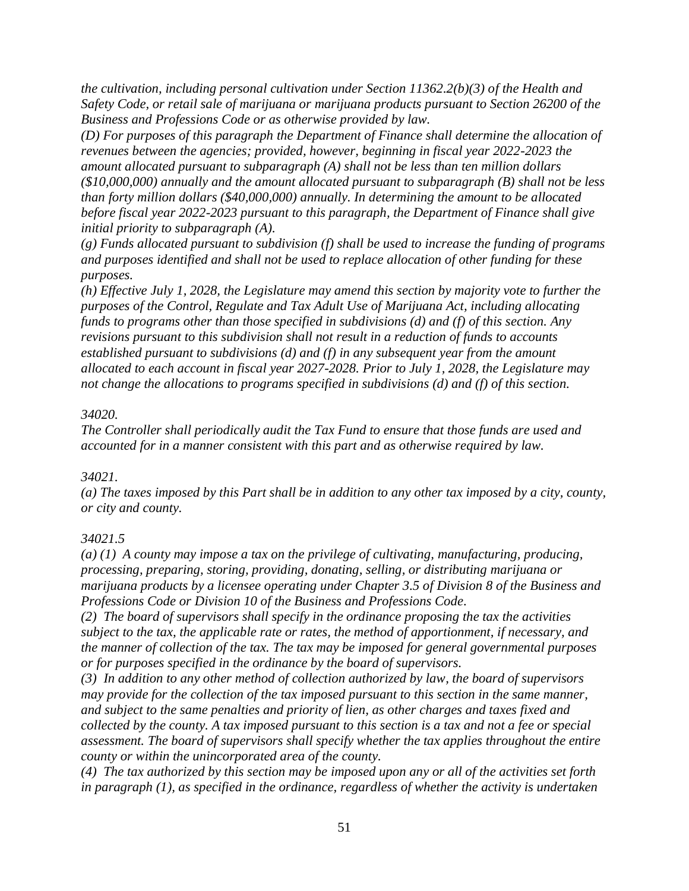*the cultivation, including personal cultivation under Section 11362.2(b)(3) of the Health and Safety Code, or retail sale of marijuana or marijuana products pursuant to Section 26200 of the Business and Professions Code or as otherwise provided by law.*

*(D) For purposes of this paragraph the Department of Finance shall determine the allocation of revenues between the agencies; provided, however, beginning in fiscal year 2022-2023 the amount allocated pursuant to subparagraph (A) shall not be less than ten million dollars ($10,000,000) annually and the amount allocated pursuant to subparagraph (B) shall not be less than forty million dollars ($40,000,000) annually. In determining the amount to be allocated before fiscal year 2022-2023 pursuant to this paragraph, the Department of Finance shall give initial priority to subparagraph (A).*

*(g) Funds allocated pursuant to subdivision (f) shall be used to increase the funding of programs and purposes identified and shall not be used to replace allocation of other funding for these purposes.*

*(h) Effective July 1, 2028, the Legislature may amend this section by majority vote to further the purposes of the Control, Regulate and Tax Adult Use of Marijuana Act, including allocating funds to programs other than those specified in subdivisions (d) and (f) of this section. Any revisions pursuant to this subdivision shall not result in a reduction of funds to accounts established pursuant to subdivisions (d) and (f) in any subsequent year from the amount allocated to each account in fiscal year 2027-2028. Prior to July 1, 2028, the Legislature may not change the allocations to programs specified in subdivisions (d) and (f) of this section.*

*34020.*

*The Controller shall periodically audit the Tax Fund to ensure that those funds are used and accounted for in a manner consistent with this part and as otherwise required by law.*

*34021.*

*(a) The taxes imposed by this Part shall be in addition to any other tax imposed by a city, county, or city and county.*

*34021.5*

*(a) (1) A county may impose a tax on the privilege of cultivating, manufacturing, producing, processing, preparing, storing, providing, donating, selling, or distributing marijuana or marijuana products by a licensee operating under Chapter 3.5 of Division 8 of the Business and Professions Code or Division 10 of the Business and Professions Code.*

*(2) The board of supervisors shall specify in the ordinance proposing the tax the activities subject to the tax, the applicable rate or rates, the method of apportionment, if necessary, and the manner of collection of the tax. The tax may be imposed for general governmental purposes or for purposes specified in the ordinance by the board of supervisors.*

*(3) In addition to any other method of collection authorized by law, the board of supervisors may provide for the collection of the tax imposed pursuant to this section in the same manner, and subject to the same penalties and priority of lien, as other charges and taxes fixed and collected by the county. A tax imposed pursuant to this section is a tax and not a fee or special assessment. The board of supervisors shall specify whether the tax applies throughout the entire county or within the unincorporated area of the county.*

*(4) The tax authorized by this section may be imposed upon any or all of the activities set forth in paragraph (1), as specified in the ordinance, regardless of whether the activity is undertaken*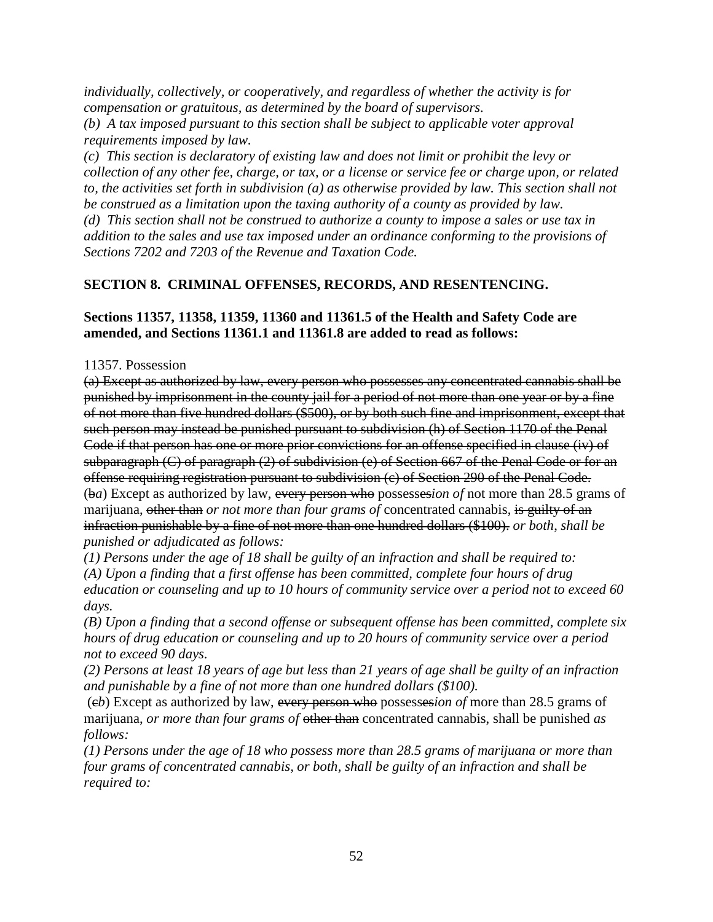*individually, collectively, or cooperatively, and regardless of whether the activity is for compensation or gratuitous, as determined by the board of supervisors.*

*(b) A tax imposed pursuant to this section shall be subject to applicable voter approval requirements imposed by law.*

*(c) This section is declaratory of existing law and does not limit or prohibit the levy or collection of any other fee, charge, or tax, or a license or service fee or charge upon, or related to, the activities set forth in subdivision (a) as otherwise provided by law. This section shall not be construed as a limitation upon the taxing authority of a county as provided by law.*

*(d) This section shall not be construed to authorize a county to impose a sales or use tax in addition to the sales and use tax imposed under an ordinance conforming to the provisions of Sections 7202 and 7203 of the Revenue and Taxation Code.*

## SECTION 8. CRIMINAL OFFENSES, RECORDS, AND RESENTENCING.

**Sections 11357, 11358, 11359, 11360 and 11361.5 of the Health and Safety Code are amended, and Sections 11361.1 and 11361.8 are added to read as follows:**

11357. Possession

~~(a) Except as authorized by law, every person who possesses any concentrated cannabis shall be punished by imprisonment in the county jail for a period of not more than one year or by a fine of not more than five hundred dollars ($500), or by both such fine and imprisonment, except that such person may instead be punished pursuant to subdivision (h) of Section 1170 of the Penal Code if that person has one or more prior convictions for an offense specified in clause (iv) of subparagraph (C) of paragraph (2) of subdivision (e) of Section 667 of the Penal Code or for an offense requiring registration pursuant to subdivision (c) of Section 290 of the Penal Code.~~

(~~b~~*a*) Except as authorized by law, ~~every person who~~ possess~~es~~*ion of* not more than 28.5 grams of marijuana, ~~other than~~ *or not more than four grams of* concentrated cannabis, ~~is guilty of an infraction punishable by a fine of not more than one hundred dollars ($100).~~ *or both, shall be punished or adjudicated as follows:*

*(1) Persons under the age of 18 shall be guilty of an infraction and shall be required to:*

*(A) Upon a finding that a first offense has been committed, complete four hours of drug education or counseling and up to 10 hours of community service over a period not to exceed 60 days.*

*(B) Upon a finding that a second offense or subsequent offense has been committed, complete six hours of drug education or counseling and up to 20 hours of community service over a period not to exceed 90 days.*

*(2) Persons at least 18 years of age but less than 21 years of age shall be guilty of an infraction and punishable by a fine of not more than one hundred dollars ($100).*

(~~c~~*b*) Except as authorized by law, ~~every person who~~ possess~~es~~*ion of* more than 28.5 grams of marijuana, *or more than four grams of* ~~other than~~ concentrated cannabis, shall be punished *as follows:*

*(1) Persons under the age of 18 who possess more than 28.5 grams of marijuana or more than four grams of concentrated cannabis, or both, shall be guilty of an infraction and shall be required to:*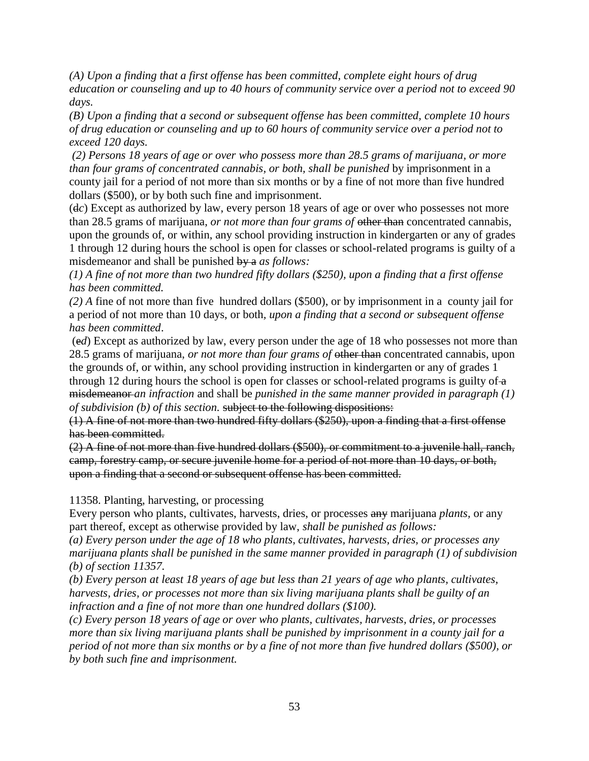*(A) Upon a finding that a first offense has been committed, complete eight hours of drug education or counseling and up to 40 hours of community service over a period not to exceed 90 days.*

*(B) Upon a finding that a second or subsequent offense has been committed, complete 10 hours of drug education or counseling and up to 60 hours of community service over a period not to exceed 120 days.*

*(2) Persons 18 years of age or over who possess more than 28.5 grams of marijuana, or more than four grams of concentrated cannabis, or both, shall be punished* by imprisonment in a county jail for a period of not more than six months or by a fine of not more than five hundred dollars ($500), or by both such fine and imprisonment.

(~~d~~*c*) Except as authorized by law, every person 18 years of age or over who possesses not more than 28.5 grams of marijuana, *or not more than four grams of* ~~other than~~ concentrated cannabis, upon the grounds of, or within, any school providing instruction in kindergarten or any of grades 1 through 12 during hours the school is open for classes or school-related programs is guilty of a misdemeanor and shall be punished ~~by a~~ *as follows:*

*(1) A fine of not more than two hundred fifty dollars ($250), upon a finding that a first offense has been committed.*

*(2) A* fine of not more than five hundred dollars ($500), or by imprisonment in a county jail for a period of not more than 10 days, or both, *upon a finding that a second or subsequent offense has been committed*.

(~~e~~*d*) Except as authorized by law, every person under the age of 18 who possesses not more than 28.5 grams of marijuana, *or not more than four grams of* ~~other than~~ concentrated cannabis, upon the grounds of, or within, any school providing instruction in kindergarten or any of grades 1 through 12 during hours the school is open for classes or school-related programs is guilty of ~~a misdemeanor~~ *an infraction* and shall be *punished in the same manner provided in paragraph (1) of subdivision (b) of this section.* ~~subject to the following dispositions:~~

~~(1) A fine of not more than two hundred fifty dollars ($250), upon a finding that a first offense has been committed.~~

~~(2) A fine of not more than five hundred dollars ($500), or commitment to a juvenile hall, ranch, camp, forestry camp, or secure juvenile home for a period of not more than 10 days, or both, upon a finding that a second or subsequent offense has been committed.~~

11358. Planting, harvesting, or processing

Every person who plants, cultivates, harvests, dries, or processes ~~any~~ marijuana *plants,* or any part thereof, except as otherwise provided by law, *shall be punished as follows:*

*(a) Every person under the age of 18 who plants, cultivates, harvests, dries, or processes any marijuana plants shall be punished in the same manner provided in paragraph (1) of subdivision (b) of section 11357.*

*(b) Every person at least 18 years of age but less than 21 years of age who plants, cultivates, harvests, dries, or processes not more than six living marijuana plants shall be guilty of an infraction and a fine of not more than one hundred dollars ($100).*

*(c) Every person 18 years of age or over who plants, cultivates, harvests, dries, or processes more than six living marijuana plants shall be punished by imprisonment in a county jail for a period of not more than six months or by a fine of not more than five hundred dollars ($500), or by both such fine and imprisonment.*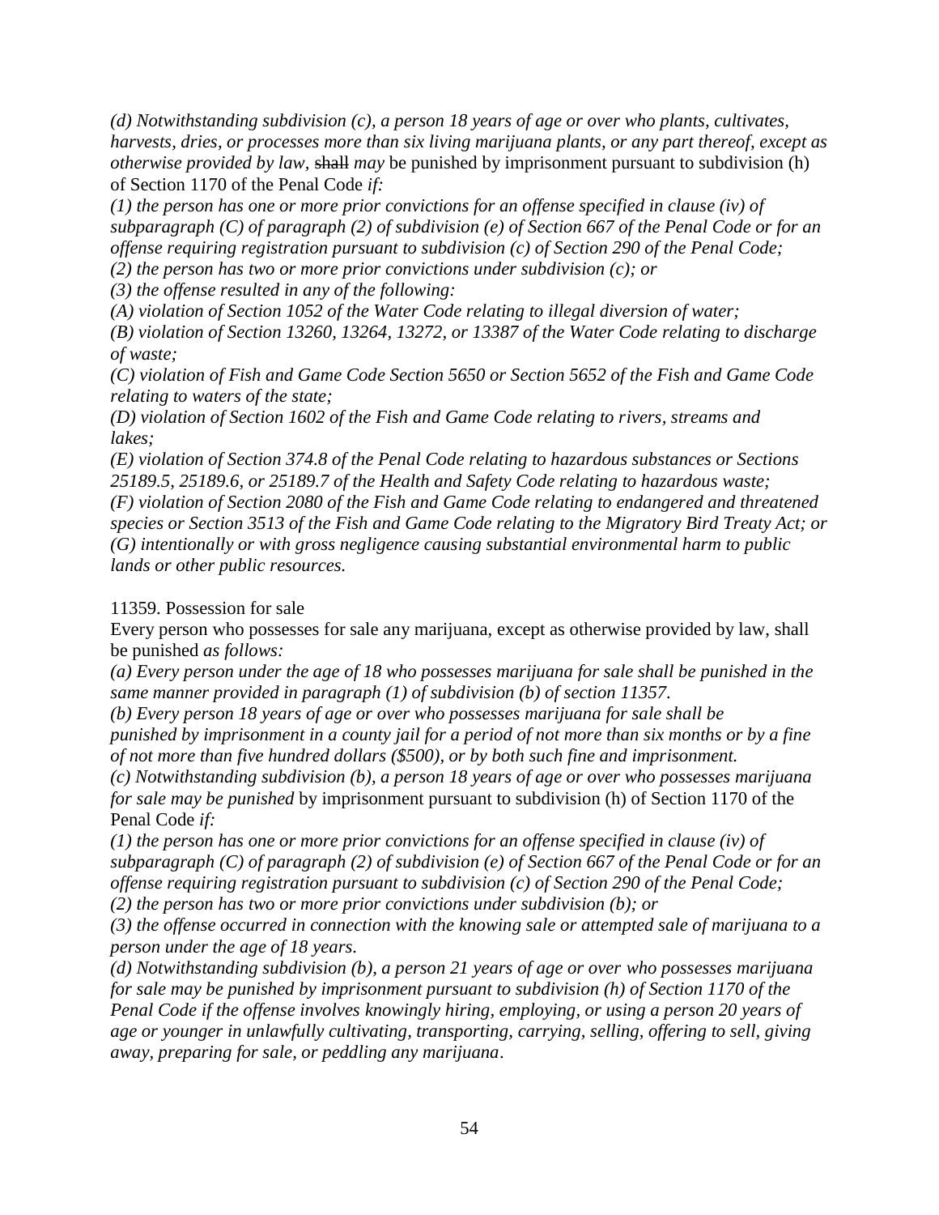*(d) Notwithstanding subdivision (c), a person 18 years of age or over who plants, cultivates, harvests, dries, or processes more than six living marijuana plants, or any part thereof, except as otherwise provided by law,* ~~shall~~ *may* be punished by imprisonment pursuant to subdivision (h) of Section 1170 of the Penal Code *if:*
*(1) the person has one or more prior convictions for an offense specified in clause (iv) of subparagraph (C) of paragraph (2) of subdivision (e) of Section 667 of the Penal Code or for an offense requiring registration pursuant to subdivision (c) of Section 290 of the Penal Code;*
*(2) the person has two or more prior convictions under subdivision (c); or*
*(3) the offense resulted in any of the following:*
*(A) violation of Section 1052 of the Water Code relating to illegal diversion of water;*
*(B) violation of Section 13260, 13264, 13272, or 13387 of the Water Code relating to discharge of waste;*
*(C) violation of Fish and Game Code Section 5650 or Section 5652 of the Fish and Game Code relating to waters of the state;*
*(D) violation of Section 1602 of the Fish and Game Code relating to rivers, streams and lakes;*
*(E) violation of Section 374.8 of the Penal Code relating to hazardous substances or Sections 25189.5, 25189.6, or 25189.7 of the Health and Safety Code relating to hazardous waste;*
*(F) violation of Section 2080 of the Fish and Game Code relating to endangered and threatened species or Section 3513 of the Fish and Game Code relating to the Migratory Bird Treaty Act; or*
*(G) intentionally or with gross negligence causing substantial environmental harm to public lands or other public resources.*

11359. Possession for sale
Every person who possesses for sale any marijuana, except as otherwise provided by law, shall be punished *as follows:*
*(a) Every person under the age of 18 who possesses marijuana for sale shall be punished in the same manner provided in paragraph (1) of subdivision (b) of section 11357.*
*(b) Every person 18 years of age or over who possesses marijuana for sale shall be punished by imprisonment in a county jail for a period of not more than six months or by a fine of not more than five hundred dollars ($500), or by both such fine and imprisonment.*
*(c) Notwithstanding subdivision (b), a person 18 years of age or over who possesses marijuana for sale may be punished* by imprisonment pursuant to subdivision (h) of Section 1170 of the Penal Code *if:*
*(1) the person has one or more prior convictions for an offense specified in clause (iv) of subparagraph (C) of paragraph (2) of subdivision (e) of Section 667 of the Penal Code or for an offense requiring registration pursuant to subdivision (c) of Section 290 of the Penal Code;*
*(2) the person has two or more prior convictions under subdivision (b); or*
*(3) the offense occurred in connection with the knowing sale or attempted sale of marijuana to a person under the age of 18 years.*
*(d) Notwithstanding subdivision (b), a person 21 years of age or over who possesses marijuana for sale may be punished by imprisonment pursuant to subdivision (h) of Section 1170 of the Penal Code if the offense involves knowingly hiring, employing, or using a person 20 years of age or younger in unlawfully cultivating, transporting, carrying, selling, offering to sell, giving away, preparing for sale, or peddling any marijuana.*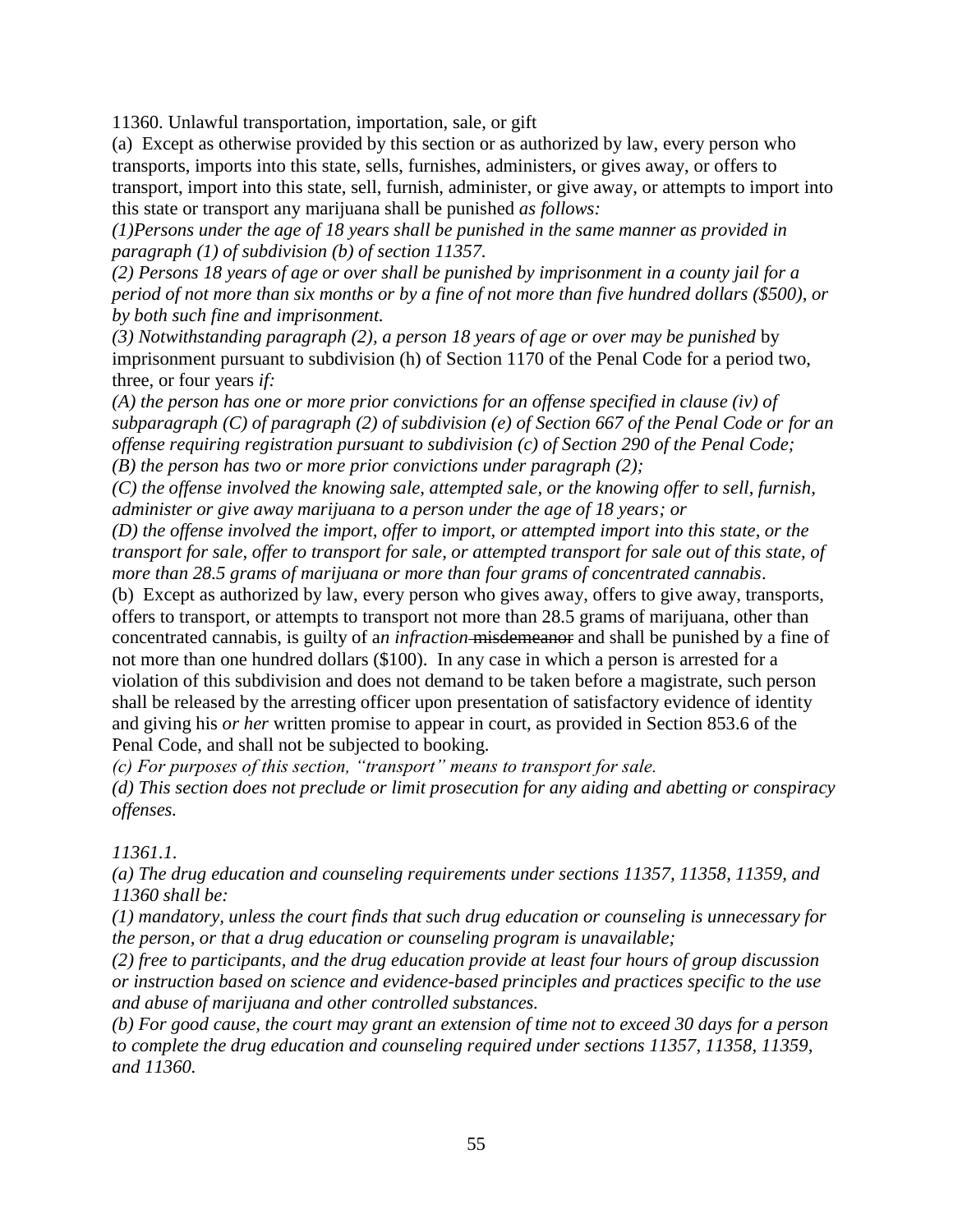11360. Unlawful transportation, importation, sale, or gift

(a) Except as otherwise provided by this section or as authorized by law, every person who transports, imports into this state, sells, furnishes, administers, or gives away, or offers to transport, import into this state, sell, furnish, administer, or give away, or attempts to import into this state or transport any marijuana shall be punished *as follows:*

*(1)Persons under the age of 18 years shall be punished in the same manner as provided in paragraph (1) of subdivision (b) of section 11357.*

*(2) Persons 18 years of age or over shall be punished by imprisonment in a county jail for a period of not more than six months or by a fine of not more than five hundred dollars ($500), or by both such fine and imprisonment.*

*(3) Notwithstanding paragraph (2), a person 18 years of age or over may be punished* by imprisonment pursuant to subdivision (h) of Section 1170 of the Penal Code for a period two, three, or four years *if:*

*(A) the person has one or more prior convictions for an offense specified in clause (iv) of subparagraph (C) of paragraph (2) of subdivision (e) of Section 667 of the Penal Code or for an offense requiring registration pursuant to subdivision (c) of Section 290 of the Penal Code;*

*(B) the person has two or more prior convictions under paragraph (2);*

*(C) the offense involved the knowing sale, attempted sale, or the knowing offer to sell, furnish, administer or give away marijuana to a person under the age of 18 years; or*

*(D) the offense involved the import, offer to import, or attempted import into this state, or the transport for sale, offer to transport for sale, or attempted transport for sale out of this state, of more than 28.5 grams of marijuana or more than four grams of concentrated cannabis.*

(b) Except as authorized by law, every person who gives away, offers to give away, transports, offers to transport, or attempts to transport not more than 28.5 grams of marijuana, other than concentrated cannabis, is guilty of a*n infraction* ~~misdemeanor~~ and shall be punished by a fine of not more than one hundred dollars ($100). In any case in which a person is arrested for a violation of this subdivision and does not demand to be taken before a magistrate, such person shall be released by the arresting officer upon presentation of satisfactory evidence of identity and giving his *or her* written promise to appear in court, as provided in Section 853.6 of the Penal Code, and shall not be subjected to booking.

*(c) For purposes of this section, "transport" means to transport for sale.*

*(d) This section does not preclude or limit prosecution for any aiding and abetting or conspiracy offenses.*

*11361.1.*

*(a) The drug education and counseling requirements under sections 11357, 11358, 11359, and 11360 shall be:*

*(1) mandatory, unless the court finds that such drug education or counseling is unnecessary for the person, or that a drug education or counseling program is unavailable;*

*(2) free to participants, and the drug education provide at least four hours of group discussion or instruction based on science and evidence-based principles and practices specific to the use and abuse of marijuana and other controlled substances.*

*(b) For good cause, the court may grant an extension of time not to exceed 30 days for a person to complete the drug education and counseling required under sections 11357, 11358, 11359, and 11360.*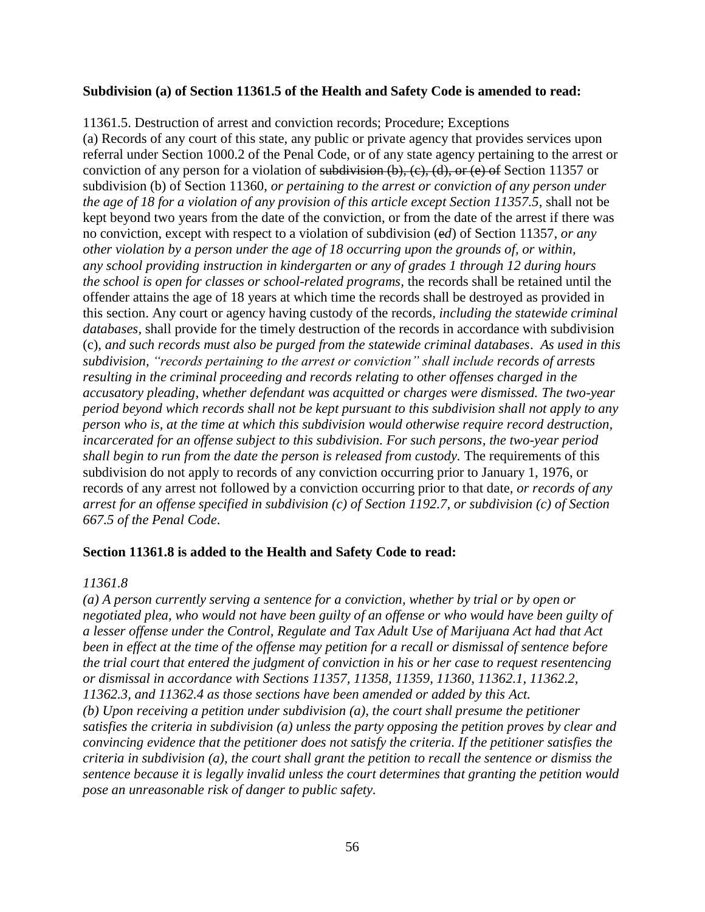**Subdivision (a) of Section 11361.5 of the Health and Safety Code is amended to read:**

11361.5. Destruction of arrest and conviction records; Procedure; Exceptions

(a) Records of any court of this state, any public or private agency that provides services upon referral under Section 1000.2 of the Penal Code, or of any state agency pertaining to the arrest or conviction of any person for a violation of ~~subdivision (b), (c), (d), or (e) of~~ Section 11357 or subdivision (b) of Section 11360, *or pertaining to the arrest or conviction of any person under the age of 18 for a violation of any provision of this article except Section 11357.5,* shall not be kept beyond two years from the date of the conviction, or from the date of the arrest if there was no conviction, except with respect to a violation of subdivision (~~e~~*d*) of Section 11357, *or any other violation by a person under the age of 18 occurring upon the grounds of, or within, any school providing instruction in kindergarten or any of grades 1 through 12 during hours the school is open for classes or school-related programs,* the records shall be retained until the offender attains the age of 18 years at which time the records shall be destroyed as provided in this section. Any court or agency having custody of the records, *including the statewide criminal databases,* shall provide for the timely destruction of the records in accordance with subdivision (c), *and such records must also be purged from the statewide criminal databases*. *As used in this subdivision, "records pertaining to the arrest or conviction" shall include records of arrests resulting in the criminal proceeding and records relating to other offenses charged in the accusatory pleading, whether defendant was acquitted or charges were dismissed. The two-year period beyond which records shall not be kept pursuant to this subdivision shall not apply to any person who is, at the time at which this subdivision would otherwise require record destruction, incarcerated for an offense subject to this subdivision. For such persons, the two-year period shall begin to run from the date the person is released from custody.* The requirements of this subdivision do not apply to records of any conviction occurring prior to January 1, 1976, or records of any arrest not followed by a conviction occurring prior to that date, *or records of any arrest for an offense specified in subdivision (c) of Section 1192.7, or subdivision (c) of Section 667.5 of the Penal Code*.

**Section 11361.8 is added to the Health and Safety Code to read:**

*11361.8*

*(a) A person currently serving a sentence for a conviction, whether by trial or by open or negotiated plea, who would not have been guilty of an offense or who would have been guilty of a lesser offense under the Control, Regulate and Tax Adult Use of Marijuana Act had that Act been in effect at the time of the offense may petition for a recall or dismissal of sentence before the trial court that entered the judgment of conviction in his or her case to request resentencing or dismissal in accordance with Sections 11357, 11358, 11359, 11360, 11362.1, 11362.2, 11362.3, and 11362.4 as those sections have been amended or added by this Act.*

*(b) Upon receiving a petition under subdivision (a), the court shall presume the petitioner satisfies the criteria in subdivision (a) unless the party opposing the petition proves by clear and convincing evidence that the petitioner does not satisfy the criteria. If the petitioner satisfies the criteria in subdivision (a), the court shall grant the petition to recall the sentence or dismiss the sentence because it is legally invalid unless the court determines that granting the petition would pose an unreasonable risk of danger to public safety.*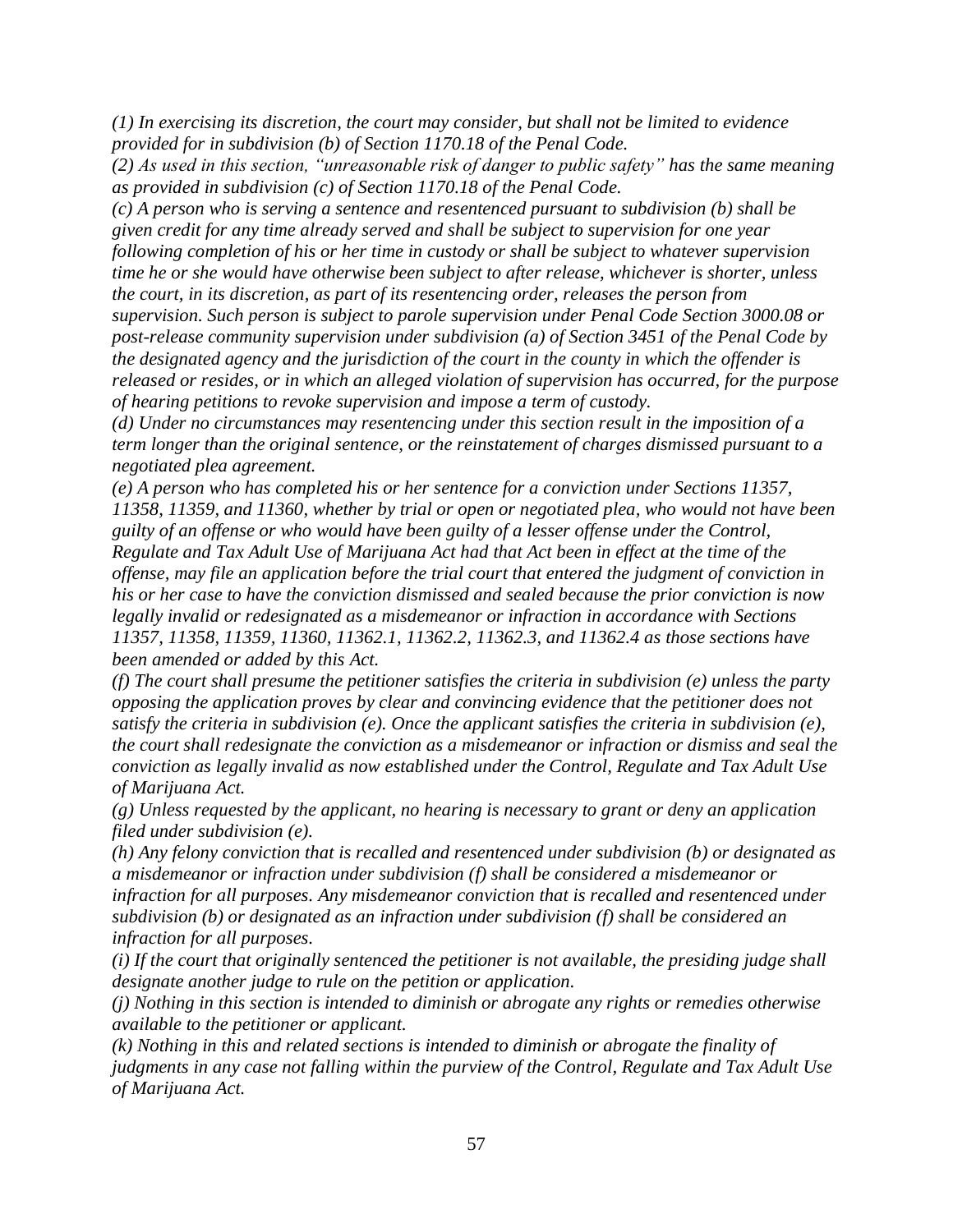*(1) In exercising its discretion, the court may consider, but shall not be limited to evidence provided for in subdivision (b) of Section 1170.18 of the Penal Code.*

*(2) As used in this section, "unreasonable risk of danger to public safety" has the same meaning as provided in subdivision (c) of Section 1170.18 of the Penal Code.*

*(c) A person who is serving a sentence and resentenced pursuant to subdivision (b) shall be given credit for any time already served and shall be subject to supervision for one year following completion of his or her time in custody or shall be subject to whatever supervision time he or she would have otherwise been subject to after release, whichever is shorter, unless the court, in its discretion, as part of its resentencing order, releases the person from supervision. Such person is subject to parole supervision under Penal Code Section 3000.08 or post-release community supervision under subdivision (a) of Section 3451 of the Penal Code by the designated agency and the jurisdiction of the court in the county in which the offender is released or resides, or in which an alleged violation of supervision has occurred, for the purpose of hearing petitions to revoke supervision and impose a term of custody.*

*(d) Under no circumstances may resentencing under this section result in the imposition of a term longer than the original sentence, or the reinstatement of charges dismissed pursuant to a negotiated plea agreement.*

*(e) A person who has completed his or her sentence for a conviction under Sections 11357, 11358, 11359, and 11360, whether by trial or open or negotiated plea, who would not have been guilty of an offense or who would have been guilty of a lesser offense under the Control, Regulate and Tax Adult Use of Marijuana Act had that Act been in effect at the time of the offense, may file an application before the trial court that entered the judgment of conviction in his or her case to have the conviction dismissed and sealed because the prior conviction is now legally invalid or redesignated as a misdemeanor or infraction in accordance with Sections 11357, 11358, 11359, 11360, 11362.1, 11362.2, 11362.3, and 11362.4 as those sections have been amended or added by this Act.*

*(f) The court shall presume the petitioner satisfies the criteria in subdivision (e) unless the party opposing the application proves by clear and convincing evidence that the petitioner does not satisfy the criteria in subdivision (e). Once the applicant satisfies the criteria in subdivision (e), the court shall redesignate the conviction as a misdemeanor or infraction or dismiss and seal the conviction as legally invalid as now established under the Control, Regulate and Tax Adult Use of Marijuana Act.*

*(g) Unless requested by the applicant, no hearing is necessary to grant or deny an application filed under subdivision (e).*

*(h) Any felony conviction that is recalled and resentenced under subdivision (b) or designated as a misdemeanor or infraction under subdivision (f) shall be considered a misdemeanor or infraction for all purposes. Any misdemeanor conviction that is recalled and resentenced under subdivision (b) or designated as an infraction under subdivision (f) shall be considered an infraction for all purposes.*

*(i) If the court that originally sentenced the petitioner is not available, the presiding judge shall designate another judge to rule on the petition or application.*

*(j) Nothing in this section is intended to diminish or abrogate any rights or remedies otherwise available to the petitioner or applicant.*

*(k) Nothing in this and related sections is intended to diminish or abrogate the finality of judgments in any case not falling within the purview of the Control, Regulate and Tax Adult Use of Marijuana Act.*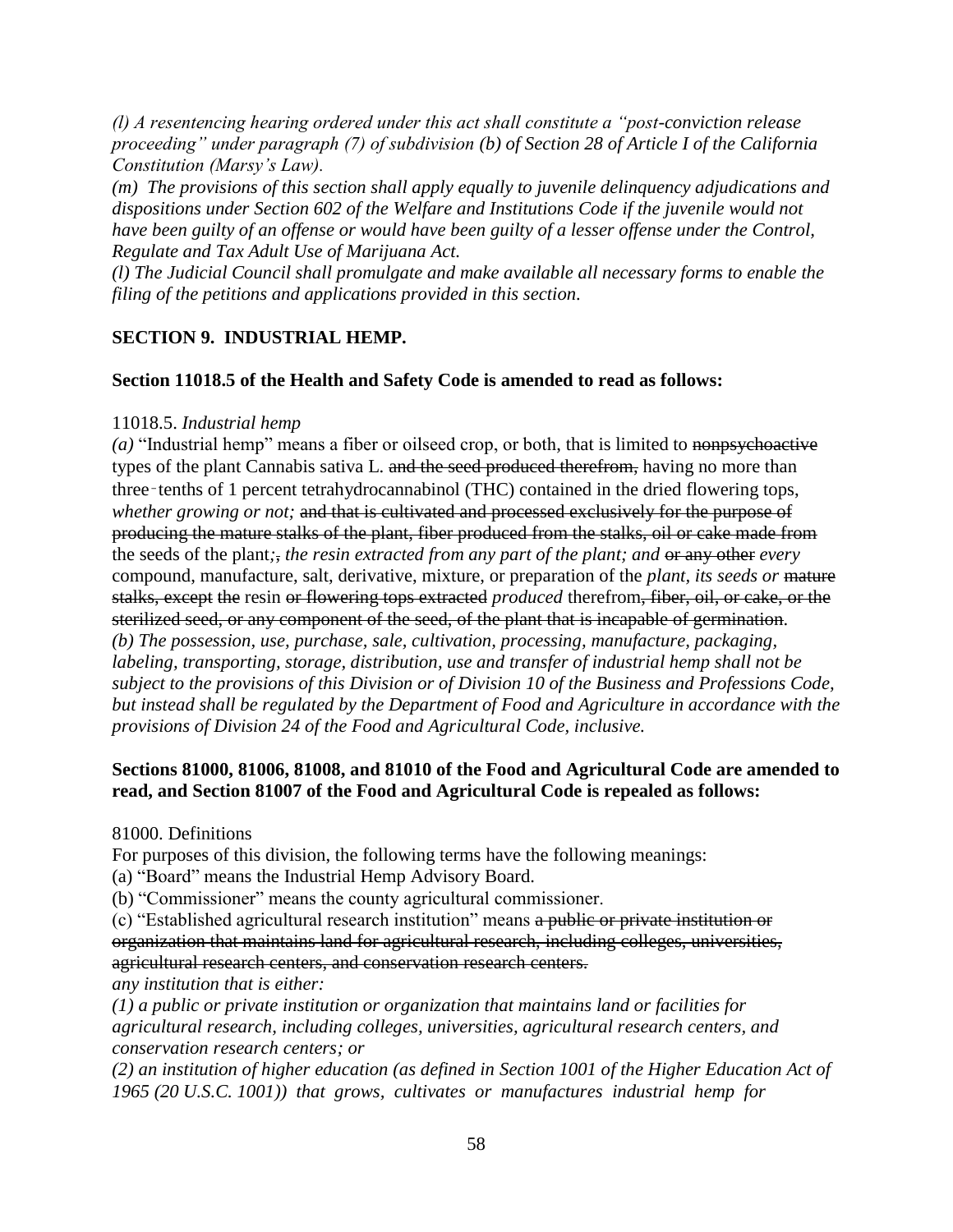*(l) A resentencing hearing ordered under this act shall constitute a "post-conviction release proceeding" under paragraph (7) of subdivision (b) of Section 28 of Article I of the California Constitution (Marsy's Law).*

*(m) The provisions of this section shall apply equally to juvenile delinquency adjudications and dispositions under Section 602 of the Welfare and Institutions Code if the juvenile would not have been guilty of an offense or would have been guilty of a lesser offense under the Control, Regulate and Tax Adult Use of Marijuana Act.*

*(l) The Judicial Council shall promulgate and make available all necessary forms to enable the filing of the petitions and applications provided in this section.*

**SECTION 9. INDUSTRIAL HEMP.**

**Section 11018.5 of the Health and Safety Code is amended to read as follows:**

11018.5. *Industrial hemp*

*(a)* "Industrial hemp" means a fiber or oilseed crop, or both, that is limited to ~~nonpsychoactive~~ types of the plant Cannabis sativa L. ~~and the seed produced therefrom,~~ having no more than three-tenths of 1 percent tetrahydrocannabinol (THC) contained in the dried flowering tops, *whether growing or not;* ~~and that is cultivated and processed exclusively for the purpose of producing the mature stalks of the plant, fiber produced from the stalks, oil or cake made from~~ the seeds of the plant*;*~~,~~ *the resin extracted from any part of the plant; and* ~~or any other~~ *every* compound, manufacture, salt, derivative, mixture, or preparation of the *plant, its seeds or* ~~mature stalks, except~~ ~~the~~ resin ~~or flowering tops extracted~~ *produced* therefrom~~, fiber, oil, or cake, or the sterilized seed, or any component of the seed, of the plant that is incapable of germination~~.

*(b) The possession, use, purchase, sale, cultivation, processing, manufacture, packaging, labeling, transporting, storage, distribution, use and transfer of industrial hemp shall not be subject to the provisions of this Division or of Division 10 of the Business and Professions Code, but instead shall be regulated by the Department of Food and Agriculture in accordance with the provisions of Division 24 of the Food and Agricultural Code, inclusive.*

**Sections 81000, 81006, 81008, and 81010 of the Food and Agricultural Code are amended to read, and Section 81007 of the Food and Agricultural Code is repealed as follows:**

81000. Definitions

For purposes of this division, the following terms have the following meanings:

(a) "Board" means the Industrial Hemp Advisory Board.

(b) "Commissioner" means the county agricultural commissioner.

(c) "Established agricultural research institution" means ~~a public or private institution or organization that maintains land for agricultural research, including colleges, universities, agricultural research centers, and conservation research centers.~~

*any institution that is either:*

*(1) a public or private institution or organization that maintains land or facilities for agricultural research, including colleges, universities, agricultural research centers, and conservation research centers; or*

*(2) an institution of higher education (as defined in Section 1001 of the Higher Education Act of 1965 (20 U.S.C. 1001)) that grows, cultivates or manufactures industrial hemp for*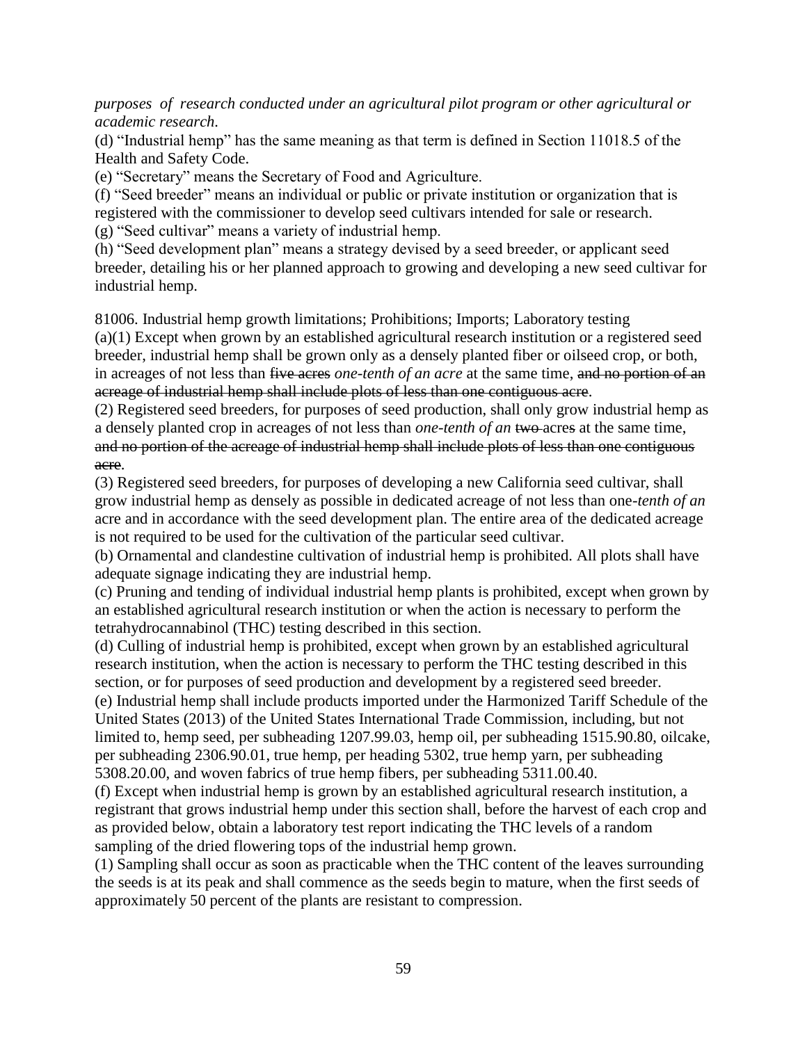*purposes of research conducted under an agricultural pilot program or other agricultural or academic research.*

(d) "Industrial hemp" has the same meaning as that term is defined in Section 11018.5 of the Health and Safety Code.

(e) "Secretary" means the Secretary of Food and Agriculture.

(f) "Seed breeder" means an individual or public or private institution or organization that is registered with the commissioner to develop seed cultivars intended for sale or research.

(g) "Seed cultivar" means a variety of industrial hemp.

(h) "Seed development plan" means a strategy devised by a seed breeder, or applicant seed breeder, detailing his or her planned approach to growing and developing a new seed cultivar for industrial hemp.

81006. Industrial hemp growth limitations; Prohibitions; Imports; Laboratory testing

(a)(1) Except when grown by an established agricultural research institution or a registered seed breeder, industrial hemp shall be grown only as a densely planted fiber or oilseed crop, or both, in acreages of not less than ~~five acres~~ *one-tenth of an acre* at the same time, ~~and no portion of an acreage of industrial hemp shall include plots of less than one contiguous acre~~.

(2) Registered seed breeders, for purposes of seed production, shall only grow industrial hemp as a densely planted crop in acreages of not less than *one-tenth of an* ~~two~~ acre~~s~~ at the same time, ~~and no portion of the acreage of industrial hemp shall include plots of less than one contiguous acre~~.

(3) Registered seed breeders, for purposes of developing a new California seed cultivar, shall grow industrial hemp as densely as possible in dedicated acreage of not less than one-*tenth of an* acre and in accordance with the seed development plan. The entire area of the dedicated acreage is not required to be used for the cultivation of the particular seed cultivar.

(b) Ornamental and clandestine cultivation of industrial hemp is prohibited. All plots shall have adequate signage indicating they are industrial hemp.

(c) Pruning and tending of individual industrial hemp plants is prohibited, except when grown by an established agricultural research institution or when the action is necessary to perform the tetrahydrocannabinol (THC) testing described in this section.

(d) Culling of industrial hemp is prohibited, except when grown by an established agricultural research institution, when the action is necessary to perform the THC testing described in this section, or for purposes of seed production and development by a registered seed breeder.

(e) Industrial hemp shall include products imported under the Harmonized Tariff Schedule of the United States (2013) of the United States International Trade Commission, including, but not limited to, hemp seed, per subheading 1207.99.03, hemp oil, per subheading 1515.90.80, oilcake, per subheading 2306.90.01, true hemp, per heading 5302, true hemp yarn, per subheading 5308.20.00, and woven fabrics of true hemp fibers, per subheading 5311.00.40.

(f) Except when industrial hemp is grown by an established agricultural research institution, a registrant that grows industrial hemp under this section shall, before the harvest of each crop and as provided below, obtain a laboratory test report indicating the THC levels of a random sampling of the dried flowering tops of the industrial hemp grown.

(1) Sampling shall occur as soon as practicable when the THC content of the leaves surrounding the seeds is at its peak and shall commence as the seeds begin to mature, when the first seeds of approximately 50 percent of the plants are resistant to compression.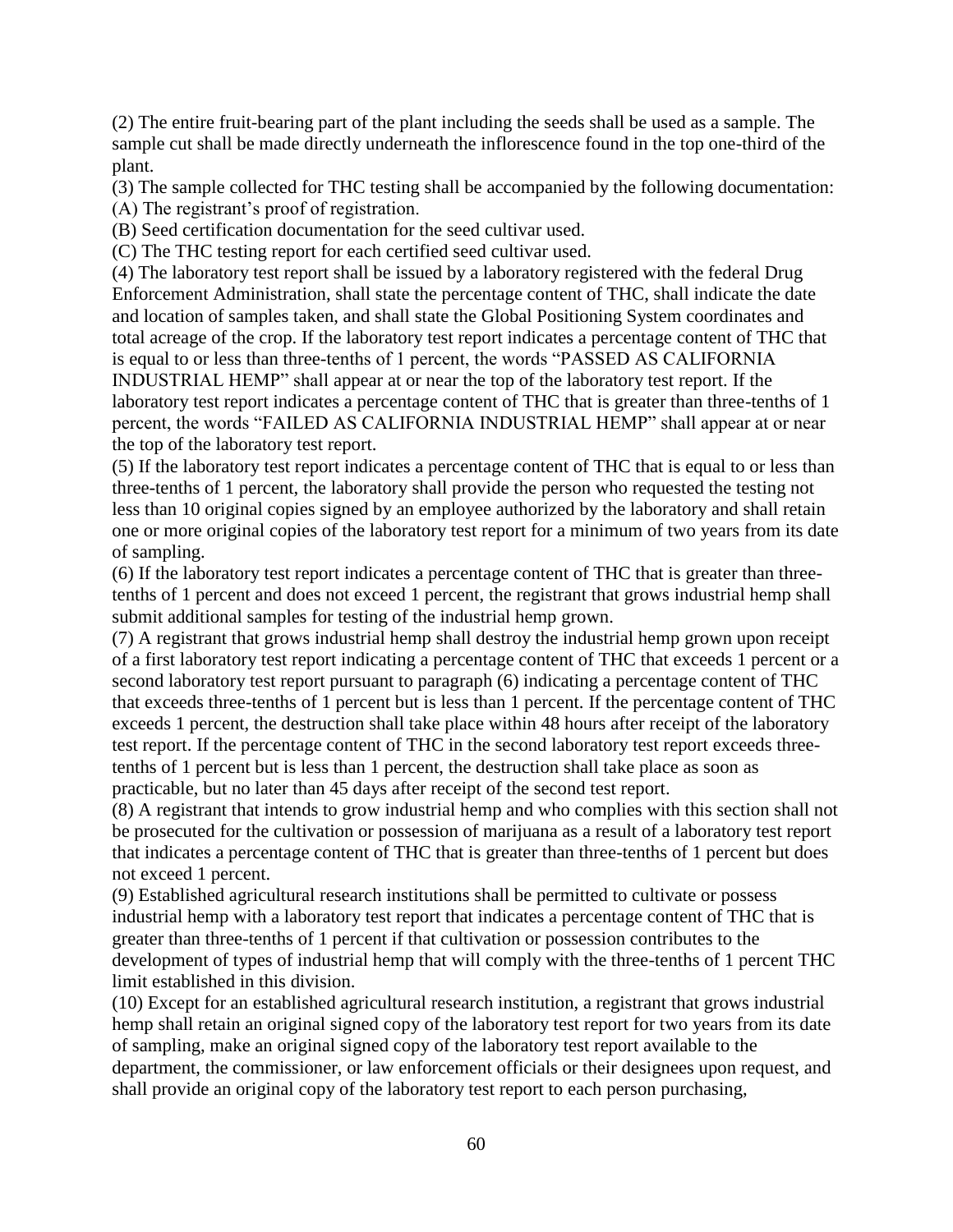(2) The entire fruit-bearing part of the plant including the seeds shall be used as a sample. The sample cut shall be made directly underneath the inflorescence found in the top one-third of the plant.

(3) The sample collected for THC testing shall be accompanied by the following documentation:

(A) The registrant's proof of registration.

(B) Seed certification documentation for the seed cultivar used.

(C) The THC testing report for each certified seed cultivar used.

(4) The laboratory test report shall be issued by a laboratory registered with the federal Drug Enforcement Administration, shall state the percentage content of THC, shall indicate the date and location of samples taken, and shall state the Global Positioning System coordinates and total acreage of the crop. If the laboratory test report indicates a percentage content of THC that is equal to or less than three-tenths of 1 percent, the words "PASSED AS CALIFORNIA INDUSTRIAL HEMP" shall appear at or near the top of the laboratory test report. If the laboratory test report indicates a percentage content of THC that is greater than three-tenths of 1 percent, the words "FAILED AS CALIFORNIA INDUSTRIAL HEMP" shall appear at or near the top of the laboratory test report.

(5) If the laboratory test report indicates a percentage content of THC that is equal to or less than three-tenths of 1 percent, the laboratory shall provide the person who requested the testing not less than 10 original copies signed by an employee authorized by the laboratory and shall retain one or more original copies of the laboratory test report for a minimum of two years from its date of sampling.

(6) If the laboratory test report indicates a percentage content of THC that is greater than three-tenths of 1 percent and does not exceed 1 percent, the registrant that grows industrial hemp shall submit additional samples for testing of the industrial hemp grown.

(7) A registrant that grows industrial hemp shall destroy the industrial hemp grown upon receipt of a first laboratory test report indicating a percentage content of THC that exceeds 1 percent or a second laboratory test report pursuant to paragraph (6) indicating a percentage content of THC that exceeds three-tenths of 1 percent but is less than 1 percent. If the percentage content of THC exceeds 1 percent, the destruction shall take place within 48 hours after receipt of the laboratory test report. If the percentage content of THC in the second laboratory test report exceeds three-tenths of 1 percent but is less than 1 percent, the destruction shall take place as soon as practicable, but no later than 45 days after receipt of the second test report.

(8) A registrant that intends to grow industrial hemp and who complies with this section shall not be prosecuted for the cultivation or possession of marijuana as a result of a laboratory test report that indicates a percentage content of THC that is greater than three-tenths of 1 percent but does not exceed 1 percent.

(9) Established agricultural research institutions shall be permitted to cultivate or possess industrial hemp with a laboratory test report that indicates a percentage content of THC that is greater than three-tenths of 1 percent if that cultivation or possession contributes to the development of types of industrial hemp that will comply with the three-tenths of 1 percent THC limit established in this division.

(10) Except for an established agricultural research institution, a registrant that grows industrial hemp shall retain an original signed copy of the laboratory test report for two years from its date of sampling, make an original signed copy of the laboratory test report available to the department, the commissioner, or law enforcement officials or their designees upon request, and shall provide an original copy of the laboratory test report to each person purchasing,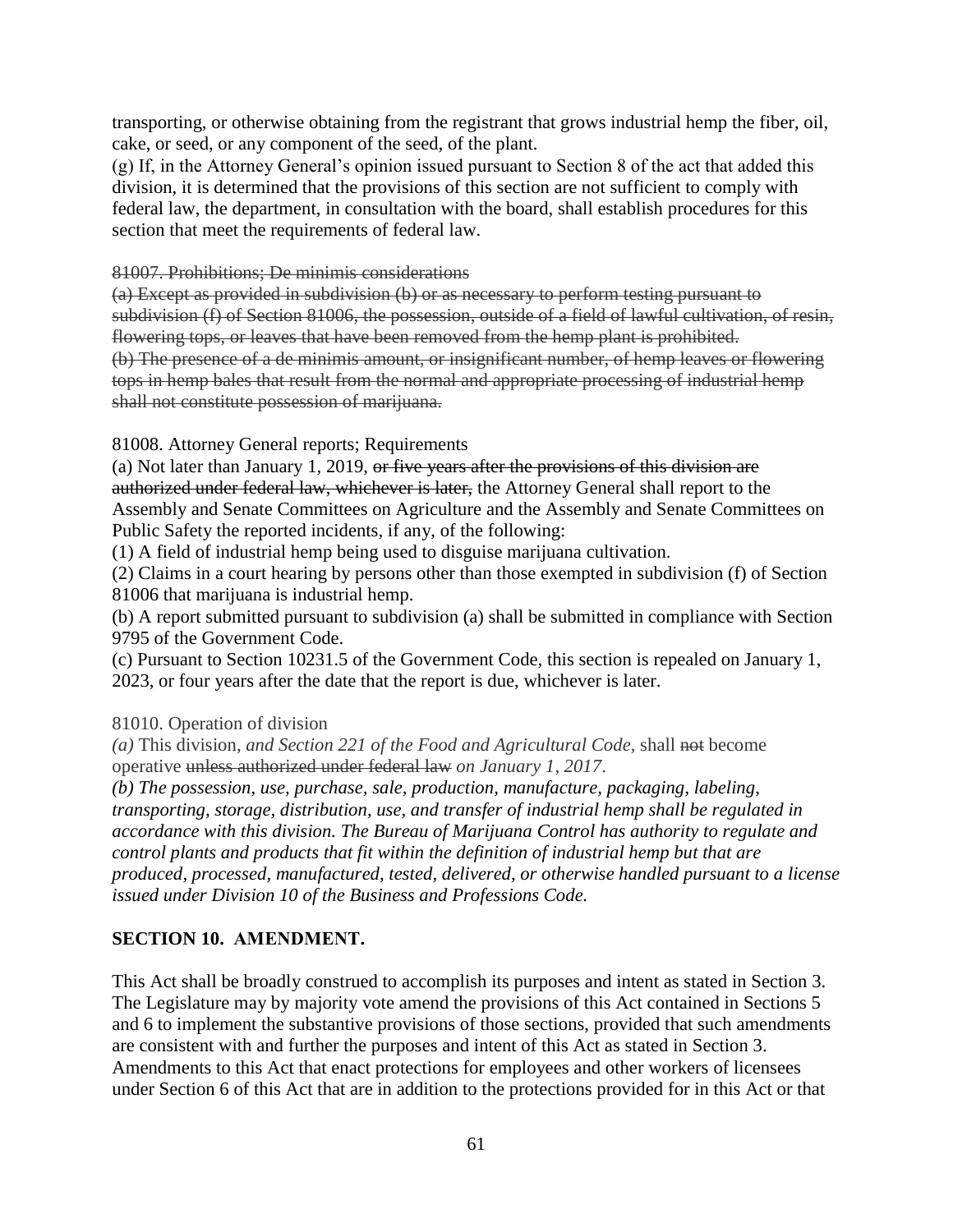transporting, or otherwise obtaining from the registrant that grows industrial hemp the fiber, oil, cake, or seed, or any component of the seed, of the plant.

(g) If, in the Attorney General's opinion issued pursuant to Section 8 of the act that added this division, it is determined that the provisions of this section are not sufficient to comply with federal law, the department, in consultation with the board, shall establish procedures for this section that meet the requirements of federal law.

~~81007. Prohibitions; De minimis considerations~~

~~(a) Except as provided in subdivision (b) or as necessary to perform testing pursuant to subdivision (f) of Section 81006, the possession, outside of a field of lawful cultivation, of resin, flowering tops, or leaves that have been removed from the hemp plant is prohibited.~~

~~(b) The presence of a de minimis amount, or insignificant number, of hemp leaves or flowering tops in hemp bales that result from the normal and appropriate processing of industrial hemp shall not constitute possession of marijuana.~~

81008. Attorney General reports; Requirements

(a) Not later than January 1, 2019, ~~or five years after the provisions of this division are authorized under federal law, whichever is later,~~ the Attorney General shall report to the Assembly and Senate Committees on Agriculture and the Assembly and Senate Committees on Public Safety the reported incidents, if any, of the following:

(1) A field of industrial hemp being used to disguise marijuana cultivation.

(2) Claims in a court hearing by persons other than those exempted in subdivision (f) of Section 81006 that marijuana is industrial hemp.

(b) A report submitted pursuant to subdivision (a) shall be submitted in compliance with Section 9795 of the Government Code.

(c) Pursuant to Section 10231.5 of the Government Code, this section is repealed on January 1, 2023, or four years after the date that the report is due, whichever is later.

81010. Operation of division

*(a)* This division, *and Section 221 of the Food and Agricultural Code,* shall ~~not~~ become operative ~~unless authorized under federal law~~ *on January 1, 2017.*

***(b) The possession, use, purchase, sale, production, manufacture, packaging, labeling, transporting, storage, distribution, use, and transfer of industrial hemp shall be regulated in accordance with this division. The Bureau of Marijuana Control has authority to regulate and control plants and products that fit within the definition of industrial hemp but that are produced, processed, manufactured, tested, delivered, or otherwise handled pursuant to a license issued under Division 10 of the Business and Professions Code.***

## SECTION 10. AMENDMENT.

This Act shall be broadly construed to accomplish its purposes and intent as stated in Section 3. The Legislature may by majority vote amend the provisions of this Act contained in Sections 5 and 6 to implement the substantive provisions of those sections, provided that such amendments are consistent with and further the purposes and intent of this Act as stated in Section 3. Amendments to this Act that enact protections for employees and other workers of licensees under Section 6 of this Act that are in addition to the protections provided for in this Act or that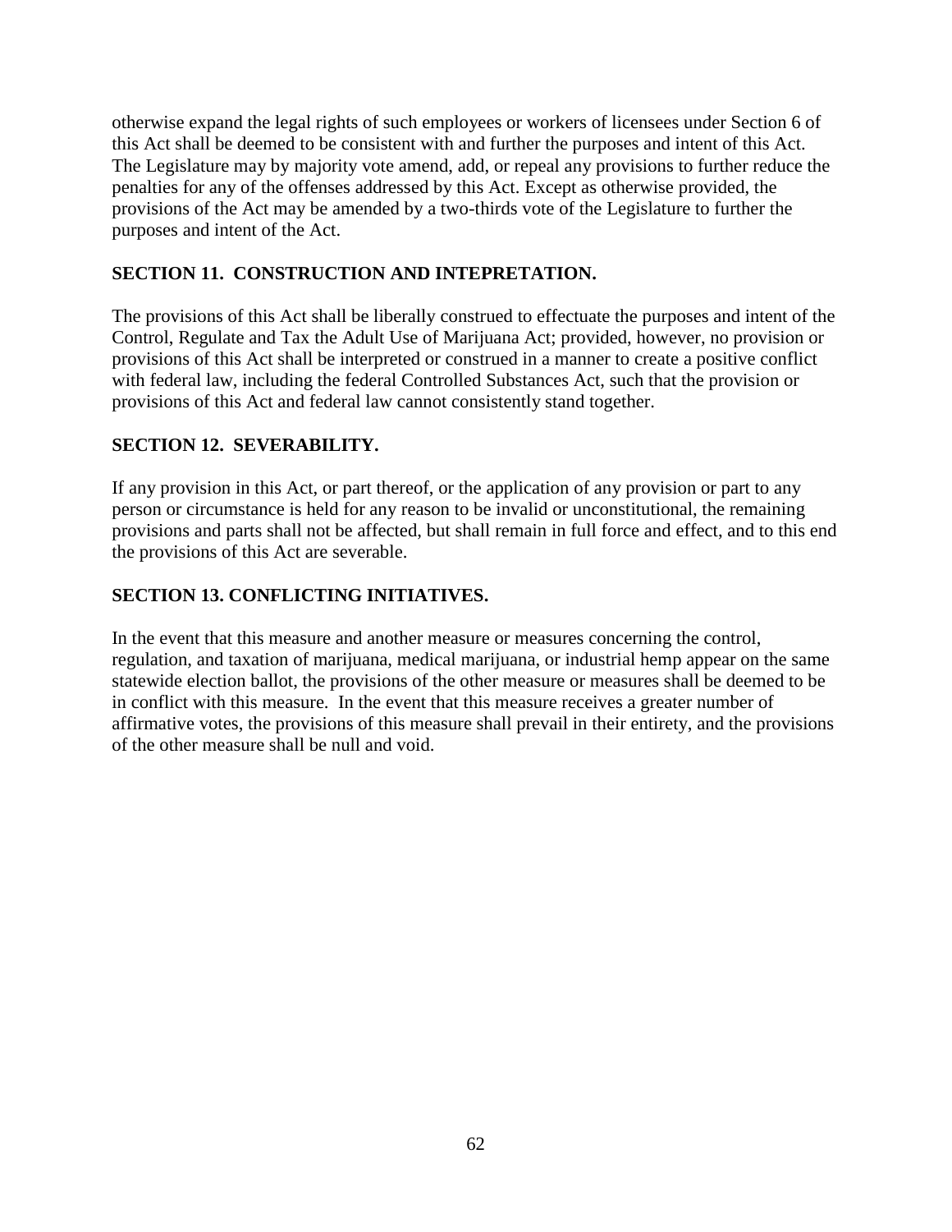otherwise expand the legal rights of such employees or workers of licensees under Section 6 of this Act shall be deemed to be consistent with and further the purposes and intent of this Act. The Legislature may by majority vote amend, add, or repeal any provisions to further reduce the penalties for any of the offenses addressed by this Act. Except as otherwise provided, the provisions of the Act may be amended by a two-thirds vote of the Legislature to further the purposes and intent of the Act.

**SECTION 11. CONSTRUCTION AND INTEPRETATION.**

The provisions of this Act shall be liberally construed to effectuate the purposes and intent of the Control, Regulate and Tax the Adult Use of Marijuana Act; provided, however, no provision or provisions of this Act shall be interpreted or construed in a manner to create a positive conflict with federal law, including the federal Controlled Substances Act, such that the provision or provisions of this Act and federal law cannot consistently stand together.

**SECTION 12. SEVERABILITY.**

If any provision in this Act, or part thereof, or the application of any provision or part to any person or circumstance is held for any reason to be invalid or unconstitutional, the remaining provisions and parts shall not be affected, but shall remain in full force and effect, and to this end the provisions of this Act are severable.

**SECTION 13. CONFLICTING INITIATIVES.**

In the event that this measure and another measure or measures concerning the control, regulation, and taxation of marijuana, medical marijuana, or industrial hemp appear on the same statewide election ballot, the provisions of the other measure or measures shall be deemed to be in conflict with this measure. In the event that this measure receives a greater number of affirmative votes, the provisions of this measure shall prevail in their entirety, and the provisions of the other measure shall be null and void.